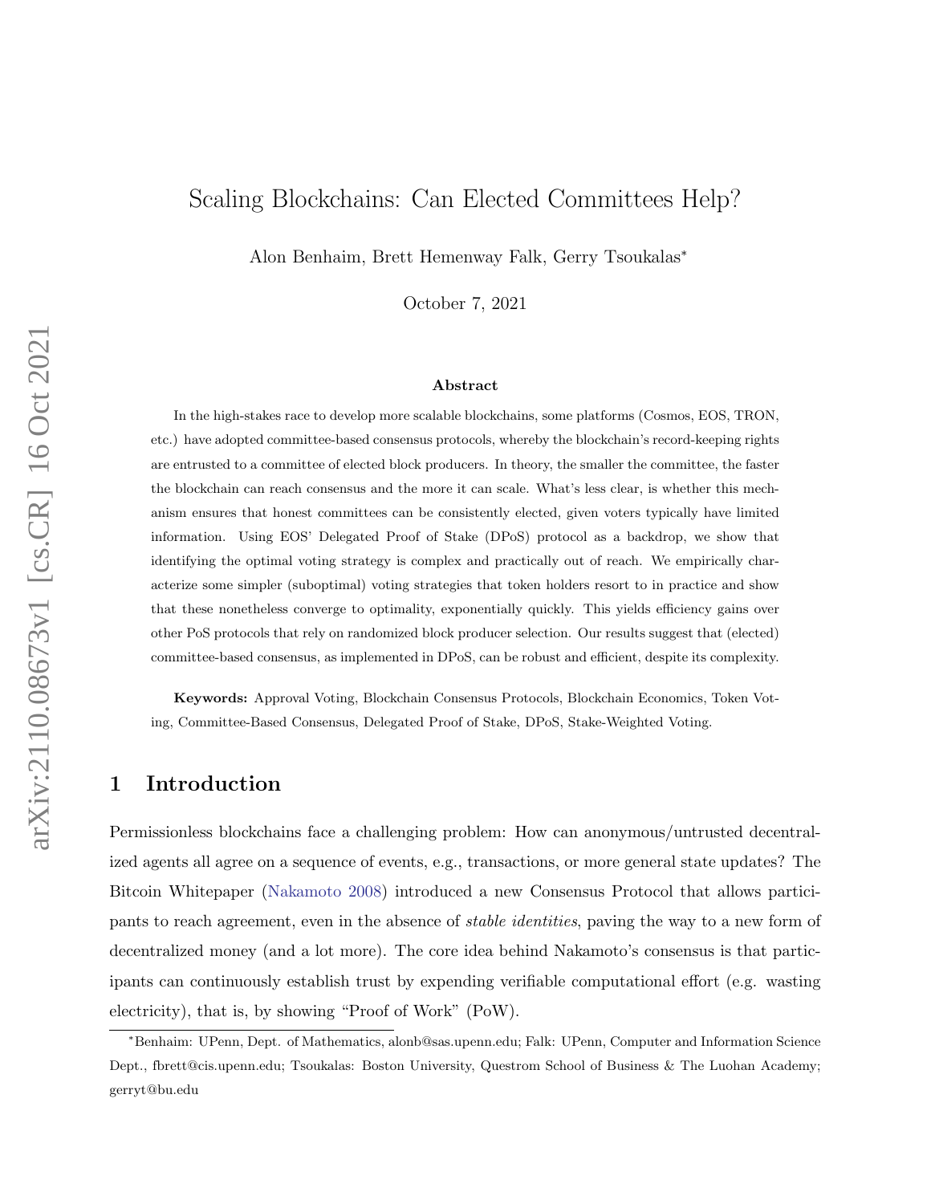# Scaling Blockchains: Can Elected Committees Help?

Alon Benhaim, Brett Hemenway Falk, Gerry Tsoukalas*

October 7, 2021

**Abstract**

In the high-stakes race to develop more scalable blockchains, some platforms (Cosmos, EOS, TRON, etc.) have adopted committee-based consensus protocols, whereby the blockchain's record-keeping rights are entrusted to a committee of elected block producers. In theory, the smaller the committee, the faster the blockchain can reach consensus and the more it can scale. What's less clear, is whether this mechanism ensures that honest committees can be consistently elected, given voters typically have limited information. Using EOS' Delegated Proof of Stake (DPoS) protocol as a backdrop, we show that identifying the optimal voting strategy is complex and practically out of reach. We empirically characterize some simpler (suboptimal) voting strategies that token holders resort to in practice and show that these nonetheless converge to optimality, exponentially quickly. This yields efficiency gains over other PoS protocols that rely on randomized block producer selection. Our results suggest that (elected) committee-based consensus, as implemented in DPoS, can be robust and efficient, despite its complexity.

**Keywords:** Approval Voting, Blockchain Consensus Protocols, Blockchain Economics, Token Voting, Committee-Based Consensus, Delegated Proof of Stake, DPoS, Stake-Weighted Voting.

## 1 Introduction

Permissionless blockchains face a challenging problem: How can anonymous/untrusted decentralized agents all agree on a sequence of events, e.g., transactions, or more general state updates? The Bitcoin Whitepaper (Nakamoto 2008) introduced a new Consensus Protocol that allows participants to reach agreement, even in the absence of *stable identities*, paving the way to a new form of decentralized money (and a lot more). The core idea behind Nakamoto's consensus is that participants can continuously establish trust by expending verifiable computational effort (e.g. wasting electricity), that is, by showing "Proof of Work" (PoW).

*Benhaim: UPenn, Dept. of Mathematics, alonb@sas.upenn.edu; Falk: UPenn, Computer and Information Science Dept., fbrett@cis.upenn.edu; Tsoukalas: Boston University, Questrom School of Business & The Luohan Academy; gerryt@bu.edu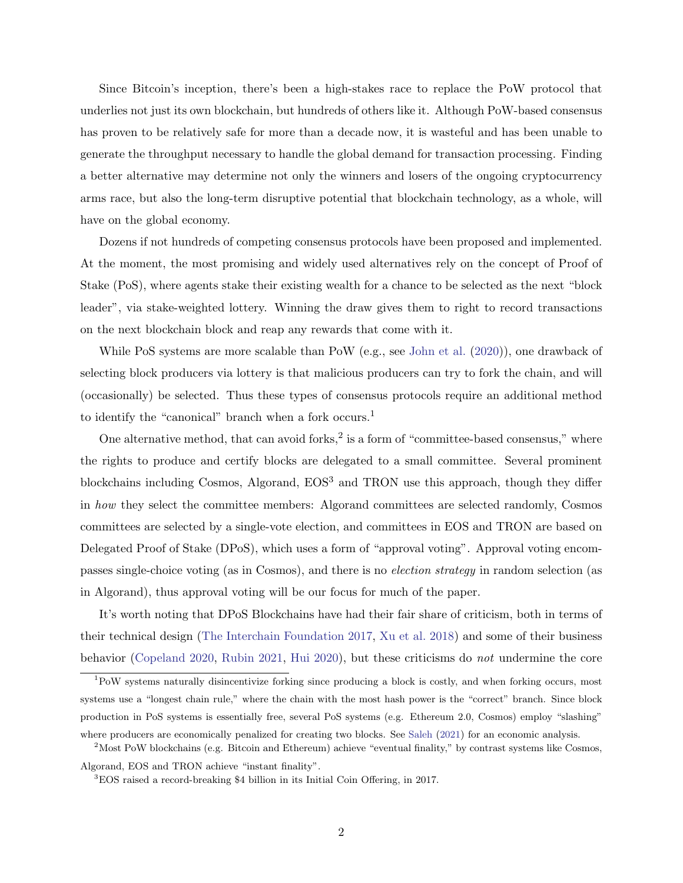Since Bitcoin's inception, there's been a high-stakes race to replace the PoW protocol that underlies not just its own blockchain, but hundreds of others like it. Although PoW-based consensus has proven to be relatively safe for more than a decade now, it is wasteful and has been unable to generate the throughput necessary to handle the global demand for transaction processing. Finding a better alternative may determine not only the winners and losers of the ongoing cryptocurrency arms race, but also the long-term disruptive potential that blockchain technology, as a whole, will have on the global economy.

Dozens if not hundreds of competing consensus protocols have been proposed and implemented. At the moment, the most promising and widely used alternatives rely on the concept of Proof of Stake (PoS), where agents stake their existing wealth for a chance to be selected as the next "block leader", via stake-weighted lottery. Winning the draw gives them to right to record transactions on the next blockchain block and reap any rewards that come with it.

While PoS systems are more scalable than PoW (e.g., see John et al. (2020)), one drawback of selecting block producers via lottery is that malicious producers can try to fork the chain, and will (occasionally) be selected. Thus these types of consensus protocols require an additional method to identify the "canonical" branch when a fork occurs.[1]

One alternative method, that can avoid forks,[2] is a form of "committee-based consensus," where the rights to produce and certify blocks are delegated to a small committee. Several prominent blockchains including Cosmos, Algorand, EOS[3] and TRON use this approach, though they differ in *how* they select the committee members: Algorand committees are selected randomly, Cosmos committees are selected by a single-vote election, and committees in EOS and TRON are based on Delegated Proof of Stake (DPoS), which uses a form of "approval voting". Approval voting encompasses single-choice voting (as in Cosmos), and there is no *election strategy* in random selection (as in Algorand), thus approval voting will be our focus for much of the paper.

It's worth noting that DPoS Blockchains have had their fair share of criticism, both in terms of their technical design (The Interchain Foundation 2017, Xu et al. 2018) and some of their business behavior (Copeland 2020, Rubin 2021, Hui 2020), but these criticisms do *not* undermine the core

[1] PoW systems naturally disincentivize forking since producing a block is costly, and when forking occurs, most systems use a "longest chain rule," where the chain with the most hash power is the "correct" branch. Since block production in PoS systems is essentially free, several PoS systems (e.g. Ethereum 2.0, Cosmos) employ "slashing" where producers are economically penalized for creating two blocks. See Saleh (2021) for an economic analysis.

[2] Most PoW blockchains (e.g. Bitcoin and Ethereum) achieve "eventual finality," by contrast systems like Cosmos, Algorand, EOS and TRON achieve "instant finality".

[3] EOS raised a record-breaking $4 billion in its Initial Coin Offering, in 2017.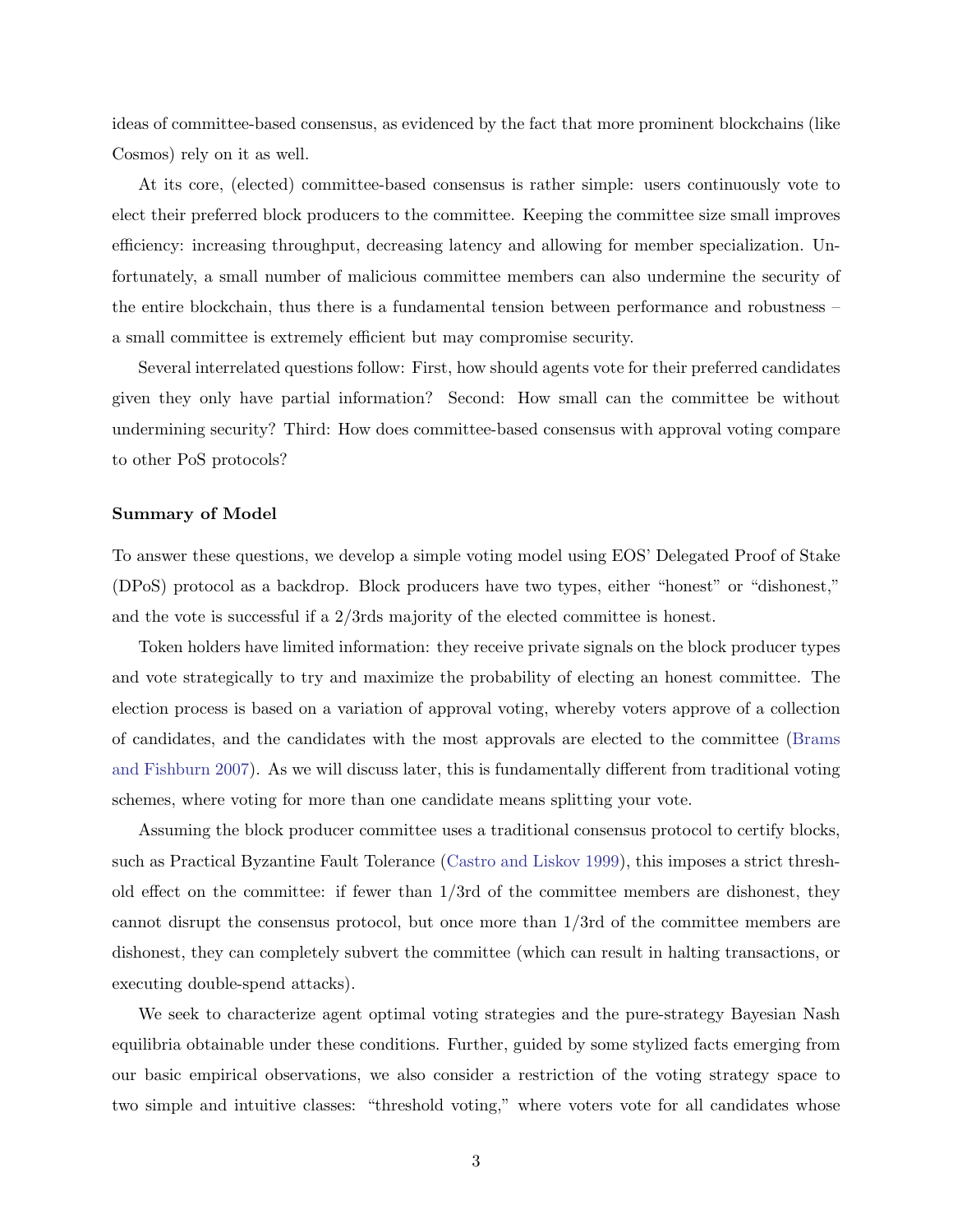ideas of committee-based consensus, as evidenced by the fact that more prominent blockchains (like Cosmos) rely on it as well.

At its core, (elected) committee-based consensus is rather simple: users continuously vote to elect their preferred block producers to the committee. Keeping the committee size small improves efficiency: increasing throughput, decreasing latency and allowing for member specialization. Unfortunately, a small number of malicious committee members can also undermine the security of the entire blockchain, thus there is a fundamental tension between performance and robustness – a small committee is extremely efficient but may compromise security.

Several interrelated questions follow: First, how should agents vote for their preferred candidates given they only have partial information? Second: How small can the committee be without undermining security? Third: How does committee-based consensus with approval voting compare to other PoS protocols?

**Summary of Model**

To answer these questions, we develop a simple voting model using EOS' Delegated Proof of Stake (DPoS) protocol as a backdrop. Block producers have two types, either "honest" or "dishonest," and the vote is successful if a 2/3rds majority of the elected committee is honest.

Token holders have limited information: they receive private signals on the block producer types and vote strategically to try and maximize the probability of electing an honest committee. The election process is based on a variation of approval voting, whereby voters approve of a collection of candidates, and the candidates with the most approvals are elected to the committee (Brams and Fishburn 2007). As we will discuss later, this is fundamentally different from traditional voting schemes, where voting for more than one candidate means splitting your vote.

Assuming the block producer committee uses a traditional consensus protocol to certify blocks, such as Practical Byzantine Fault Tolerance (Castro and Liskov 1999), this imposes a strict threshold effect on the committee: if fewer than 1/3rd of the committee members are dishonest, they cannot disrupt the consensus protocol, but once more than 1/3rd of the committee members are dishonest, they can completely subvert the committee (which can result in halting transactions, or executing double-spend attacks).

We seek to characterize agent optimal voting strategies and the pure-strategy Bayesian Nash equilibria obtainable under these conditions. Further, guided by some stylized facts emerging from our basic empirical observations, we also consider a restriction of the voting strategy space to two simple and intuitive classes: "threshold voting," where voters vote for all candidates whose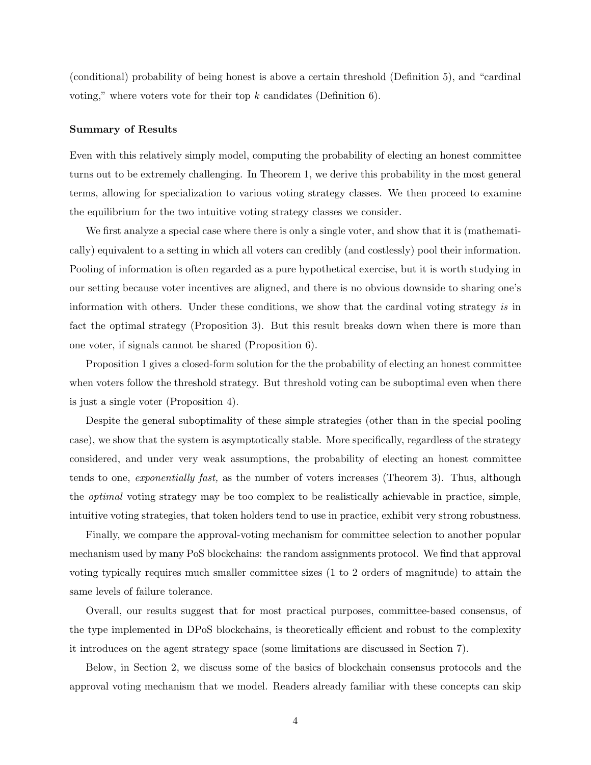(conditional) probability of being honest is above a certain threshold (Definition 5), and "cardinal voting," where voters vote for their top $k$ candidates (Definition 6).

**Summary of Results**

Even with this relatively simply model, computing the probability of electing an honest committee turns out to be extremely challenging. In Theorem 1, we derive this probability in the most general terms, allowing for specialization to various voting strategy classes. We then proceed to examine the equilibrium for the two intuitive voting strategy classes we consider.

We first analyze a special case where there is only a single voter, and show that it is (mathematically) equivalent to a setting in which all voters can credibly (and costlessly) pool their information. Pooling of information is often regarded as a pure hypothetical exercise, but it is worth studying in our setting because voter incentives are aligned, and there is no obvious downside to sharing one's information with others. Under these conditions, we show that the cardinal voting strategy *is* in fact the optimal strategy (Proposition 3). But this result breaks down when there is more than one voter, if signals cannot be shared (Proposition 6).

Proposition 1 gives a closed-form solution for the the probability of electing an honest committee when voters follow the threshold strategy. But threshold voting can be suboptimal even when there is just a single voter (Proposition 4).

Despite the general suboptimality of these simple strategies (other than in the special pooling case), we show that the system is asymptotically stable. More specifically, regardless of the strategy considered, and under very weak assumptions, the probability of electing an honest committee tends to one, *exponentially fast,* as the number of voters increases (Theorem 3). Thus, although the *optimal* voting strategy may be too complex to be realistically achievable in practice, simple, intuitive voting strategies, that token holders tend to use in practice, exhibit very strong robustness.

Finally, we compare the approval-voting mechanism for committee selection to another popular mechanism used by many PoS blockchains: the random assignments protocol. We find that approval voting typically requires much smaller committee sizes (1 to 2 orders of magnitude) to attain the same levels of failure tolerance.

Overall, our results suggest that for most practical purposes, committee-based consensus, of the type implemented in DPoS blockchains, is theoretically efficient and robust to the complexity it introduces on the agent strategy space (some limitations are discussed in Section 7).

Below, in Section 2, we discuss some of the basics of blockchain consensus protocols and the approval voting mechanism that we model. Readers already familiar with these concepts can skip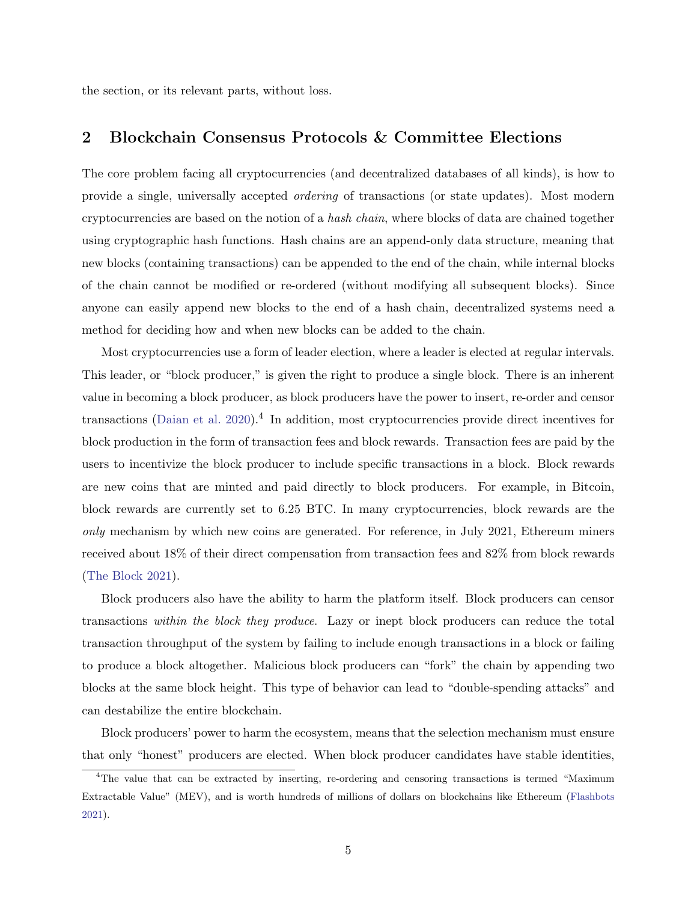the section, or its relevant parts, without loss.

## 2 Blockchain Consensus Protocols & Committee Elections

The core problem facing all cryptocurrencies (and decentralized databases of all kinds), is how to provide a single, universally accepted *ordering* of transactions (or state updates). Most modern cryptocurrencies are based on the notion of a *hash chain*, where blocks of data are chained together using cryptographic hash functions. Hash chains are an append-only data structure, meaning that new blocks (containing transactions) can be appended to the end of the chain, while internal blocks of the chain cannot be modified or re-ordered (without modifying all subsequent blocks). Since anyone can easily append new blocks to the end of a hash chain, decentralized systems need a method for deciding how and when new blocks can be added to the chain.

Most cryptocurrencies use a form of leader election, where a leader is elected at regular intervals. This leader, or "block producer," is given the right to produce a single block. There is an inherent value in becoming a block producer, as block producers have the power to insert, re-order and censor transactions (Daian et al. 2020).[4] In addition, most cryptocurrencies provide direct incentives for block production in the form of transaction fees and block rewards. Transaction fees are paid by the users to incentivize the block producer to include specific transactions in a block. Block rewards are new coins that are minted and paid directly to block producers. For example, in Bitcoin, block rewards are currently set to 6.25 BTC. In many cryptocurrencies, block rewards are the *only* mechanism by which new coins are generated. For reference, in July 2021, Ethereum miners received about 18% of their direct compensation from transaction fees and 82% from block rewards (The Block 2021).

Block producers also have the ability to harm the platform itself. Block producers can censor transactions *within the block they produce*. Lazy or inept block producers can reduce the total transaction throughput of the system by failing to include enough transactions in a block or failing to produce a block altogether. Malicious block producers can "fork" the chain by appending two blocks at the same block height. This type of behavior can lead to "double-spending attacks" and can destabilize the entire blockchain.

Block producers' power to harm the ecosystem, means that the selection mechanism must ensure that only "honest" producers are elected. When block producer candidates have stable identities,

[4] The value that can be extracted by inserting, re-ordering and censoring transactions is termed "Maximum Extractable Value" (MEV), and is worth hundreds of millions of dollars on blockchains like Ethereum (Flashbots 2021).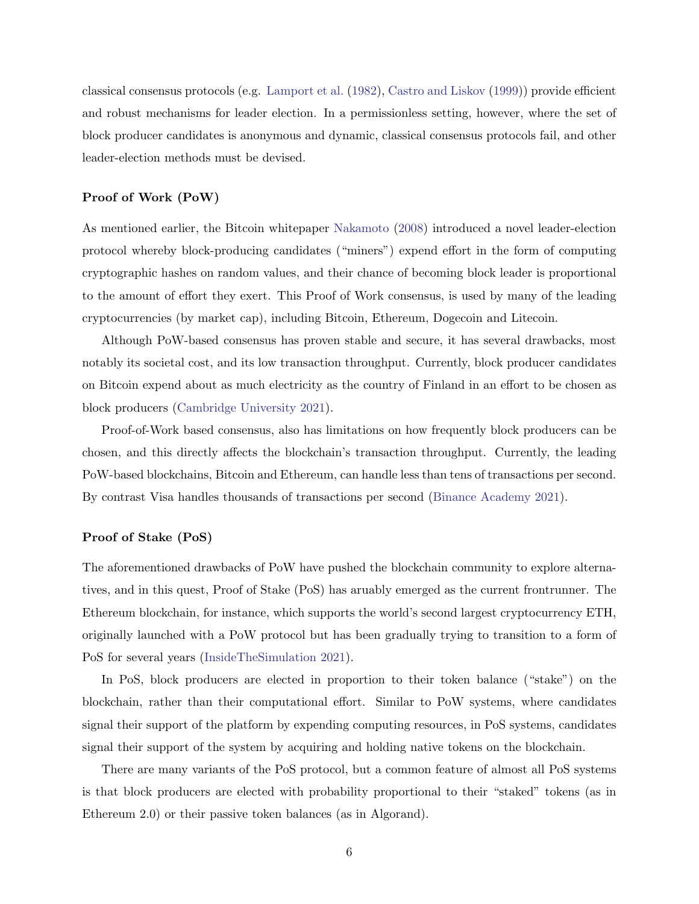classical consensus protocols (e.g. Lamport et al. (1982), Castro and Liskov (1999)) provide efficient and robust mechanisms for leader election. In a permissionless setting, however, where the set of block producer candidates is anonymous and dynamic, classical consensus protocols fail, and other leader-election methods must be devised.

### Proof of Work (PoW)

As mentioned earlier, the Bitcoin whitepaper Nakamoto (2008) introduced a novel leader-election protocol whereby block-producing candidates ("miners") expend effort in the form of computing cryptographic hashes on random values, and their chance of becoming block leader is proportional to the amount of effort they exert. This Proof of Work consensus, is used by many of the leading cryptocurrencies (by market cap), including Bitcoin, Ethereum, Dogecoin and Litecoin.

Although PoW-based consensus has proven stable and secure, it has several drawbacks, most notably its societal cost, and its low transaction throughput. Currently, block producer candidates on Bitcoin expend about as much electricity as the country of Finland in an effort to be chosen as block producers (Cambridge University 2021).

Proof-of-Work based consensus, also has limitations on how frequently block producers can be chosen, and this directly affects the blockchain's transaction throughput. Currently, the leading PoW-based blockchains, Bitcoin and Ethereum, can handle less than tens of transactions per second. By contrast Visa handles thousands of transactions per second (Binance Academy 2021).

### Proof of Stake (PoS)

The aforementioned drawbacks of PoW have pushed the blockchain community to explore alternatives, and in this quest, Proof of Stake (PoS) has aruably emerged as the current frontrunner. The Ethereum blockchain, for instance, which supports the world's second largest cryptocurrency ETH, originally launched with a PoW protocol but has been gradually trying to transition to a form of PoS for several years (InsideTheSimulation 2021).

In PoS, block producers are elected in proportion to their token balance ("stake") on the blockchain, rather than their computational effort. Similar to PoW systems, where candidates signal their support of the platform by expending computing resources, in PoS systems, candidates signal their support of the system by acquiring and holding native tokens on the blockchain.

There are many variants of the PoS protocol, but a common feature of almost all PoS systems is that block producers are elected with probability proportional to their "staked" tokens (as in Ethereum 2.0) or their passive token balances (as in Algorand).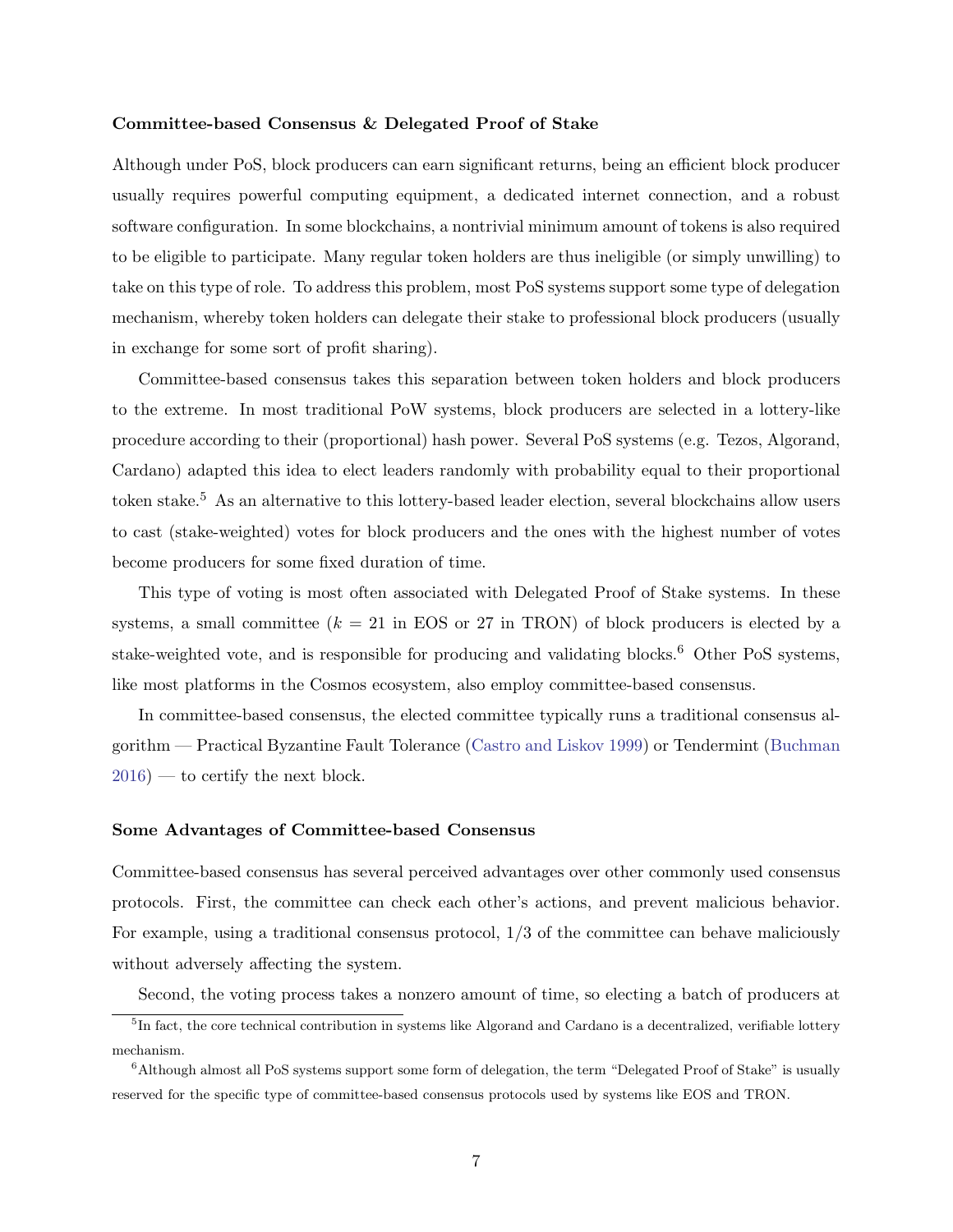**Committee-based Consensus & Delegated Proof of Stake**

Although under PoS, block producers can earn significant returns, being an efficient block producer usually requires powerful computing equipment, a dedicated internet connection, and a robust software configuration. In some blockchains, a nontrivial minimum amount of tokens is also required to be eligible to participate. Many regular token holders are thus ineligible (or simply unwilling) to take on this type of role. To address this problem, most PoS systems support some type of delegation mechanism, whereby token holders can delegate their stake to professional block producers (usually in exchange for some sort of profit sharing).

Committee-based consensus takes this separation between token holders and block producers to the extreme. In most traditional PoW systems, block producers are selected in a lottery-like procedure according to their (proportional) hash power. Several PoS systems (e.g. Tezos, Algorand, Cardano) adapted this idea to elect leaders randomly with probability equal to their proportional token stake.[5] As an alternative to this lottery-based leader election, several blockchains allow users to cast (stake-weighted) votes for block producers and the ones with the highest number of votes become producers for some fixed duration of time.

This type of voting is most often associated with Delegated Proof of Stake systems. In these systems, a small committee ($k = 21$ in EOS or 27 in TRON) of block producers is elected by a stake-weighted vote, and is responsible for producing and validating blocks.[6] Other PoS systems, like most platforms in the Cosmos ecosystem, also employ committee-based consensus.

In committee-based consensus, the elected committee typically runs a traditional consensus algorithm — Practical Byzantine Fault Tolerance (Castro and Liskov 1999) or Tendermint (Buchman 2016) — to certify the next block.

**Some Advantages of Committee-based Consensus**

Committee-based consensus has several perceived advantages over other commonly used consensus protocols. First, the committee can check each other's actions, and prevent malicious behavior. For example, using a traditional consensus protocol, 1/3 of the committee can behave maliciously without adversely affecting the system.

Second, the voting process takes a nonzero amount of time, so electing a batch of producers at

[5] In fact, the core technical contribution in systems like Algorand and Cardano is a decentralized, verifiable lottery mechanism.

[6] Although almost all PoS systems support some form of delegation, the term "Delegated Proof of Stake" is usually reserved for the specific type of committee-based consensus protocols used by systems like EOS and TRON.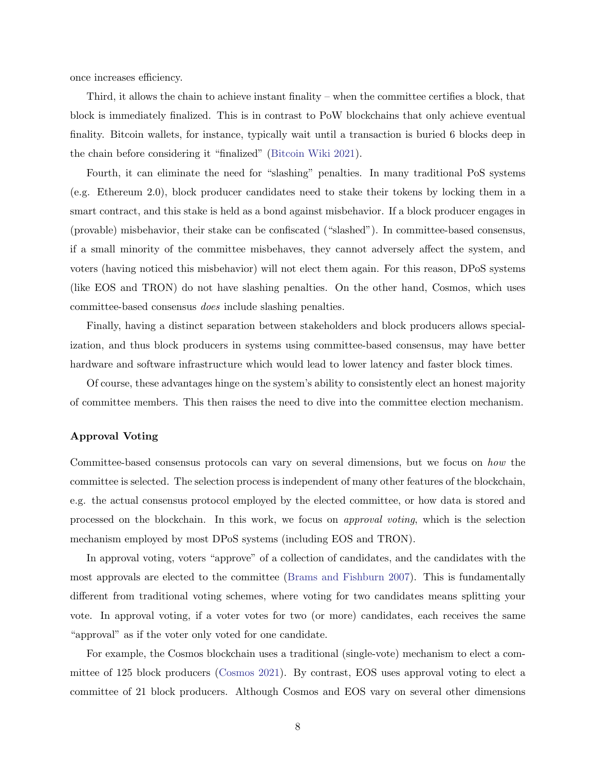once increases efficiency.

Third, it allows the chain to achieve instant finality – when the committee certifies a block, that block is immediately finalized. This is in contrast to PoW blockchains that only achieve eventual finality. Bitcoin wallets, for instance, typically wait until a transaction is buried 6 blocks deep in the chain before considering it "finalized" (Bitcoin Wiki 2021).

Fourth, it can eliminate the need for "slashing" penalties. In many traditional PoS systems (e.g. Ethereum 2.0), block producer candidates need to stake their tokens by locking them in a smart contract, and this stake is held as a bond against misbehavior. If a block producer engages in (provable) misbehavior, their stake can be confiscated ("slashed"). In committee-based consensus, if a small minority of the committee misbehaves, they cannot adversely affect the system, and voters (having noticed this misbehavior) will not elect them again. For this reason, DPoS systems (like EOS and TRON) do not have slashing penalties. On the other hand, Cosmos, which uses committee-based consensus *does* include slashing penalties.

Finally, having a distinct separation between stakeholders and block producers allows specialization, and thus block producers in systems using committee-based consensus, may have better hardware and software infrastructure which would lead to lower latency and faster block times.

Of course, these advantages hinge on the system's ability to consistently elect an honest majority of committee members. This then raises the need to dive into the committee election mechanism.

### Approval Voting

Committee-based consensus protocols can vary on several dimensions, but we focus on *how* the committee is selected. The selection process is independent of many other features of the blockchain, e.g. the actual consensus protocol employed by the elected committee, or how data is stored and processed on the blockchain. In this work, we focus on *approval voting*, which is the selection mechanism employed by most DPoS systems (including EOS and TRON).

In approval voting, voters "approve" of a collection of candidates, and the candidates with the most approvals are elected to the committee (Brams and Fishburn 2007). This is fundamentally different from traditional voting schemes, where voting for two candidates means splitting your vote. In approval voting, if a voter votes for two (or more) candidates, each receives the same "approval" as if the voter only voted for one candidate.

For example, the Cosmos blockchain uses a traditional (single-vote) mechanism to elect a committee of 125 block producers (Cosmos 2021). By contrast, EOS uses approval voting to elect a committee of 21 block producers. Although Cosmos and EOS vary on several other dimensions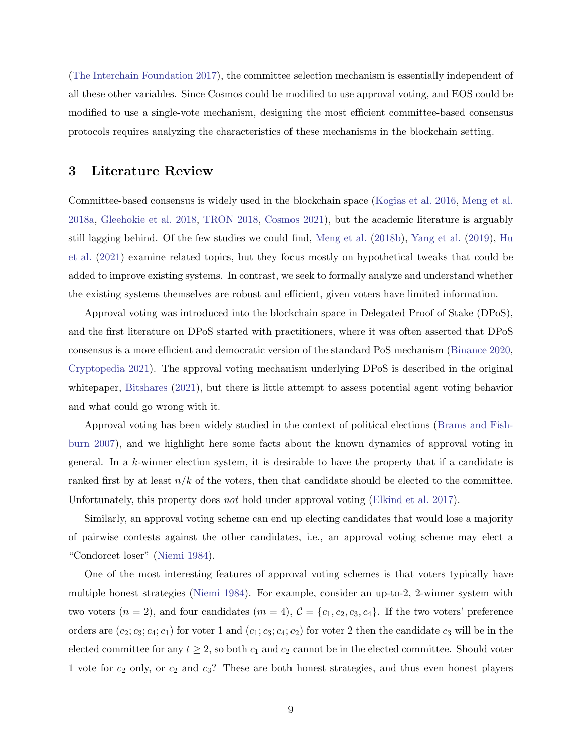(The Interchain Foundation 2017), the committee selection mechanism is essentially independent of all these other variables. Since Cosmos could be modified to use approval voting, and EOS could be modified to use a single-vote mechanism, designing the most efficient committee-based consensus protocols requires analyzing the characteristics of these mechanisms in the blockchain setting.

## 3 Literature Review

Committee-based consensus is widely used in the blockchain space (Kogias et al. 2016, Meng et al. 2018a, Gleehokie et al. 2018, TRON 2018, Cosmos 2021), but the academic literature is arguably still lagging behind. Of the few studies we could find, Meng et al. (2018b), Yang et al. (2019), Hu et al. (2021) examine related topics, but they focus mostly on hypothetical tweaks that could be added to improve existing systems. In contrast, we seek to formally analyze and understand whether the existing systems themselves are robust and efficient, given voters have limited information.

Approval voting was introduced into the blockchain space in Delegated Proof of Stake (DPoS), and the first literature on DPoS started with practitioners, where it was often asserted that DPoS consensus is a more efficient and democratic version of the standard PoS mechanism (Binance 2020, Cryptopedia 2021). The approval voting mechanism underlying DPoS is described in the original whitepaper, Bitshares (2021), but there is little attempt to assess potential agent voting behavior and what could go wrong with it.

Approval voting has been widely studied in the context of political elections (Brams and Fishburn 2007), and we highlight here some facts about the known dynamics of approval voting in general. In a $k$-winner election system, it is desirable to have the property that if a candidate is ranked first by at least $n/k$ of the voters, then that candidate should be elected to the committee. Unfortunately, this property does *not* hold under approval voting (Elkind et al. 2017).

Similarly, an approval voting scheme can end up electing candidates that would lose a majority of pairwise contests against the other candidates, i.e., an approval voting scheme may elect a "Condorcet loser" (Niemi 1984).

One of the most interesting features of approval voting schemes is that voters typically have multiple honest strategies (Niemi 1984). For example, consider an up-to-2, 2-winner system with two voters ($n = 2$), and four candidates ($m = 4$), $\mathcal{C} = \{c_1, c_2, c_3, c_4\}$. If the two voters' preference orders are $(c_2; c_3; c_4; c_1)$ for voter 1 and $(c_1; c_3; c_4; c_2)$ for voter 2 then the candidate $c_3$ will be in the elected committee for any $t \geq 2$, so both $c_1$ and $c_2$ cannot be in the elected committee. Should voter 1 vote for $c_2$ only, or $c_2$ and $c_3$? These are both honest strategies, and thus even honest players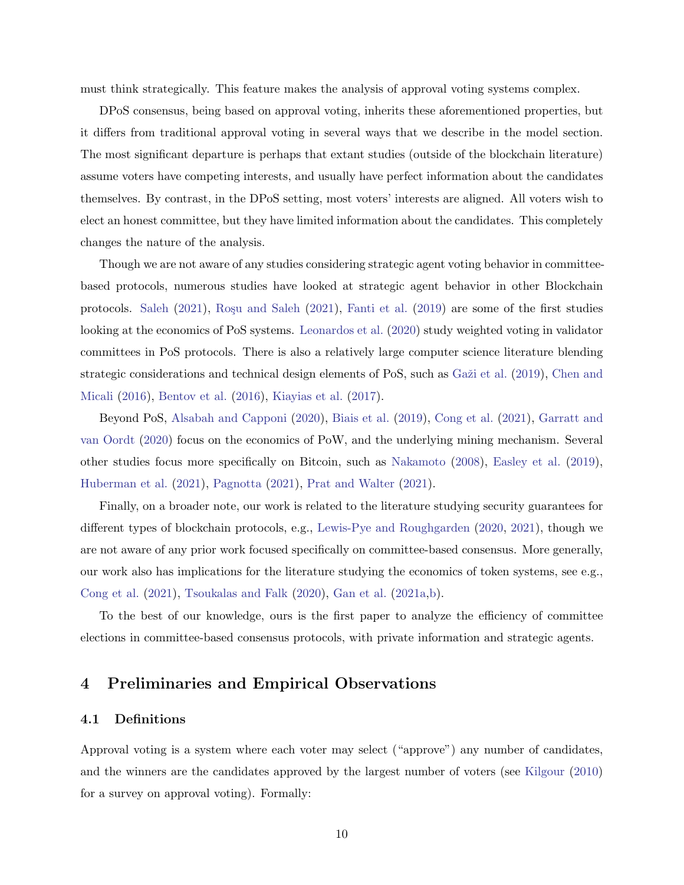must think strategically. This feature makes the analysis of approval voting systems complex.

DPoS consensus, being based on approval voting, inherits these aforementioned properties, but it differs from traditional approval voting in several ways that we describe in the model section. The most significant departure is perhaps that extant studies (outside of the blockchain literature) assume voters have competing interests, and usually have perfect information about the candidates themselves. By contrast, in the DPoS setting, most voters' interests are aligned. All voters wish to elect an honest committee, but they have limited information about the candidates. This completely changes the nature of the analysis.

Though we are not aware of any studies considering strategic agent voting behavior in committee-based protocols, numerous studies have looked at strategic agent behavior in other Blockchain protocols. Saleh (2021), Roşu and Saleh (2021), Fanti et al. (2019) are some of the first studies looking at the economics of PoS systems. Leonardos et al. (2020) study weighted voting in validator committees in PoS protocols. There is also a relatively large computer science literature blending strategic considerations and technical design elements of PoS, such as Gaži et al. (2019), Chen and Micali (2016), Bentov et al. (2016), Kiayias et al. (2017).

Beyond PoS, Alsabah and Capponi (2020), Biais et al. (2019), Cong et al. (2021), Garratt and van Oordt (2020) focus on the economics of PoW, and the underlying mining mechanism. Several other studies focus more specifically on Bitcoin, such as Nakamoto (2008), Easley et al. (2019), Huberman et al. (2021), Pagnotta (2021), Prat and Walter (2021).

Finally, on a broader note, our work is related to the literature studying security guarantees for different types of blockchain protocols, e.g., Lewis-Pye and Roughgarden (2020, 2021), though we are not aware of any prior work focused specifically on committee-based consensus. More generally, our work also has implications for the literature studying the economics of token systems, see e.g., Cong et al. (2021), Tsoukalas and Falk (2020), Gan et al. (2021a,b).

To the best of our knowledge, ours is the first paper to analyze the efficiency of committee elections in committee-based consensus protocols, with private information and strategic agents.

# 4 Preliminaries and Empirical Observations

## 4.1 Definitions

Approval voting is a system where each voter may select ("approve") any number of candidates, and the winners are the candidates approved by the largest number of voters (see Kilgour (2010) for a survey on approval voting). Formally: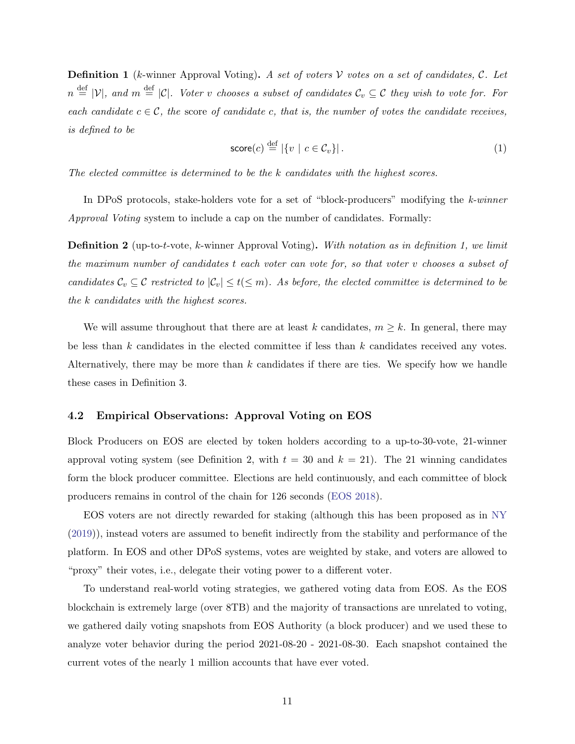**Definition 1** (*k*-winner Approval Voting)**.** *A set of voters $\mathcal{V}$ votes on a set of candidates, $\mathcal{C}$. Let $n \stackrel{\text{def}}{=} |\mathcal{V}|$, and $m \stackrel{\text{def}}{=} |\mathcal{C}|$. Voter $v$ chooses a subset of candidates $\mathcal{C}_v \subseteq \mathcal{C}$ they wish to vote for. For each candidate $c \in \mathcal{C}$, the* score *of candidate $c$, that is, the number of votes the candidate receives, is defined to be*

$$\mathsf{score}(c) \stackrel{\text{def}}{=} |\{v \mid c \in \mathcal{C}_v\}| \,. \tag{1}$$

*The elected committee is determined to be the $k$ candidates with the highest scores.*

In DPoS protocols, stake-holders vote for a set of "block-producers" modifying the *k-winner Approval Voting* system to include a cap on the number of candidates. Formally:

**Definition 2** (up-to-*t*-vote, *k*-winner Approval Voting)**.** *With notation as in definition 1, we limit the maximum number of candidates $t$ each voter can vote for, so that voter $v$ chooses a subset of candidates $\mathcal{C}_v \subseteq \mathcal{C}$ restricted to $|\mathcal{C}_v| \leq t (\leq m)$. As before, the elected committee is determined to be the $k$ candidates with the highest scores.*

We will assume throughout that there are at least $k$ candidates, $m \geq k$. In general, there may be less than $k$ candidates in the elected committee if less than $k$ candidates received any votes. Alternatively, there may be more than $k$ candidates if there are ties. We specify how we handle these cases in Definition 3.

### 4.2 Empirical Observations: Approval Voting on EOS

Block Producers on EOS are elected by token holders according to a up-to-30-vote, 21-winner approval voting system (see Definition 2, with $t = 30$ and $k = 21$). The 21 winning candidates form the block producer committee. Elections are held continuously, and each committee of block producers remains in control of the chain for 126 seconds (EOS 2018).

EOS voters are not directly rewarded for staking (although this has been proposed as in NY (2019)), instead voters are assumed to benefit indirectly from the stability and performance of the platform. In EOS and other DPoS systems, votes are weighted by stake, and voters are allowed to "proxy" their votes, i.e., delegate their voting power to a different voter.

To understand real-world voting strategies, we gathered voting data from EOS. As the EOS blockchain is extremely large (over 8TB) and the majority of transactions are unrelated to voting, we gathered daily voting snapshots from EOS Authority (a block producer) and we used these to analyze voter behavior during the period 2021-08-20 - 2021-08-30. Each snapshot contained the current votes of the nearly 1 million accounts that have ever voted.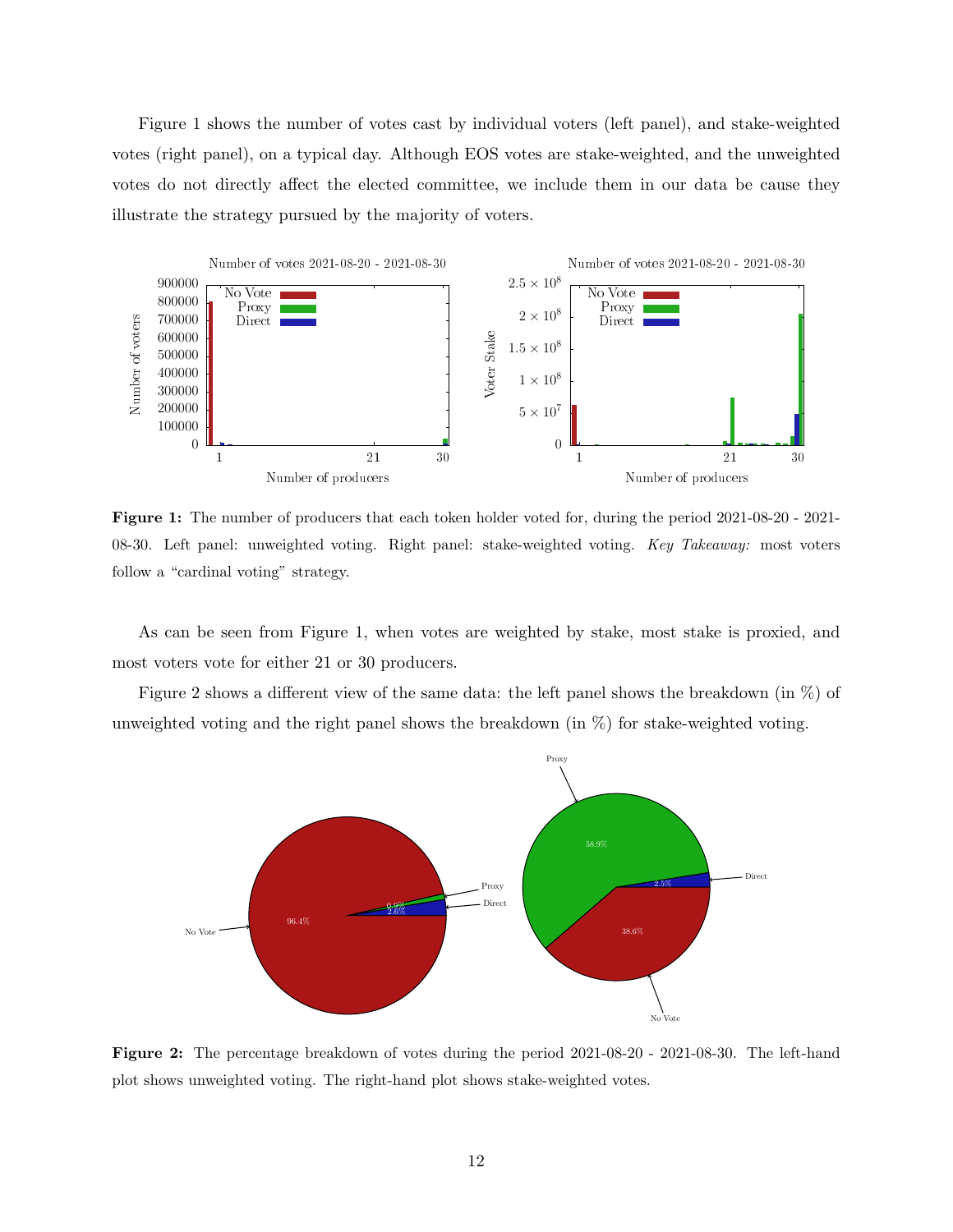Figure 1 shows the number of votes cast by individual voters (left panel), and stake-weighted votes (right panel), on a typical day. Although EOS votes are stake-weighted, and the unweighted votes do not directly affect the elected committee, we include them in our data be cause they illustrate the strategy pursued by the majority of voters.

**Figure 1:** The number of producers that each token holder voted for, during the period 2021-08-20 - 2021-08-30. Left panel: unweighted voting. Right panel: stake-weighted voting. *Key Takeaway:* most voters follow a "cardinal voting" strategy.

As can be seen from Figure 1, when votes are weighted by stake, most stake is proxied, and most voters vote for either 21 or 30 producers.

Figure 2 shows a different view of the same data: the left panel shows the breakdown (in %) of unweighted voting and the right panel shows the breakdown (in %) for stake-weighted voting.

**Figure 2:** The percentage breakdown of votes during the period 2021-08-20 - 2021-08-30. The left-hand plot shows unweighted voting. The right-hand plot shows stake-weighted votes.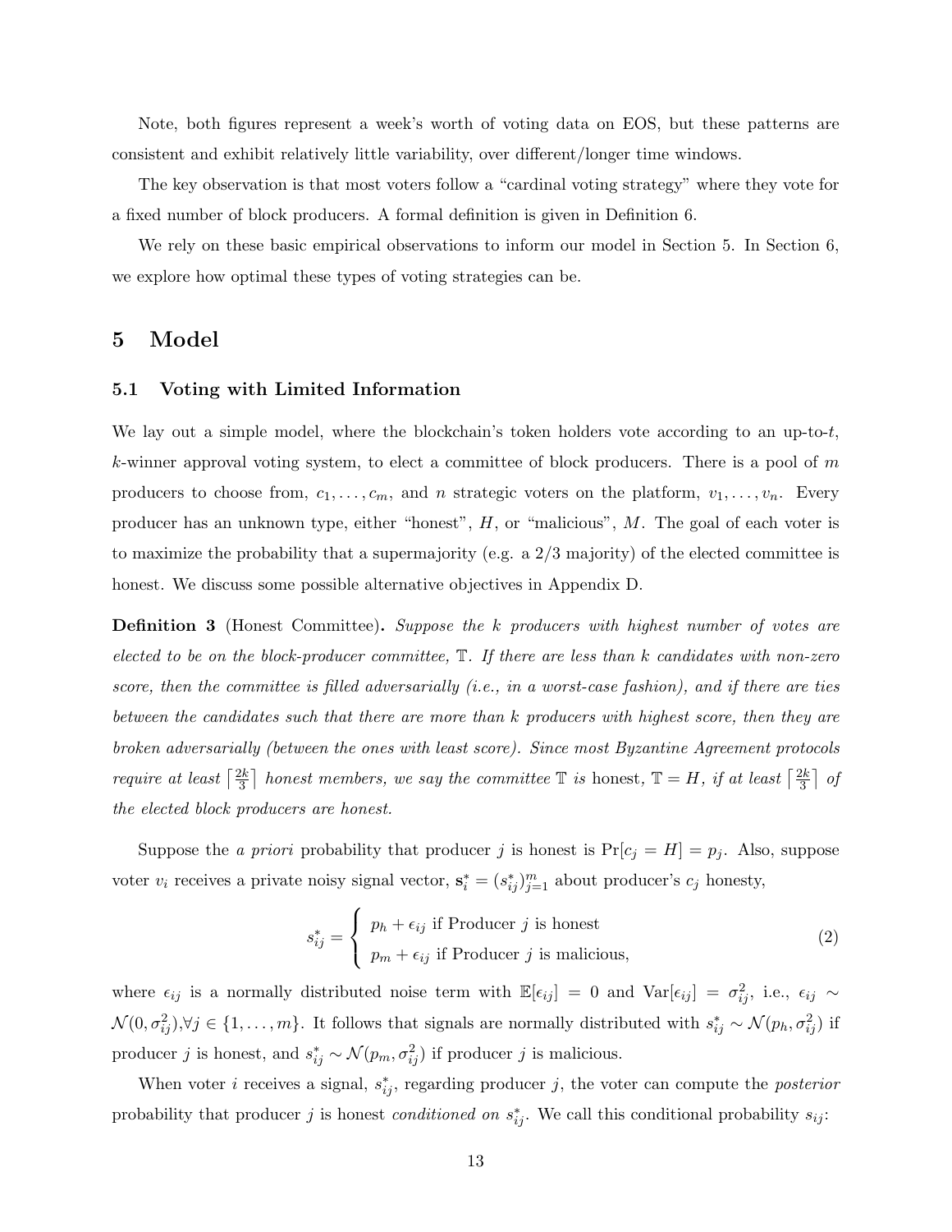Note, both figures represent a week's worth of voting data on EOS, but these patterns are consistent and exhibit relatively little variability, over different/longer time windows.

The key observation is that most voters follow a "cardinal voting strategy" where they vote for a fixed number of block producers. A formal definition is given in Definition 6.

We rely on these basic empirical observations to inform our model in Section 5. In Section 6, we explore how optimal these types of voting strategies can be.

# 5 Model

## 5.1 Voting with Limited Information

We lay out a simple model, where the blockchain's token holders vote according to an up-to-$t$, $k$-winner approval voting system, to elect a committee of block producers. There is a pool of $m$ producers to choose from, $c_1, \ldots, c_m$, and $n$ strategic voters on the platform, $v_1, \ldots, v_n$. Every producer has an unknown type, either "honest", $H$, or "malicious", $M$. The goal of each voter is to maximize the probability that a supermajority (e.g. a 2/3 majority) of the elected committee is honest. We discuss some possible alternative objectives in Appendix D.

**Definition 3** (Honest Committee)**.** *Suppose the $k$ producers with highest number of votes are elected to be on the block-producer committee, $\mathbb{T}$. If there are less than $k$ candidates with non-zero score, then the committee is filled adversarially (i.e., in a worst-case fashion), and if there are ties between the candidates such that there are more than $k$ producers with highest score, then they are broken adversarially (between the ones with least score). Since most Byzantine Agreement protocols require at least $\lceil \frac{2k}{3} \rceil$ honest members, we say the committee $\mathbb{T}$ is* honest, *$\mathbb{T} = H$, if at least $\lceil \frac{2k}{3} \rceil$ of the elected block producers are honest.*

Suppose the *a priori* probability that producer $j$ is honest is $\Pr[c_j = H] = p_j$. Also, suppose voter $v_i$ receives a private noisy signal vector, $\mathbf{s}_i^* = (s_{ij}^*)_{j=1}^m$ about producer's $c_j$ honesty,

$$s_{ij}^* = \begin{cases} p_h + \epsilon_{ij} \text{ if Producer } j \text{ is honest} \\ p_m + \epsilon_{ij} \text{ if Producer } j \text{ is malicious,} \end{cases} \tag{2}$$

where $\epsilon_{ij}$ is a normally distributed noise term with $\mathbb{E}[\epsilon_{ij}] = 0$ and $\text{Var}[\epsilon_{ij}] = \sigma_{ij}^2$, i.e., $\epsilon_{ij} \sim \mathcal{N}(0, \sigma_{ij}^2), \forall j \in \{1, \ldots, m\}$. It follows that signals are normally distributed with $s_{ij}^* \sim \mathcal{N}(p_h, \sigma_{ij}^2)$ if producer $j$ is honest, and $s_{ij}^* \sim \mathcal{N}(p_m, \sigma_{ij}^2)$ if producer $j$ is malicious.

When voter $i$ receives a signal, $s_{ij}^*$, regarding producer $j$, the voter can compute the *posterior* probability that producer $j$ is honest *conditioned on* $s_{ij}^*$. We call this conditional probability $s_{ij}$: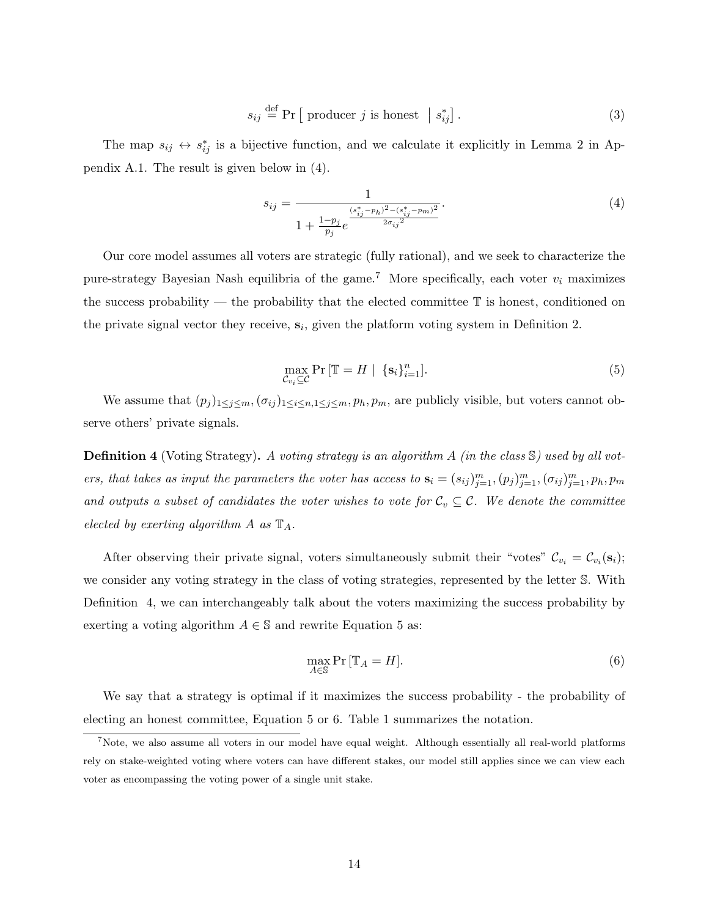$$s_{ij} \stackrel{\text{def}}{=} \Pr\left[\text{ producer } j \text{ is honest } \mid s^*_{ij}\right]. \tag{3}$$

The map $s_{ij} \leftrightarrow s^*_{ij}$ is a bijective function, and we calculate it explicitly in Lemma 2 in Appendix A.1. The result is given below in (4).

$$s_{ij} = \frac{1}{1 + \frac{1-p_j}{p_j} e^{\frac{(s^*_{ij}-p_h)^2-(s^*_{ij}-p_m)^2}{2\sigma_{ij}{}^2}}}. \tag{4}$$

Our core model assumes all voters are strategic (fully rational), and we seek to characterize the pure-strategy Bayesian Nash equilibria of the game.[7] More specifically, each voter $v_i$ maximizes the success probability — the probability that the elected committee $\mathbb{T}$ is honest, conditioned on the private signal vector they receive, $\mathbf{s}_i$, given the platform voting system in Definition 2.

$$\max_{\mathcal{C}_{v_i} \subseteq \mathcal{C}} \Pr\left[\mathbb{T} = H \mid \{\mathbf{s}_i\}_{i=1}^n\right]. \tag{5}$$

We assume that $(p_j)_{1\leq j\leq m}, (\sigma_{ij})_{1\leq i\leq n, 1\leq j\leq m}, p_h, p_m$, are publicly visible, but voters cannot observe others' private signals.

**Definition 4** (Voting Strategy)**.** *A voting strategy is an algorithm $A$ (in the class $\mathbb{S}$) used by all voters, that takes as input the parameters the voter has access to $\mathbf{s}_i = (s_{ij})_{j=1}^m, (p_j)_{j=1}^m, (\sigma_{ij})_{j=1}^m, p_h, p_m$ and outputs a subset of candidates the voter wishes to vote for $\mathcal{C}_v \subseteq \mathcal{C}$. We denote the committee elected by exerting algorithm $A$ as $\mathbb{T}_A$.*

After observing their private signal, voters simultaneously submit their "votes" $\mathcal{C}_{v_i} = \mathcal{C}_{v_i}(\mathbf{s}_i)$; we consider any voting strategy in the class of voting strategies, represented by the letter $\mathbb{S}$. With Definition 4, we can interchangeably talk about the voters maximizing the success probability by exerting a voting algorithm $A \in \mathbb{S}$ and rewrite Equation 5 as:

$$\max_{A \in \mathbb{S}} \Pr\left[\mathbb{T}_A = H\right]. \tag{6}$$

We say that a strategy is optimal if it maximizes the success probability - the probability of electing an honest committee, Equation 5 or 6. Table 1 summarizes the notation.

[7] Note, we also assume all voters in our model have equal weight. Although essentially all real-world platforms rely on stake-weighted voting where voters can have different stakes, our model still applies since we can view each voter as encompassing the voting power of a single unit stake.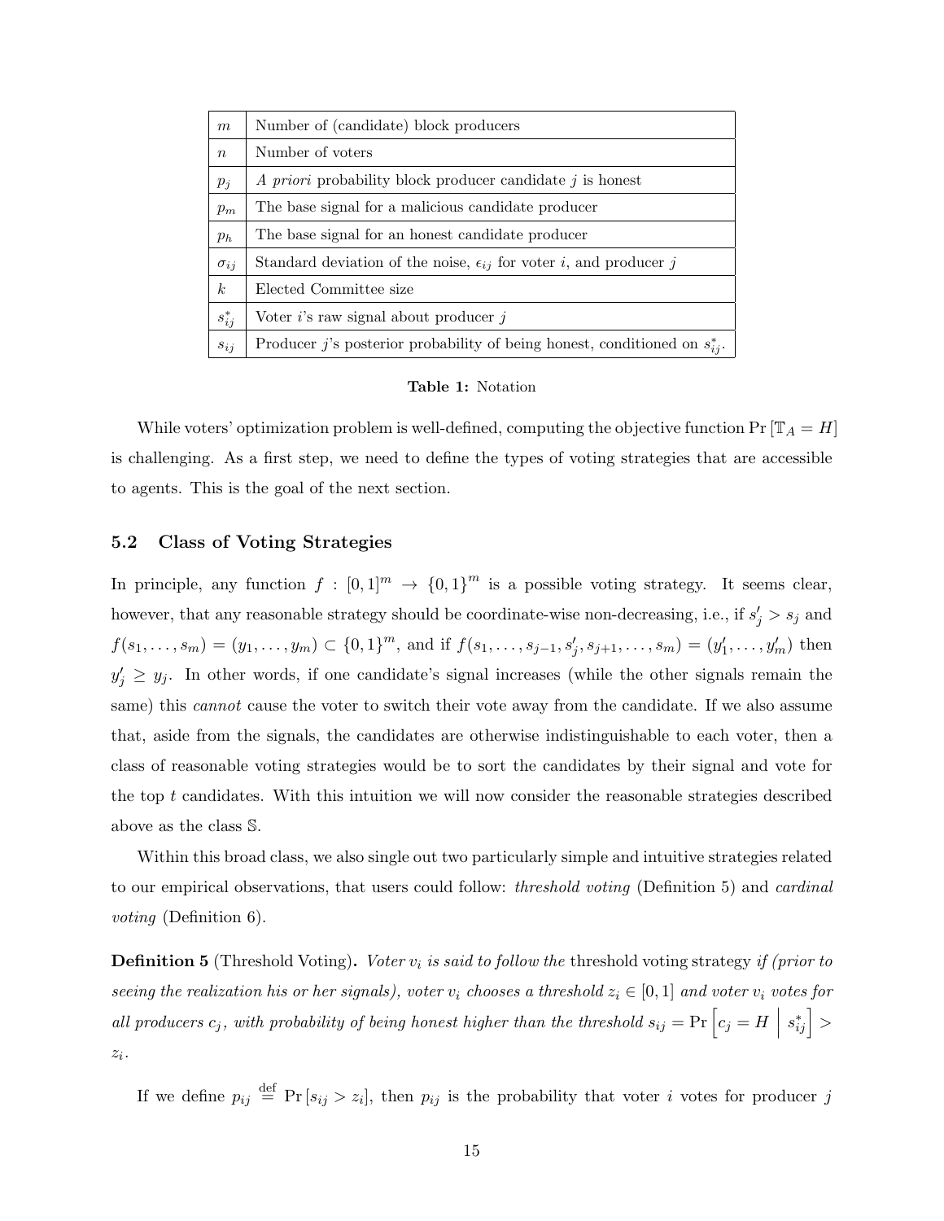| | |
|---|---|
| $m$ | Number of (candidate) block producers |
| $n$ | Number of voters |
| $p_j$ | *A priori* probability block producer candidate $j$ is honest |
| $p_m$ | The base signal for a malicious candidate producer |
| $p_h$ | The base signal for an honest candidate producer |
| $\sigma_{ij}$ | Standard deviation of the noise, $\epsilon_{ij}$ for voter $i$, and producer $j$ |
| $k$ | Elected Committee size |
| $s^*_{ij}$ | Voter $i$'s raw signal about producer $j$ |
| $s_{ij}$ | Producer $j$'s posterior probability of being honest, conditioned on $s^*_{ij}$. |

**Table 1:** Notation

While voters' optimization problem is well-defined, computing the objective function $\Pr[\mathbb{T}_A = H]$ is challenging. As a first step, we need to define the types of voting strategies that are accessible to agents. This is the goal of the next section.

### 5.2 Class of Voting Strategies

In principle, any function $f : [0,1]^m \to \{0,1\}^m$ is a possible voting strategy. It seems clear, however, that any reasonable strategy should be coordinate-wise non-decreasing, i.e., if $s'_j > s_j$ and $f(s_1, \ldots, s_m) = (y_1, \ldots, y_m) \subset \{0,1\}^m$, and if $f(s_1, \ldots, s_{j-1}, s'_j, s_{j+1}, \ldots, s_m) = (y'_1, \ldots, y'_m)$ then $y'_j \geq y_j$. In other words, if one candidate's signal increases (while the other signals remain the same) this *cannot* cause the voter to switch their vote away from the candidate. If we also assume that, aside from the signals, the candidates are otherwise indistinguishable to each voter, then a class of reasonable voting strategies would be to sort the candidates by their signal and vote for the top $t$ candidates. With this intuition we will now consider the reasonable strategies described above as the class $\mathbb{S}$.

Within this broad class, we also single out two particularly simple and intuitive strategies related to our empirical observations, that users could follow: *threshold voting* (Definition 5) and *cardinal voting* (Definition 6).

**Definition 5** (Threshold Voting)**.** *Voter $v_i$ is said to follow the* threshold voting strategy *if (prior to seeing the realization his or her signals), voter $v_i$ chooses a threshold $z_i \in [0,1]$ and voter $v_i$ votes for all producers $c_j$, with probability of being honest higher than the threshold $s_{ij} = \Pr\left[c_j = H \;\middle|\; s^*_{ij}\right] > z_i$.*

If we define $p_{ij} \stackrel{\text{def}}{=} \Pr[s_{ij} > z_i]$, then $p_{ij}$ is the probability that voter $i$ votes for producer $j$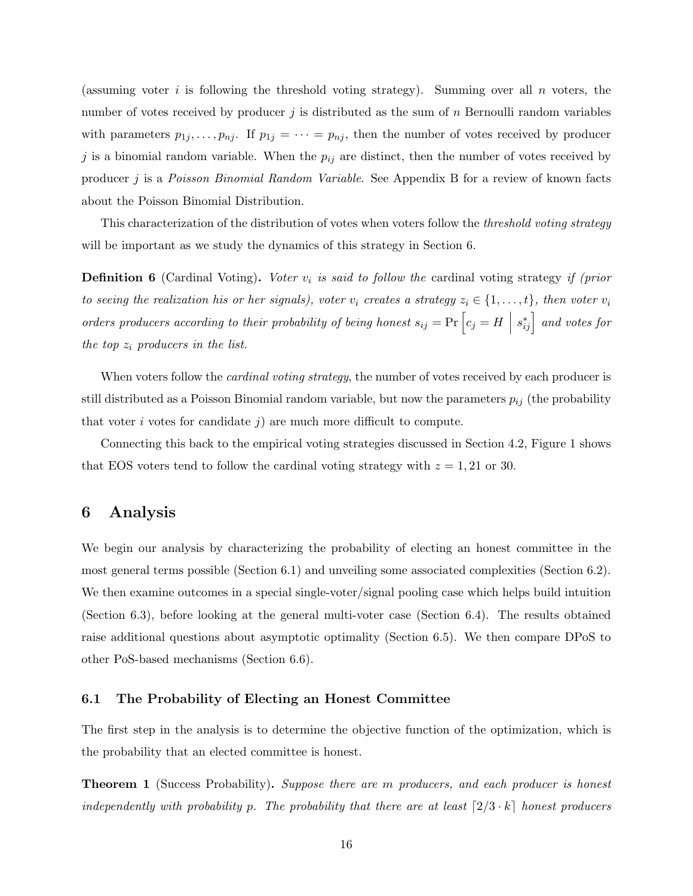(assuming voter $i$ is following the threshold voting strategy). Summing over all $n$ voters, the number of votes received by producer $j$ is distributed as the sum of $n$ Bernoulli random variables with parameters $p_{1j}, \ldots, p_{nj}$. If $p_{1j} = \cdots = p_{nj}$, then the number of votes received by producer $j$ is a binomial random variable. When the $p_{ij}$ are distinct, then the number of votes received by producer $j$ is a *Poisson Binomial Random Variable*. See Appendix B for a review of known facts about the Poisson Binomial Distribution.

This characterization of the distribution of votes when voters follow the *threshold voting strategy* will be important as we study the dynamics of this strategy in Section 6.

**Definition 6** (Cardinal Voting)**.** *Voter $v_i$ is said to follow the* cardinal voting strategy *if (prior to seeing the realization his or her signals), voter $v_i$ creates a strategy $z_i \in \{1, \ldots, t\}$, then voter $v_i$ orders producers according to their probability of being honest $s_{ij} = \Pr\left[c_j = H \;\middle|\; s^*_{ij}\right]$ and votes for the top $z_i$ producers in the list.*

When voters follow the *cardinal voting strategy*, the number of votes received by each producer is still distributed as a Poisson Binomial random variable, but now the parameters $p_{ij}$ (the probability that voter $i$ votes for candidate $j$) are much more difficult to compute.

Connecting this back to the empirical voting strategies discussed in Section 4.2, Figure 1 shows that EOS voters tend to follow the cardinal voting strategy with $z = 1, 21$ or $30$.

# 6 Analysis

We begin our analysis by characterizing the probability of electing an honest committee in the most general terms possible (Section 6.1) and unveiling some associated complexities (Section 6.2). We then examine outcomes in a special single-voter/signal pooling case which helps build intuition (Section 6.3), before looking at the general multi-voter case (Section 6.4). The results obtained raise additional questions about asymptotic optimality (Section 6.5). We then compare DPoS to other PoS-based mechanisms (Section 6.6).

## 6.1 The Probability of Electing an Honest Committee

The first step in the analysis is to determine the objective function of the optimization, which is the probability that an elected committee is honest.

**Theorem 1** (Success Probability)**.** *Suppose there are $m$ producers, and each producer is honest independently with probability $p$. The probability that there are at least $\lceil 2/3 \cdot k \rceil$ honest producers*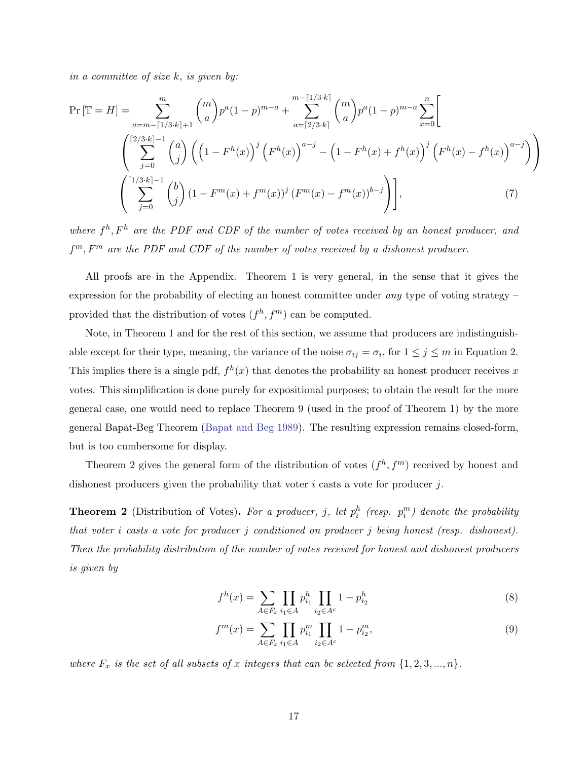*in a committee of size k, is given by:*

$$
\begin{aligned}
\Pr\left[\mathbb{T}=H\right] = &\sum_{a=m-\lceil 1/3\cdot k\rceil+1}^{m}\binom{m}{a}p^a(1-p)^{m-a} + \sum_{a=\lceil 2/3\cdot k\rceil}^{m-\lceil 1/3\cdot k\rceil}\binom{m}{a}p^a(1-p)^{m-a}\sum_{x=0}^{n}\Bigg[\\
&\left(\sum_{j=0}^{\lceil 2/3\cdot k\rceil-1}\binom{a}{j}\left(\left(1-F^h(x)\right)^j\left(F^h(x)\right)^{a-j} - \left(1-F^h(x)+f^h(x)\right)^j\left(F^h(x)-f^h(x)\right)^{a-j}\right)\right)\\
&\left(\sum_{j=0}^{\lceil 1/3\cdot k\rceil-1}\binom{b}{j}\left(1-F^m(x)+f^m(x)\right)^j\left(F^m(x)-f^m(x)\right)^{b-j}\right)\Bigg],
\end{aligned}
\tag{7}
$$

*where $f^h, F^h$ are the PDF and CDF of the number of votes received by an honest producer, and $f^m, F^m$ are the PDF and CDF of the number of votes received by a dishonest producer.*

All proofs are in the Appendix. Theorem 1 is very general, in the sense that it gives the expression for the probability of electing an honest committee under *any* type of voting strategy – provided that the distribution of votes $(f^h, f^m)$ can be computed.

Note, in Theorem 1 and for the rest of this section, we assume that producers are indistinguishable except for their type, meaning, the variance of the noise $\sigma_{ij} = \sigma_i$, for $1 \leq j \leq m$ in Equation 2. This implies there is a single pdf, $f^h(x)$ that denotes the probability an honest producer receives $x$ votes. This simplification is done purely for expositional purposes; to obtain the result for the more general case, one would need to replace Theorem 9 (used in the proof of Theorem 1) by the more general Bapat-Beg Theorem (Bapat and Beg 1989). The resulting expression remains closed-form, but is too cumbersome for display.

Theorem 2 gives the general form of the distribution of votes $(f^h, f^m)$ received by honest and dishonest producers given the probability that voter $i$ casts a vote for producer $j$.

**Theorem 2** (Distribution of Votes)**.** *For a producer, $j$, let $p_i^h$ (resp. $p_i^m$) denote the probability that voter $i$ casts a vote for producer $j$ conditioned on producer $j$ being honest (resp. dishonest). Then the probability distribution of the number of votes received for honest and dishonest producers is given by*

$$
f^h(x) = \sum_{A\in F_x}\prod_{i_1\in A}p_{i_1}^h\prod_{i_2\in A^c}1-p_{i_2}^h \tag{8}
$$

$$
f^m(x) = \sum_{A\in F_x}\prod_{i_1\in A}p_{i_1}^m\prod_{i_2\in A^c}1-p_{i_2}^m, \tag{9}
$$

*where $F_x$ is the set of all subsets of $x$ integers that can be selected from $\{1, 2, 3, ..., n\}$.*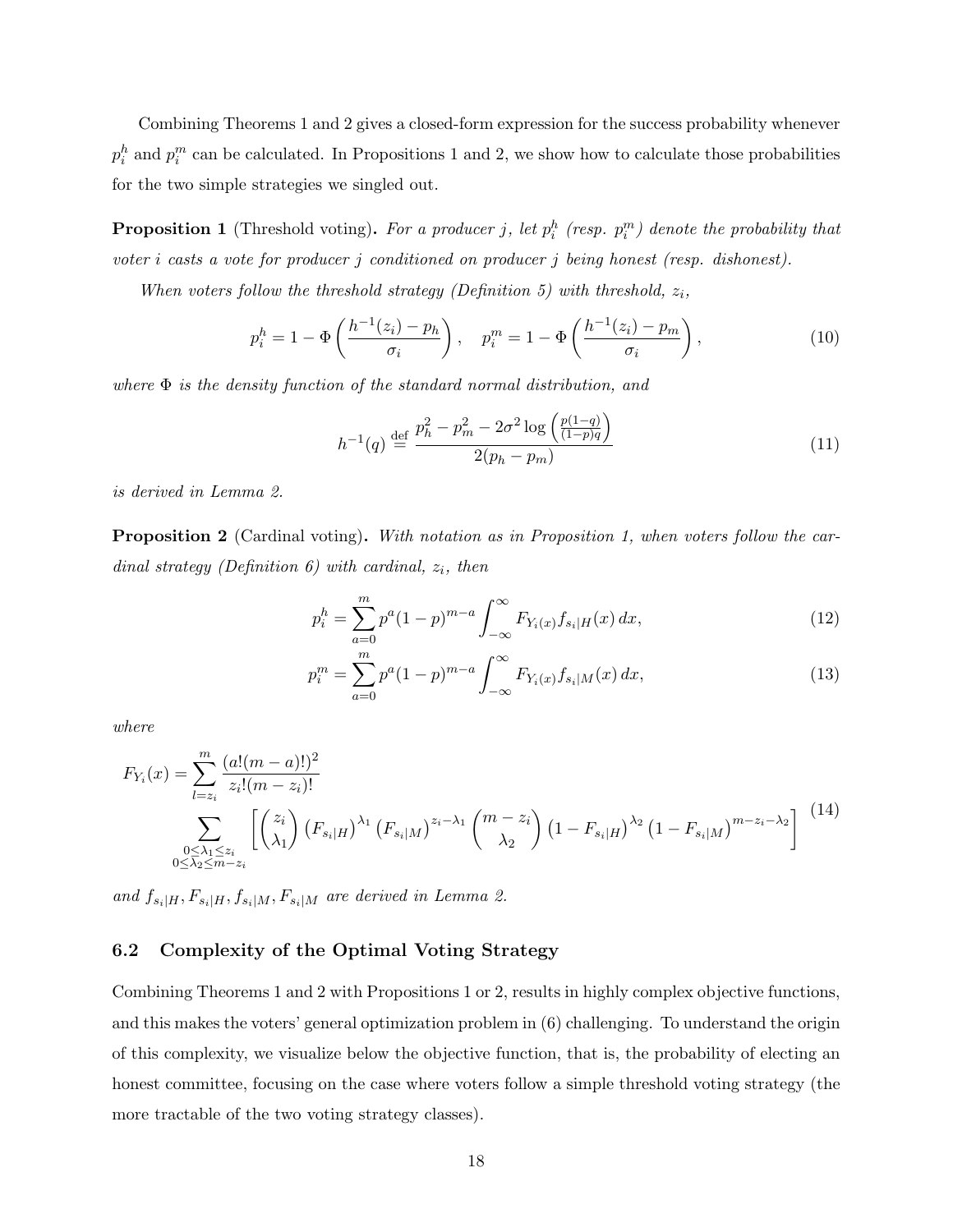Combining Theorems 1 and 2 gives a closed-form expression for the success probability whenever $p_i^h$ and $p_i^m$ can be calculated. In Propositions 1 and 2, we show how to calculate those probabilities for the two simple strategies we singled out.

**Proposition 1** (Threshold voting)**.** *For a producer $j$, let $p_i^h$ (resp. $p_i^m$) denote the probability that voter $i$ casts a vote for producer $j$ conditioned on producer $j$ being honest (resp. dishonest).*

*When voters follow the threshold strategy (Definition 5) with threshold, $z_i$,*

$$p_i^h = 1 - \Phi\left(\frac{h^{-1}(z_i) - p_h}{\sigma_i}\right), \quad p_i^m = 1 - \Phi\left(\frac{h^{-1}(z_i) - p_m}{\sigma_i}\right), \tag{10}$$

*where $\Phi$ is the density function of the standard normal distribution, and*

$$h^{-1}(q) \stackrel{\text{def}}{=} \frac{p_h^2 - p_m^2 - 2\sigma^2 \log\left(\frac{p(1-q)}{(1-p)q}\right)}{2(p_h - p_m)} \tag{11}$$

*is derived in Lemma 2.*

**Proposition 2** (Cardinal voting)**.** *With notation as in Proposition 1, when voters follow the cardinal strategy (Definition 6) with cardinal, $z_i$, then*

$$p_i^h = \sum_{a=0}^{m} p^a (1-p)^{m-a} \int_{-\infty}^{\infty} F_{Y_i(x)} f_{s_i|H}(x)\, dx, \tag{12}$$

$$p_i^m = \sum_{a=0}^{m} p^a (1-p)^{m-a} \int_{-\infty}^{\infty} F_{Y_i(x)} f_{s_i|M}(x)\, dx, \tag{13}$$

*where*

$$F_{Y_i}(x) = \sum_{l=z_i}^{m} \frac{(a!(m-a)!)^2}{z_i!(m-z_i)!} \sum_{\substack{0 \le \lambda_1 \le z_i \\ 0 \le \lambda_2 \le m - z_i}} \left[ \binom{z_i}{\lambda_1} \left(F_{s_i|H}\right)^{\lambda_1} \left(F_{s_i|M}\right)^{z_i - \lambda_1} \binom{m-z_i}{\lambda_2} \left(1 - F_{s_i|H}\right)^{\lambda_2} \left(1 - F_{s_i|M}\right)^{m - z_i - \lambda_2} \right] \tag{14}$$

*and $f_{s_i|H}, F_{s_i|H}, f_{s_i|M}, F_{s_i|M}$ are derived in Lemma 2.*

### 6.2 Complexity of the Optimal Voting Strategy

Combining Theorems 1 and 2 with Propositions 1 or 2, results in highly complex objective functions, and this makes the voters' general optimization problem in (6) challenging. To understand the origin of this complexity, we visualize below the objective function, that is, the probability of electing an honest committee, focusing on the case where voters follow a simple threshold voting strategy (the more tractable of the two voting strategy classes).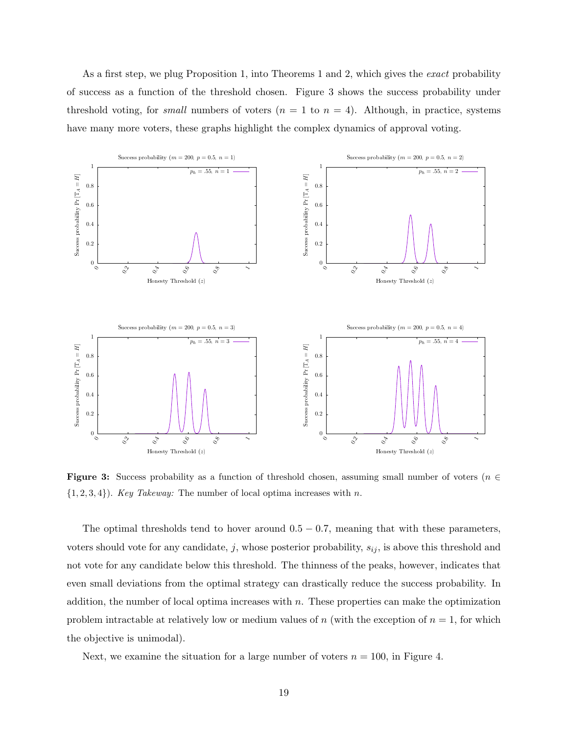As a first step, we plug Proposition 1, into Theorems 1 and 2, which gives the *exact* probability of success as a function of the threshold chosen. Figure 3 shows the success probability under threshold voting, for *small* numbers of voters ($n = 1$ to $n = 4$). Although, in practice, systems have many more voters, these graphs highlight the complex dynamics of approval voting.

**Figure 3:** Success probability as a function of threshold chosen, assuming small number of voters ($n \in \{1, 2, 3, 4\}$). *Key Takeway:* The number of local optima increases with $n$.

The optimal thresholds tend to hover around $0.5 - 0.7$, meaning that with these parameters, voters should vote for any candidate, $j$, whose posterior probability, $s_{ij}$, is above this threshold and not vote for any candidate below this threshold. The thinness of the peaks, however, indicates that even small deviations from the optimal strategy can drastically reduce the success probability. In addition, the number of local optima increases with $n$. These properties can make the optimization problem intractable at relatively low or medium values of $n$ (with the exception of $n = 1$, for which the objective is unimodal).

Next, we examine the situation for a large number of voters $n = 100$, in Figure 4.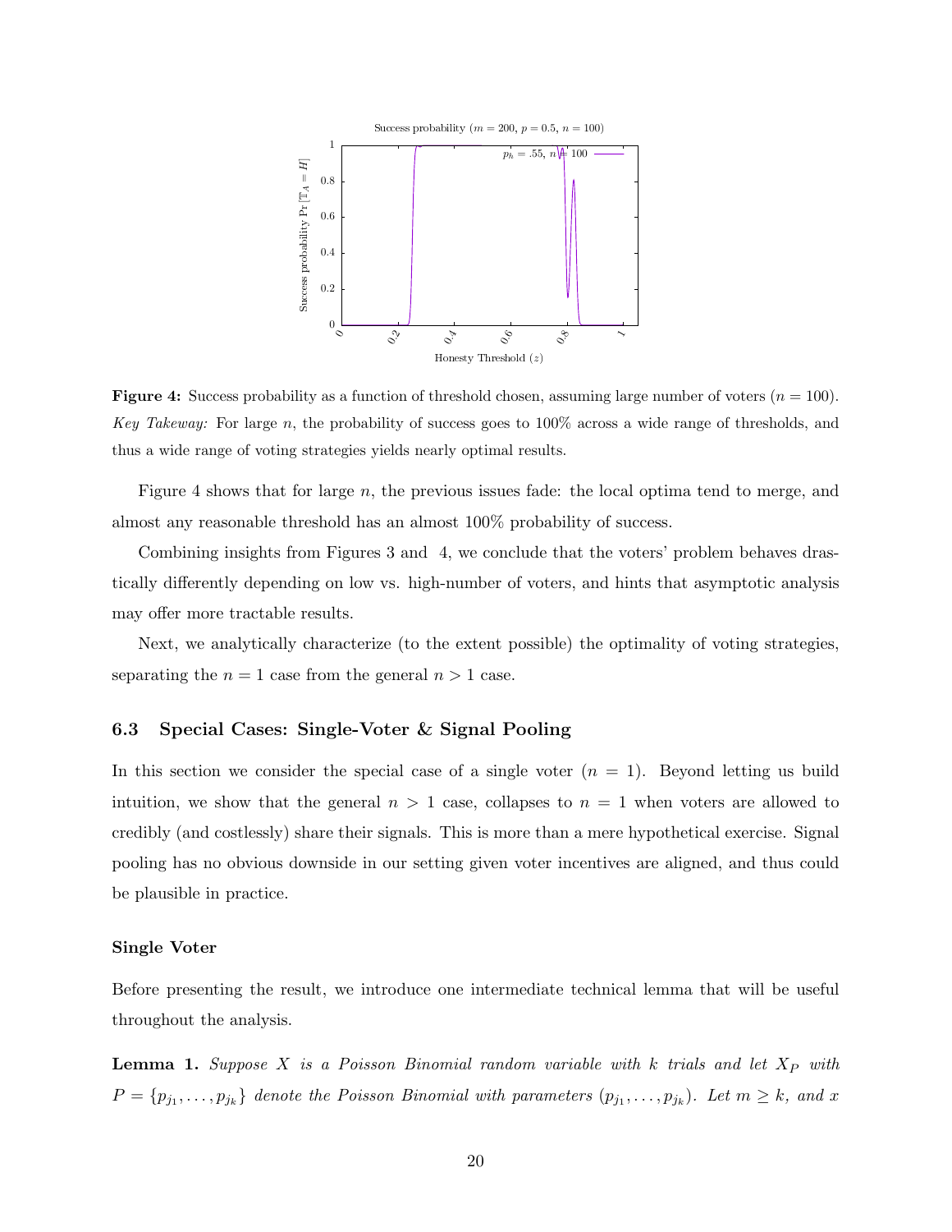**Figure 4:** Success probability as a function of threshold chosen, assuming large number of voters ($n = 100$). *Key Takeaway:* For large $n$, the probability of success goes to 100% across a wide range of thresholds, and thus a wide range of voting strategies yields nearly optimal results.

Figure 4 shows that for large $n$, the previous issues fade: the local optima tend to merge, and almost any reasonable threshold has an almost 100% probability of success.

Combining insights from Figures 3 and 4, we conclude that the voters' problem behaves drastically differently depending on low vs. high-number of voters, and hints that asymptotic analysis may offer more tractable results.

Next, we analytically characterize (to the extent possible) the optimality of voting strategies, separating the $n = 1$ case from the general $n > 1$ case.

### 6.3 Special Cases: Single-Voter & Signal Pooling

In this section we consider the special case of a single voter ($n = 1$). Beyond letting us build intuition, we show that the general $n > 1$ case, collapses to $n = 1$ when voters are allowed to credibly (and costlessly) share their signals. This is more than a mere hypothetical exercise. Signal pooling has no obvious downside in our setting given voter incentives are aligned, and thus could be plausible in practice.

#### Single Voter

Before presenting the result, we introduce one intermediate technical lemma that will be useful throughout the analysis.

**Lemma 1.** *Suppose $X$ is a Poisson Binomial random variable with $k$ trials and let $X_P$ with $P = \{p_{j_1}, \ldots, p_{j_k}\}$ denote the Poisson Binomial with parameters $(p_{j_1}, \ldots, p_{j_k})$. Let $m \geq k$, and $x$*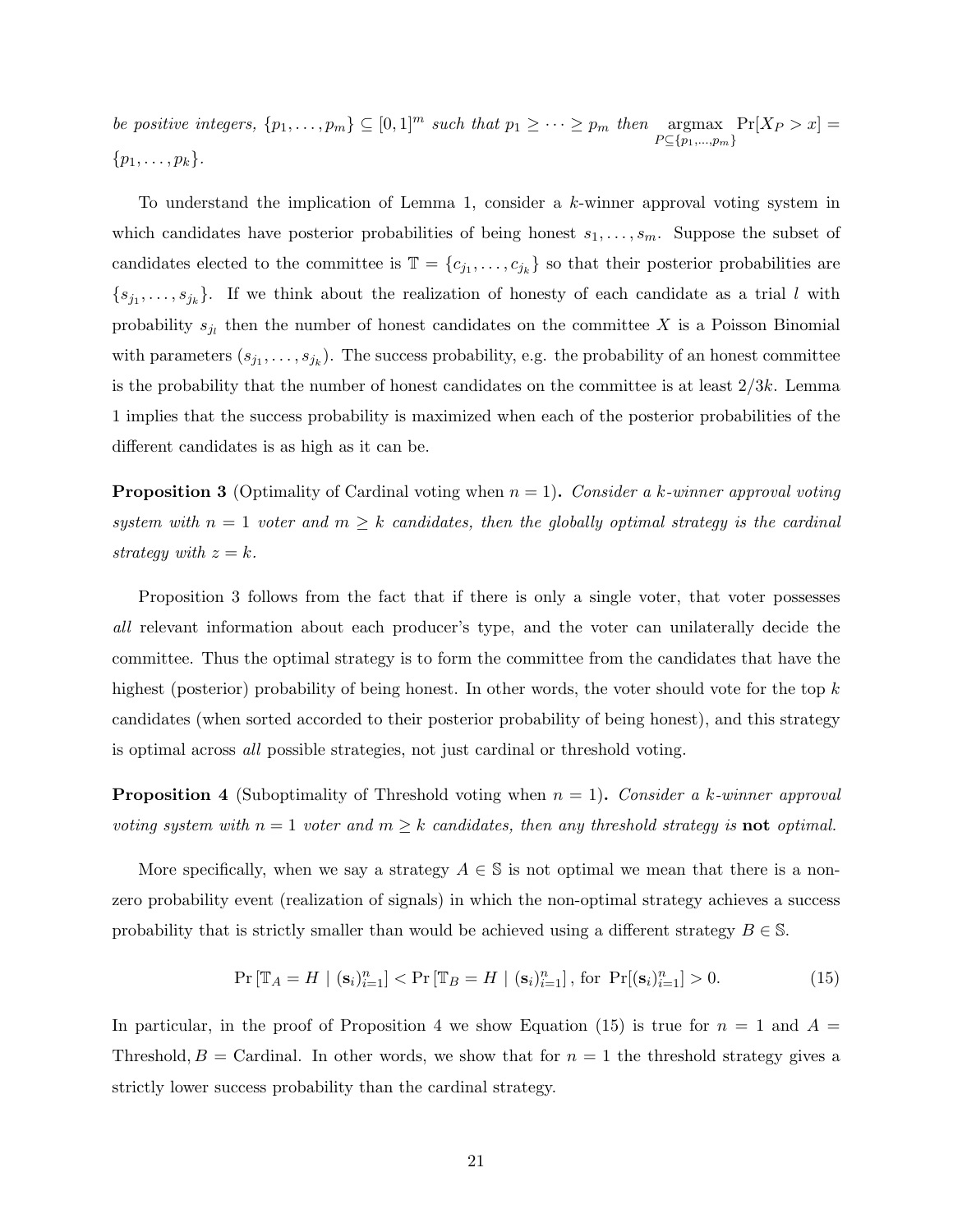*be positive integers, $\{p_1, \ldots, p_m\} \subseteq [0,1]^m$ such that $p_1 \geq \cdots \geq p_m$ then $\underset{P \subseteq \{p_1,\ldots,p_m\}}{\operatorname{argmax}} \Pr[X_P > x] = \{p_1, \ldots, p_k\}$.*

To understand the implication of Lemma 1, consider a $k$-winner approval voting system in which candidates have posterior probabilities of being honest $s_1, \ldots, s_m$. Suppose the subset of candidates elected to the committee is $\mathbb{T} = \{c_{j_1}, \ldots, c_{j_k}\}$ so that their posterior probabilities are $\{s_{j_1}, \ldots, s_{j_k}\}$. If we think about the realization of honesty of each candidate as a trial $l$ with probability $s_{j_l}$ then the number of honest candidates on the committee $X$ is a Poisson Binomial with parameters $(s_{j_1}, \ldots, s_{j_k})$. The success probability, e.g. the probability of an honest committee is the probability that the number of honest candidates on the committee is at least $2/3k$. Lemma 1 implies that the success probability is maximized when each of the posterior probabilities of the different candidates is as high as it can be.

**Proposition 3** (Optimality of Cardinal voting when $n = 1$)**.** *Consider a $k$-winner approval voting system with $n = 1$ voter and $m \geq k$ candidates, then the globally optimal strategy is the cardinal strategy with $z = k$.*

Proposition 3 follows from the fact that if there is only a single voter, that voter possesses *all* relevant information about each producer's type, and the voter can unilaterally decide the committee. Thus the optimal strategy is to form the committee from the candidates that have the highest (posterior) probability of being honest. In other words, the voter should vote for the top $k$ candidates (when sorted accorded to their posterior probability of being honest), and this strategy is optimal across *all* possible strategies, not just cardinal or threshold voting.

**Proposition 4** (Suboptimality of Threshold voting when $n = 1$)**.** *Consider a $k$-winner approval voting system with $n = 1$ voter and $m \geq k$ candidates, then any threshold strategy is* **not** *optimal.*

More specifically, when we say a strategy $A \in \mathbb{S}$ is not optimal we mean that there is a non-zero probability event (realization of signals) in which the non-optimal strategy achieves a success probability that is strictly smaller than would be achieved using a different strategy $B \in \mathbb{S}$.

$$\Pr\left[\mathbb{T}_A = H \mid (\mathbf{s}_i)_{i=1}^n\right] < \Pr\left[\mathbb{T}_B = H \mid (\mathbf{s}_i)_{i=1}^n\right], \text{ for } \Pr[(\mathbf{s}_i)_{i=1}^n] > 0. \tag{15}$$

In particular, in the proof of Proposition 4 we show Equation (15) is true for $n = 1$ and $A = \text{Threshold}, B = \text{Cardinal}$. In other words, we show that for $n = 1$ the threshold strategy gives a strictly lower success probability than the cardinal strategy.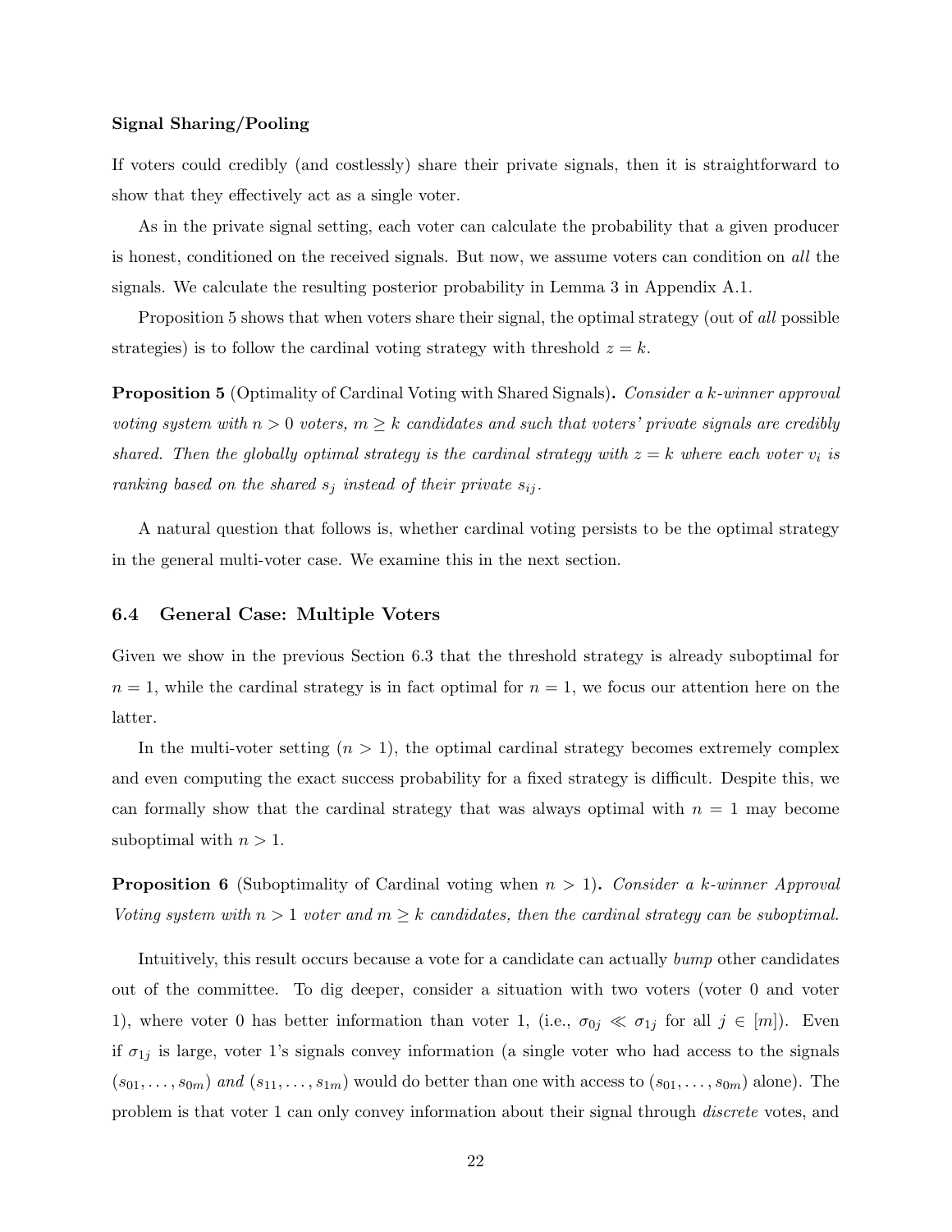**Signal Sharing/Pooling**

If voters could credibly (and costlessly) share their private signals, then it is straightforward to show that they effectively act as a single voter.

As in the private signal setting, each voter can calculate the probability that a given producer is honest, conditioned on the received signals. But now, we assume voters can condition on *all* the signals. We calculate the resulting posterior probability in Lemma 3 in Appendix A.1.

Proposition 5 shows that when voters share their signal, the optimal strategy (out of *all* possible strategies) is to follow the cardinal voting strategy with threshold $z = k$.

**Proposition 5** (Optimality of Cardinal Voting with Shared Signals)**.** *Consider a $k$-winner approval voting system with $n > 0$ voters, $m \geq k$ candidates and such that voters' private signals are credibly shared. Then the globally optimal strategy is the cardinal strategy with $z = k$ where each voter $v_i$ is ranking based on the shared $s_j$ instead of their private $s_{ij}$.*

A natural question that follows is, whether cardinal voting persists to be the optimal strategy in the general multi-voter case. We examine this in the next section.

## 6.4 General Case: Multiple Voters

Given we show in the previous Section 6.3 that the threshold strategy is already suboptimal for $n = 1$, while the cardinal strategy is in fact optimal for $n = 1$, we focus our attention here on the latter.

In the multi-voter setting ($n > 1$), the optimal cardinal strategy becomes extremely complex and even computing the exact success probability for a fixed strategy is difficult. Despite this, we can formally show that the cardinal strategy that was always optimal with $n = 1$ may become suboptimal with $n > 1$.

**Proposition 6** (Suboptimality of Cardinal voting when $n > 1$)**.** *Consider a $k$-winner Approval Voting system with $n > 1$ voter and $m \geq k$ candidates, then the cardinal strategy can be suboptimal.*

Intuitively, this result occurs because a vote for a candidate can actually *bump* other candidates out of the committee. To dig deeper, consider a situation with two voters (voter 0 and voter 1), where voter 0 has better information than voter 1, (i.e., $\sigma_{0j} \ll \sigma_{1j}$ for all $j \in [m]$). Even if $\sigma_{1j}$ is large, voter 1's signals convey information (a single voter who had access to the signals $(s_{01}, \ldots, s_{0m})$ *and* $(s_{11}, \ldots, s_{1m})$ would do better than one with access to $(s_{01}, \ldots, s_{0m})$ alone). The problem is that voter 1 can only convey information about their signal through *discrete* votes, and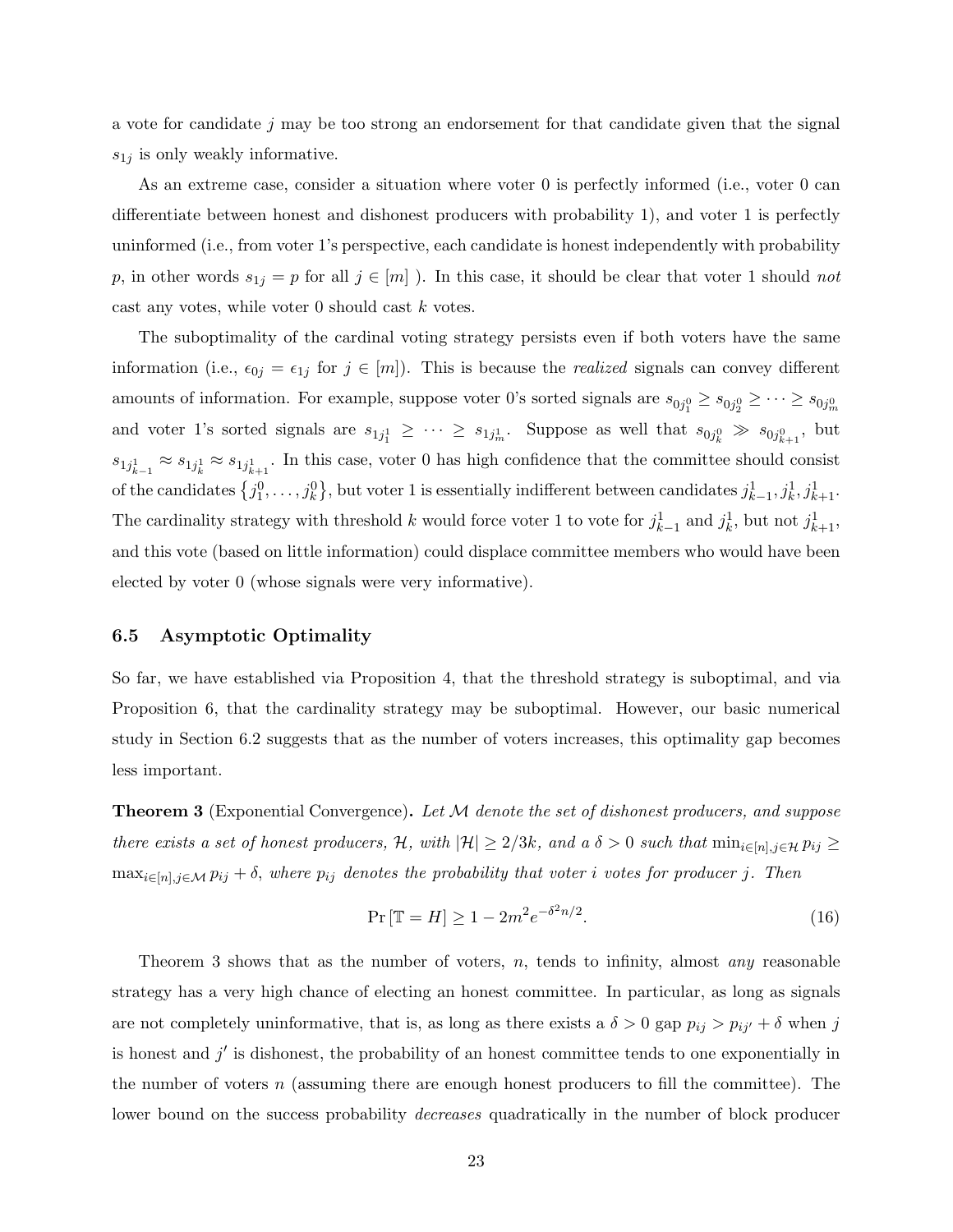a vote for candidate $j$ may be too strong an endorsement for that candidate given that the signal $s_{1j}$ is only weakly informative.

As an extreme case, consider a situation where voter 0 is perfectly informed (i.e., voter 0 can differentiate between honest and dishonest producers with probability 1), and voter 1 is perfectly uninformed (i.e., from voter 1's perspective, each candidate is honest independently with probability $p$, in other words $s_{1j} = p$ for all $j \in [m]$ ). In this case, it should be clear that voter 1 should *not* cast any votes, while voter 0 should cast $k$ votes.

The suboptimality of the cardinal voting strategy persists even if both voters have the same information (i.e., $\epsilon_{0j} = \epsilon_{1j}$ for $j \in [m]$). This is because the *realized* signals can convey different amounts of information. For example, suppose voter 0's sorted signals are $s_{0j_1^0} \geq s_{0j_2^0} \geq \cdots \geq s_{0j_m^0}$ and voter 1's sorted signals are $s_{1j_1^1} \geq \cdots \geq s_{1j_m^1}$. Suppose as well that $s_{0j_k^0} \gg s_{0j_{k+1}^0}$, but $s_{1j_{k-1}^1} \approx s_{1j_k^1} \approx s_{1j_{k+1}^1}$. In this case, voter 0 has high confidence that the committee should consist of the candidates $\{j_1^0, \ldots, j_k^0\}$, but voter 1 is essentially indifferent between candidates $j_{k-1}^1, j_k^1, j_{k+1}^1$. The cardinality strategy with threshold $k$ would force voter 1 to vote for $j_{k-1}^1$ and $j_k^1$, but not $j_{k+1}^1$, and this vote (based on little information) could displace committee members who would have been elected by voter 0 (whose signals were very informative).

### 6.5 Asymptotic Optimality

So far, we have established via Proposition 4, that the threshold strategy is suboptimal, and via Proposition 6, that the cardinality strategy may be suboptimal. However, our basic numerical study in Section 6.2 suggests that as the number of voters increases, this optimality gap becomes less important.

**Theorem 3** (Exponential Convergence)**.** *Let $\mathcal{M}$ denote the set of dishonest producers, and suppose there exists a set of honest producers, $\mathcal{H}$, with $|\mathcal{H}| \geq 2/3k$, and a $\delta > 0$ such that $\min_{i \in [n], j \in \mathcal{H}} p_{ij} \geq \max_{i \in [n], j \in \mathcal{M}} p_{ij} + \delta$, where $p_{ij}$ denotes the probability that voter $i$ votes for producer $j$. Then*

$$\Pr[\mathbb{T} = H] \geq 1 - 2m^2 e^{-\delta^2 n/2}. \tag{16}$$

Theorem 3 shows that as the number of voters, $n$, tends to infinity, almost *any* reasonable strategy has a very high chance of electing an honest committee. In particular, as long as signals are not completely uninformative, that is, as long as there exists a $\delta > 0$ gap $p_{ij} > p_{ij'} + \delta$ when $j$ is honest and $j'$ is dishonest, the probability of an honest committee tends to one exponentially in the number of voters $n$ (assuming there are enough honest producers to fill the committee). The lower bound on the success probability *decreases* quadratically in the number of block producer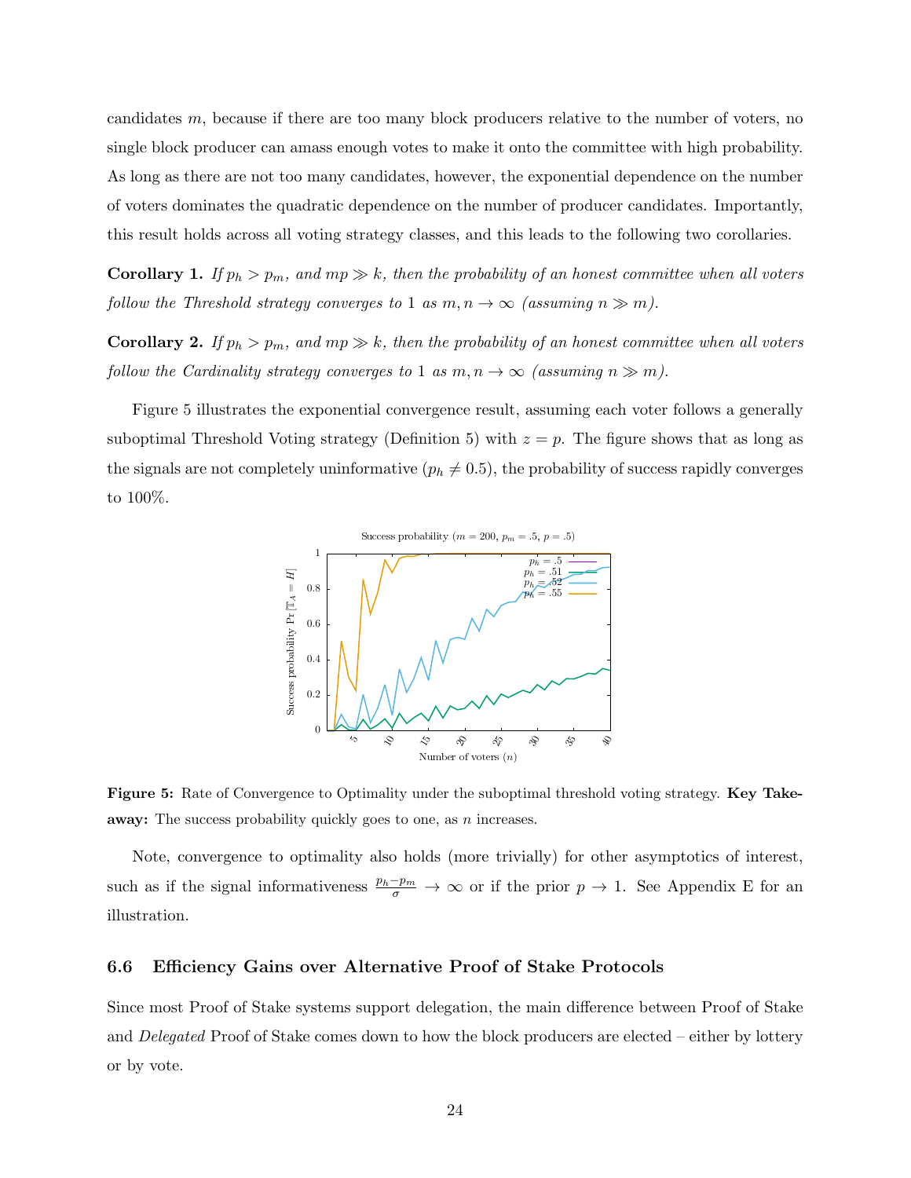candidates $m$, because if there are too many block producers relative to the number of voters, no single block producer can amass enough votes to make it onto the committee with high probability. As long as there are not too many candidates, however, the exponential dependence on the number of voters dominates the quadratic dependence on the number of producer candidates. Importantly, this result holds across all voting strategy classes, and this leads to the following two corollaries.

**Corollary 1.** *If $p_h > p_m$, and $mp \gg k$, then the probability of an honest committee when all voters follow the Threshold strategy converges to 1 as $m, n \to \infty$ (assuming $n \gg m$).*

**Corollary 2.** *If $p_h > p_m$, and $mp \gg k$, then the probability of an honest committee when all voters follow the Cardinality strategy converges to 1 as $m, n \to \infty$ (assuming $n \gg m$).*

Figure 5 illustrates the exponential convergence result, assuming each voter follows a generally suboptimal Threshold Voting strategy (Definition 5) with $z = p$. The figure shows that as long as the signals are not completely uninformative ($p_h \neq 0.5$), the probability of success rapidly converges to 100%.

**Figure 5:** Rate of Convergence to Optimality under the suboptimal threshold voting strategy. **Key Takeaway:** The success probability quickly goes to one, as $n$ increases.

Note, convergence to optimality also holds (more trivially) for other asymptotics of interest, such as if the signal informativeness $\frac{p_h - p_m}{\sigma} \to \infty$ or if the prior $p \to 1$. See Appendix E for an illustration.

### 6.6 Efficiency Gains over Alternative Proof of Stake Protocols

Since most Proof of Stake systems support delegation, the main difference between Proof of Stake and *Delegated* Proof of Stake comes down to how the block producers are elected – either by lottery or by vote.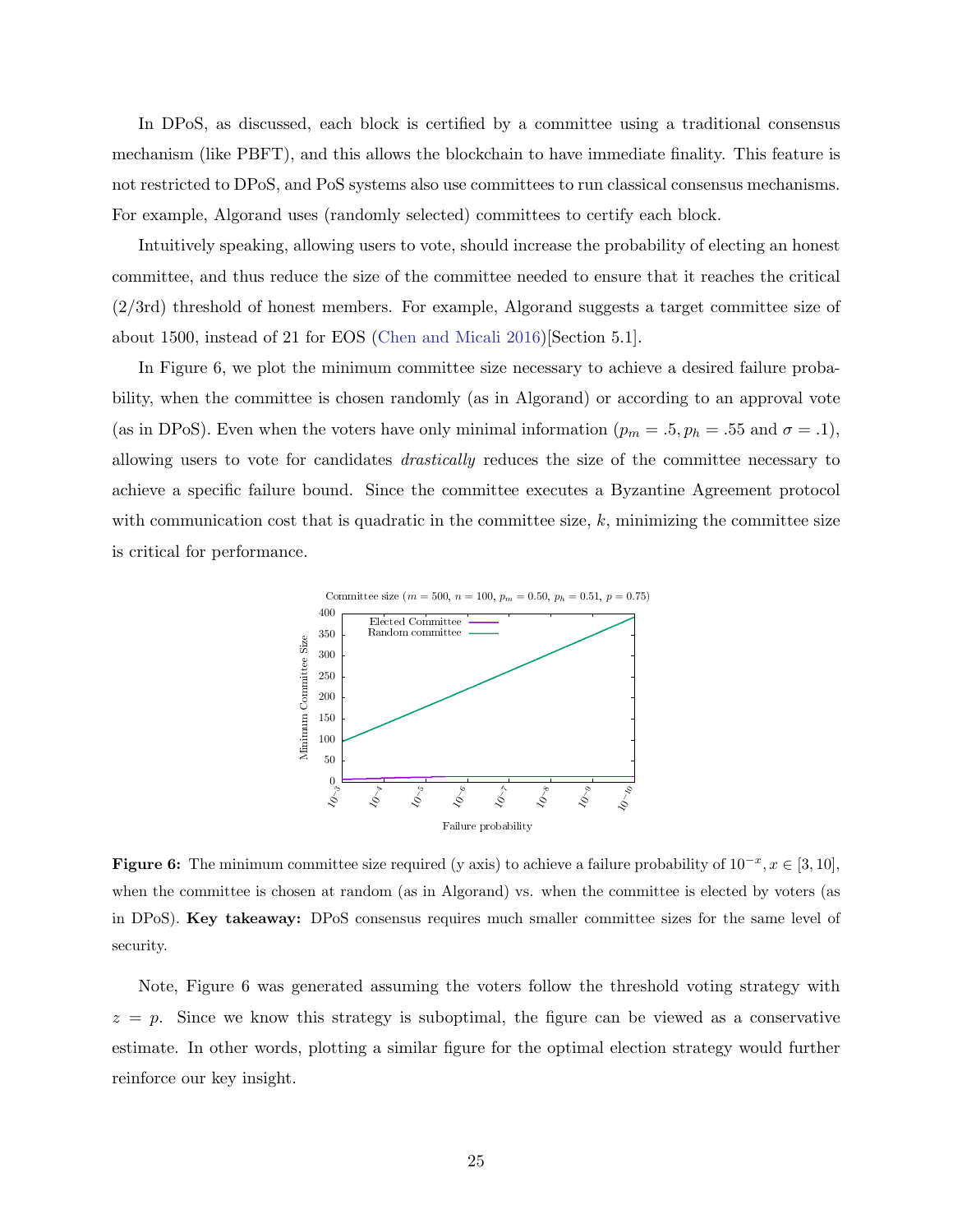In DPoS, as discussed, each block is certified by a committee using a traditional consensus mechanism (like PBFT), and this allows the blockchain to have immediate finality. This feature is not restricted to DPoS, and PoS systems also use committees to run classical consensus mechanisms. For example, Algorand uses (randomly selected) committees to certify each block.

Intuitively speaking, allowing users to vote, should increase the probability of electing an honest committee, and thus reduce the size of the committee needed to ensure that it reaches the critical (2/3rd) threshold of honest members. For example, Algorand suggests a target committee size of about 1500, instead of 21 for EOS (Chen and Micali 2016)[Section 5.1].

In Figure 6, we plot the minimum committee size necessary to achieve a desired failure probability, when the committee is chosen randomly (as in Algorand) or according to an approval vote (as in DPoS). Even when the voters have only minimal information ($p_m = .5, p_h = .55$ and $\sigma = .1$), allowing users to vote for candidates *drastically* reduces the size of the committee necessary to achieve a specific failure bound. Since the committee executes a Byzantine Agreement protocol with communication cost that is quadratic in the committee size, $k$, minimizing the committee size is critical for performance.

Committee size ($m = 500$, $n = 100$, $p_m = 0.50$, $p_h = 0.51$, $p = 0.75$)

**Figure 6:** The minimum committee size required (y axis) to achieve a failure probability of $10^{-x}, x \in [3, 10]$, when the committee is chosen at random (as in Algorand) vs. when the committee is elected by voters (as in DPoS). **Key takeaway:** DPoS consensus requires much smaller committee sizes for the same level of security.

Note, Figure 6 was generated assuming the voters follow the threshold voting strategy with $z = p$. Since we know this strategy is suboptimal, the figure can be viewed as a conservative estimate. In other words, plotting a similar figure for the optimal election strategy would further reinforce our key insight.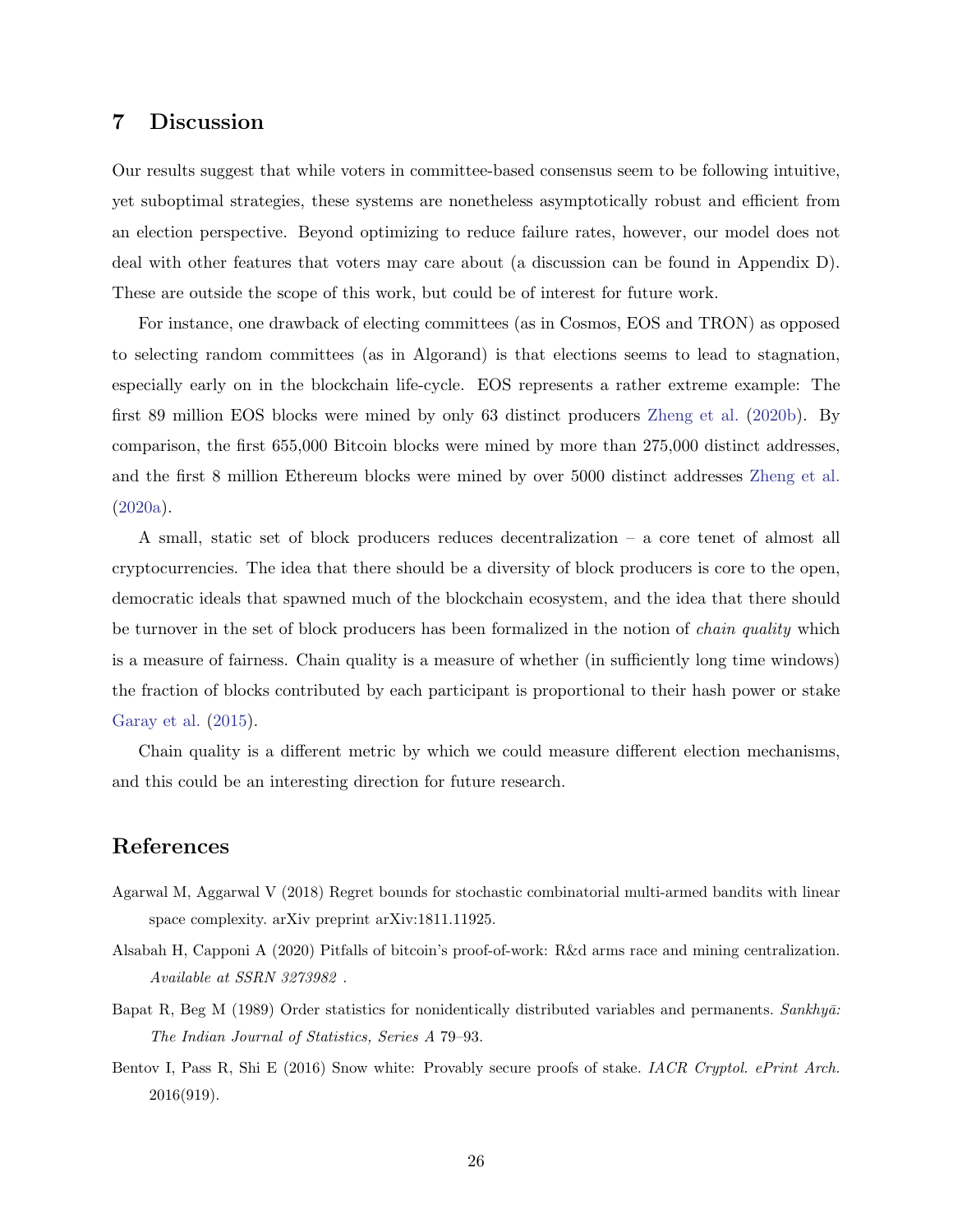## 7 Discussion

Our results suggest that while voters in committee-based consensus seem to be following intuitive, yet suboptimal strategies, these systems are nonetheless asymptotically robust and efficient from an election perspective. Beyond optimizing to reduce failure rates, however, our model does not deal with other features that voters may care about (a discussion can be found in Appendix D). These are outside the scope of this work, but could be of interest for future work.

For instance, one drawback of electing committees (as in Cosmos, EOS and TRON) as opposed to selecting random committees (as in Algorand) is that elections seems to lead to stagnation, especially early on in the blockchain life-cycle. EOS represents a rather extreme example: The first 89 million EOS blocks were mined by only 63 distinct producers Zheng et al. (2020b). By comparison, the first 655,000 Bitcoin blocks were mined by more than 275,000 distinct addresses, and the first 8 million Ethereum blocks were mined by over 5000 distinct addresses Zheng et al. (2020a).

A small, static set of block producers reduces decentralization – a core tenet of almost all cryptocurrencies. The idea that there should be a diversity of block producers is core to the open, democratic ideals that spawned much of the blockchain ecosystem, and the idea that there should be turnover in the set of block producers has been formalized in the notion of *chain quality* which is a measure of fairness. Chain quality is a measure of whether (in sufficiently long time windows) the fraction of blocks contributed by each participant is proportional to their hash power or stake Garay et al. (2015).

Chain quality is a different metric by which we could measure different election mechanisms, and this could be an interesting direction for future research.

## References

Agarwal M, Aggarwal V (2018) Regret bounds for stochastic combinatorial multi-armed bandits with linear space complexity. arXiv preprint arXiv:1811.11925.

Alsabah H, Capponi A (2020) Pitfalls of bitcoin's proof-of-work: R&d arms race and mining centralization. *Available at SSRN 3273982* .

Bapat R, Beg M (1989) Order statistics for nonidentically distributed variables and permanents. *Sankhyā: The Indian Journal of Statistics, Series A* 79–93.

Bentov I, Pass R, Shi E (2016) Snow white: Provably secure proofs of stake. *IACR Cryptol. ePrint Arch.* 2016(919).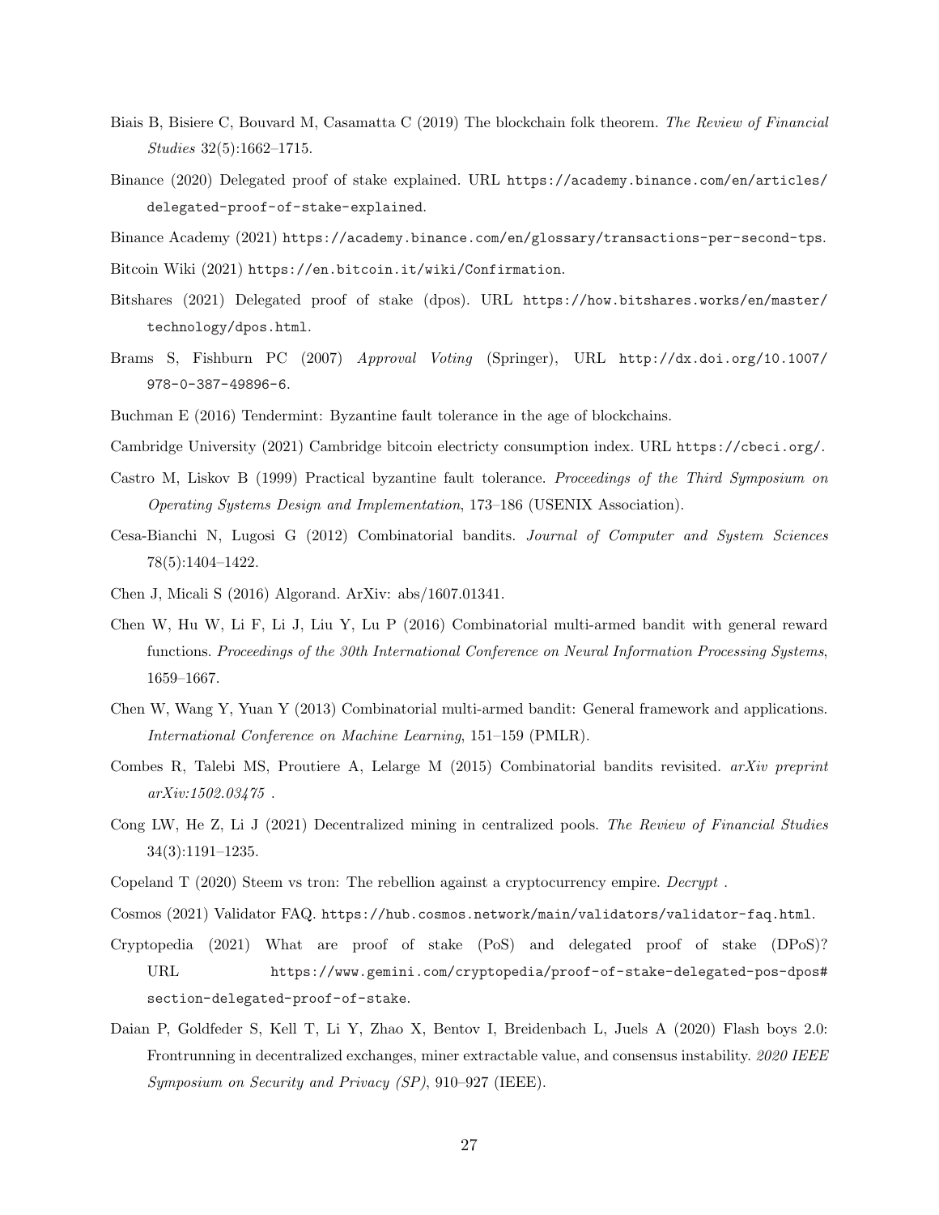Biais B, Bisiere C, Bouvard M, Casamatta C (2019) The blockchain folk theorem. *The Review of Financial Studies* 32(5):1662–1715.

Binance (2020) Delegated proof of stake explained. URL `https://academy.binance.com/en/articles/delegated-proof-of-stake-explained`.

Binance Academy (2021) `https://academy.binance.com/en/glossary/transactions-per-second-tps`.

Bitcoin Wiki (2021) `https://en.bitcoin.it/wiki/Confirmation`.

Bitshares (2021) Delegated proof of stake (dpos). URL `https://how.bitshares.works/en/master/technology/dpos.html`.

Brams S, Fishburn PC (2007) *Approval Voting* (Springer), URL `http://dx.doi.org/10.1007/978-0-387-49896-6`.

Buchman E (2016) Tendermint: Byzantine fault tolerance in the age of blockchains.

Cambridge University (2021) Cambridge bitcoin electricty consumption index. URL `https://cbeci.org/`.

Castro M, Liskov B (1999) Practical byzantine fault tolerance. *Proceedings of the Third Symposium on Operating Systems Design and Implementation*, 173–186 (USENIX Association).

Cesa-Bianchi N, Lugosi G (2012) Combinatorial bandits. *Journal of Computer and System Sciences* 78(5):1404–1422.

Chen J, Micali S (2016) Algorand. ArXiv: abs/1607.01341.

Chen W, Hu W, Li F, Li J, Liu Y, Lu P (2016) Combinatorial multi-armed bandit with general reward functions. *Proceedings of the 30th International Conference on Neural Information Processing Systems*, 1659–1667.

Chen W, Wang Y, Yuan Y (2013) Combinatorial multi-armed bandit: General framework and applications. *International Conference on Machine Learning*, 151–159 (PMLR).

Combes R, Talebi MS, Proutiere A, Lelarge M (2015) Combinatorial bandits revisited. *arXiv preprint arXiv:1502.03475* .

Cong LW, He Z, Li J (2021) Decentralized mining in centralized pools. *The Review of Financial Studies* 34(3):1191–1235.

Copeland T (2020) Steem vs tron: The rebellion against a cryptocurrency empire. *Decrypt* .

Cosmos (2021) Validator FAQ. `https://hub.cosmos.network/main/validators/validator-faq.html`.

Cryptopedia (2021) What are proof of stake (PoS) and delegated proof of stake (DPoS)? URL `https://www.gemini.com/cryptopedia/proof-of-stake-delegated-pos-dpos#section-delegated-proof-of-stake`.

Daian P, Goldfeder S, Kell T, Li Y, Zhao X, Bentov I, Breidenbach L, Juels A (2020) Flash boys 2.0: Frontrunning in decentralized exchanges, miner extractable value, and consensus instability. *2020 IEEE Symposium on Security and Privacy (SP)*, 910–927 (IEEE).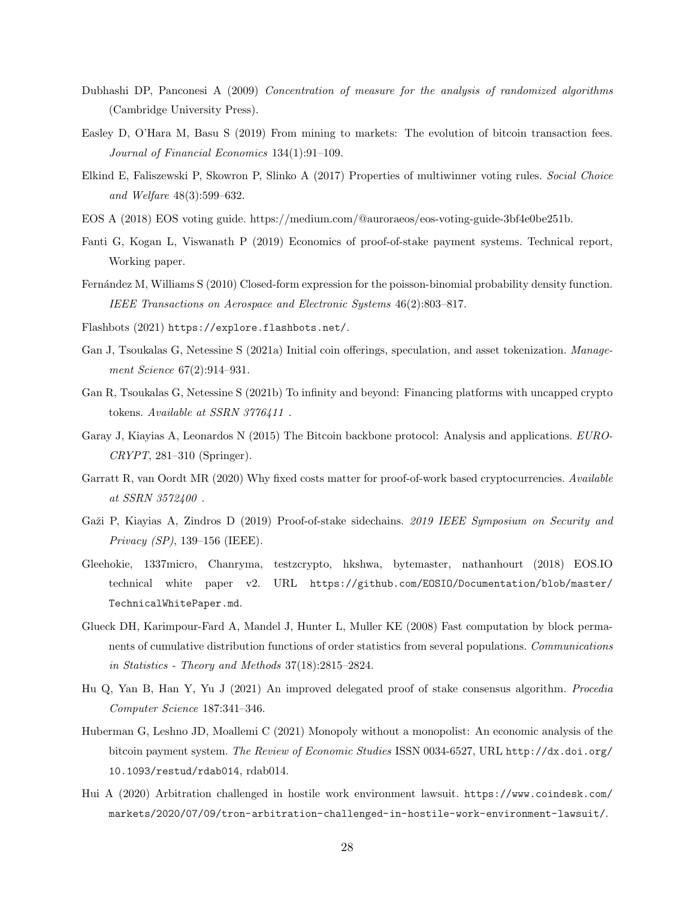Dubhashi DP, Panconesi A (2009) *Concentration of measure for the analysis of randomized algorithms* (Cambridge University Press).

Easley D, O'Hara M, Basu S (2019) From mining to markets: The evolution of bitcoin transaction fees. *Journal of Financial Economics* 134(1):91–109.

Elkind E, Faliszewski P, Skowron P, Slinko A (2017) Properties of multiwinner voting rules. *Social Choice and Welfare* 48(3):599–632.

EOS A (2018) EOS voting guide. https://medium.com/@auroraeos/eos-voting-guide-3bf4e0be251b.

Fanti G, Kogan L, Viswanath P (2019) Economics of proof-of-stake payment systems. Technical report, Working paper.

Fernández M, Williams S (2010) Closed-form expression for the poisson-binomial probability density function. *IEEE Transactions on Aerospace and Electronic Systems* 46(2):803–817.

Flashbots (2021) `https://explore.flashbots.net/`.

Gan J, Tsoukalas G, Netessine S (2021a) Initial coin offerings, speculation, and asset tokenization. *Management Science* 67(2):914–931.

Gan R, Tsoukalas G, Netessine S (2021b) To infinity and beyond: Financing platforms with uncapped crypto tokens. *Available at SSRN 3776411* .

Garay J, Kiayias A, Leonardos N (2015) The Bitcoin backbone protocol: Analysis and applications. *EUROCRYPT*, 281–310 (Springer).

Garratt R, van Oordt MR (2020) Why fixed costs matter for proof-of-work based cryptocurrencies. *Available at SSRN 3572400* .

Gaži P, Kiayias A, Zindros D (2019) Proof-of-stake sidechains. *2019 IEEE Symposium on Security and Privacy (SP)*, 139–156 (IEEE).

Gleehokie, 1337micro, Chanryma, testzcrypto, hkshwa, bytemaster, nathanhourt (2018) EOS.IO technical white paper v2. URL `https://github.com/EOSIO/Documentation/blob/master/TechnicalWhitePaper.md`.

Glueck DH, Karimpour-Fard A, Mandel J, Hunter L, Muller KE (2008) Fast computation by block permanents of cumulative distribution functions of order statistics from several populations. *Communications in Statistics - Theory and Methods* 37(18):2815–2824.

Hu Q, Yan B, Han Y, Yu J (2021) An improved delegated proof of stake consensus algorithm. *Procedia Computer Science* 187:341–346.

Huberman G, Leshno JD, Moallemi C (2021) Monopoly without a monopolist: An economic analysis of the bitcoin payment system. *The Review of Economic Studies* ISSN 0034-6527, URL `http://dx.doi.org/10.1093/restud/rdab014`, rdab014.

Hui A (2020) Arbitration challenged in hostile work environment lawsuit. `https://www.coindesk.com/markets/2020/07/09/tron-arbitration-challenged-in-hostile-work-environment-lawsuit/`.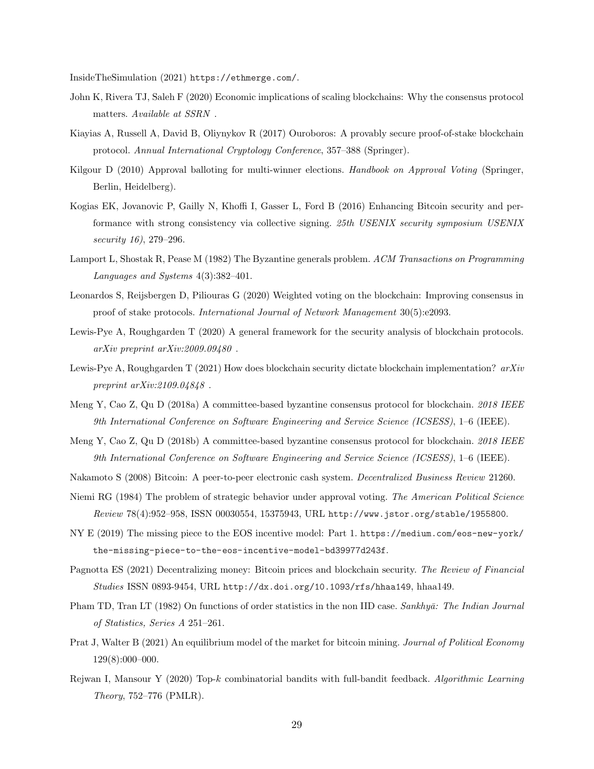InsideTheSimulation (2021) https://ethmerge.com/.

John K, Rivera TJ, Saleh F (2020) Economic implications of scaling blockchains: Why the consensus protocol matters. *Available at SSRN* .

Kiayias A, Russell A, David B, Oliynykov R (2017) Ouroboros: A provably secure proof-of-stake blockchain protocol. *Annual International Cryptology Conference*, 357–388 (Springer).

Kilgour D (2010) Approval balloting for multi-winner elections. *Handbook on Approval Voting* (Springer, Berlin, Heidelberg).

Kogias EK, Jovanovic P, Gailly N, Khoffi I, Gasser L, Ford B (2016) Enhancing Bitcoin security and performance with strong consistency via collective signing. *25th USENIX security symposium USENIX security 16)*, 279–296.

Lamport L, Shostak R, Pease M (1982) The Byzantine generals problem. *ACM Transactions on Programming Languages and Systems* 4(3):382–401.

Leonardos S, Reijsbergen D, Piliouras G (2020) Weighted voting on the blockchain: Improving consensus in proof of stake protocols. *International Journal of Network Management* 30(5):e2093.

Lewis-Pye A, Roughgarden T (2020) A general framework for the security analysis of blockchain protocols. *arXiv preprint arXiv:2009.09480* .

Lewis-Pye A, Roughgarden T (2021) How does blockchain security dictate blockchain implementation? *arXiv preprint arXiv:2109.04848* .

Meng Y, Cao Z, Qu D (2018a) A committee-based byzantine consensus protocol for blockchain. *2018 IEEE 9th International Conference on Software Engineering and Service Science (ICSESS)*, 1–6 (IEEE).

Meng Y, Cao Z, Qu D (2018b) A committee-based byzantine consensus protocol for blockchain. *2018 IEEE 9th International Conference on Software Engineering and Service Science (ICSESS)*, 1–6 (IEEE).

Nakamoto S (2008) Bitcoin: A peer-to-peer electronic cash system. *Decentralized Business Review* 21260.

Niemi RG (1984) The problem of strategic behavior under approval voting. *The American Political Science Review* 78(4):952–958, ISSN 00030554, 15375943, URL http://www.jstor.org/stable/1955800.

NY E (2019) The missing piece to the EOS incentive model: Part 1. https://medium.com/eos-new-york/the-missing-piece-to-the-eos-incentive-model-bd39977d243f.

Pagnotta ES (2021) Decentralizing money: Bitcoin prices and blockchain security. *The Review of Financial Studies* ISSN 0893-9454, URL http://dx.doi.org/10.1093/rfs/hhaa149, hhaa149.

Pham TD, Tran LT (1982) On functions of order statistics in the non IID case. *Sankhyā: The Indian Journal of Statistics, Series A* 251–261.

Prat J, Walter B (2021) An equilibrium model of the market for bitcoin mining. *Journal of Political Economy* 129(8):000–000.

Rejwan I, Mansour Y (2020) Top-$k$ combinatorial bandits with full-bandit feedback. *Algorithmic Learning Theory*, 752–776 (PMLR).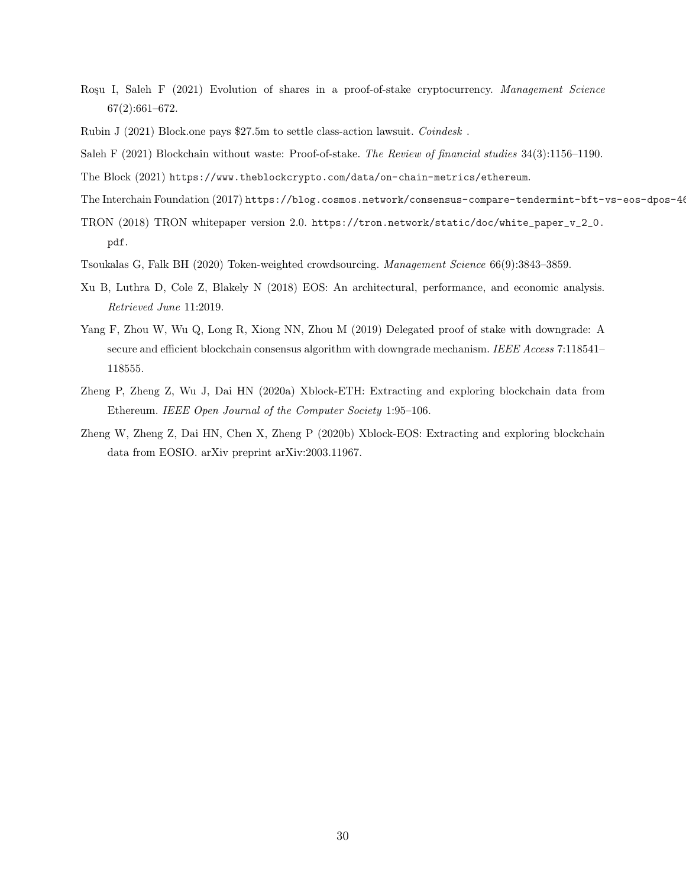Roşu I, Saleh F (2021) Evolution of shares in a proof-of-stake cryptocurrency. *Management Science* 67(2):661–672.

Rubin J (2021) Block.one pays $27.5m to settle class-action lawsuit. *Coindesk* .

Saleh F (2021) Blockchain without waste: Proof-of-stake. *The Review of financial studies* 34(3):1156–1190.

The Block (2021) https://www.theblockcrypto.com/data/on-chain-metrics/ethereum.

The Interchain Foundation (2017) https://blog.cosmos.network/consensus-compare-tendermint-bft-vs-eos-dpos-46

TRON (2018) TRON whitepaper version 2.0. https://tron.network/static/doc/white_paper_v_2_0.pdf.

Tsoukalas G, Falk BH (2020) Token-weighted crowdsourcing. *Management Science* 66(9):3843–3859.

Xu B, Luthra D, Cole Z, Blakely N (2018) EOS: An architectural, performance, and economic analysis. *Retrieved June* 11:2019.

Yang F, Zhou W, Wu Q, Long R, Xiong NN, Zhou M (2019) Delegated proof of stake with downgrade: A secure and efficient blockchain consensus algorithm with downgrade mechanism. *IEEE Access* 7:118541–118555.

Zheng P, Zheng Z, Wu J, Dai HN (2020a) Xblock-ETH: Extracting and exploring blockchain data from Ethereum. *IEEE Open Journal of the Computer Society* 1:95–106.

Zheng W, Zheng Z, Dai HN, Chen X, Zheng P (2020b) Xblock-EOS: Extracting and exploring blockchain data from EOSIO. arXiv preprint arXiv:2003.11967.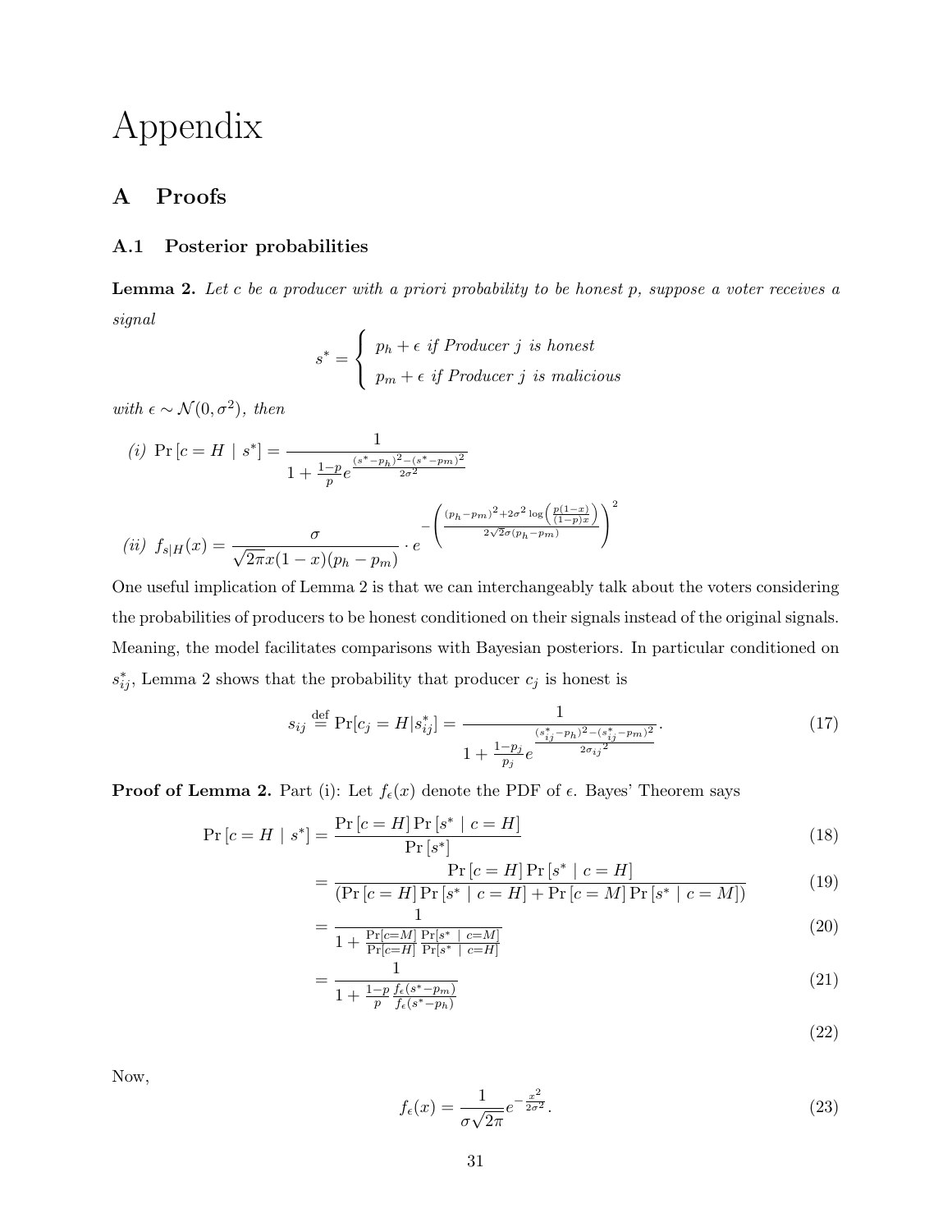# Appendix

## A Proofs

### A.1 Posterior probabilities

**Lemma 2.** *Let $c$ be a producer with a priori probability to be honest $p$, suppose a voter receives a signal*

$$s^* = \begin{cases} p_h + \epsilon \text{ if Producer } j \text{ is honest} \\ p_m + \epsilon \text{ if Producer } j \text{ is malicious} \end{cases}$$

*with $\epsilon \sim \mathcal{N}(0, \sigma^2)$, then*

*(i)* $\Pr[c = H \mid s^*] = \dfrac{1}{1 + \frac{1-p}{p} e^{\frac{(s^*-p_h)^2 - (s^*-p_m)^2}{2\sigma^2}}}$

*(ii)* $f_{s|H}(x) = \dfrac{\sigma}{\sqrt{2\pi} x(1-x)(p_h - p_m)} \cdot e^{-\left(\frac{(p_h-p_m)^2 + 2\sigma^2 \log\left(\frac{p(1-x)}{(1-p)x}\right)}{2\sqrt{2}\sigma(p_h-p_m)}\right)^2}$

One useful implication of Lemma 2 is that we can interchangeably talk about the voters considering the probabilities of producers to be honest conditioned on their signals instead of the original signals. Meaning, the model facilitates comparisons with Bayesian posteriors. In particular conditioned on $s^*_{ij}$, Lemma 2 shows that the probability that producer $c_j$ is honest is

$$s_{ij} \stackrel{\text{def}}{=} \Pr[c_j = H | s^*_{ij}] = \frac{1}{1 + \frac{1-p_j}{p_j} e^{\frac{(s^*_{ij}-p_h)^2 - (s^*_{ij}-p_m)^2}{2\sigma_{ij}{}^2}}}. \tag{17}$$

**Proof of Lemma 2.** Part (i): Let $f_\epsilon(x)$ denote the PDF of $\epsilon$. Bayes' Theorem says

$$\Pr[c = H \mid s^*] = \frac{\Pr[c = H] \Pr[s^* \mid c = H]}{\Pr[s^*]} \tag{18}$$

$$= \frac{\Pr[c = H] \Pr[s^* \mid c = H]}{(\Pr[c = H] \Pr[s^* \mid c = H] + \Pr[c = M] \Pr[s^* \mid c = M])} \tag{19}$$

$$= \frac{1}{1 + \frac{\Pr[c=M]}{\Pr[c=H]} \frac{\Pr[s^* \mid c=M]}{\Pr[s^* \mid c=H]}} \tag{20}$$

$$= \frac{1}{1 + \frac{1-p}{p} \frac{f_\epsilon(s^*-p_m)}{f_\epsilon(s^*-p_h)}} \tag{21}$$

$$\tag{22}$$

Now,

$$f_\epsilon(x) = \frac{1}{\sigma\sqrt{2\pi}} e^{-\frac{x^2}{2\sigma^2}}. \tag{23}$$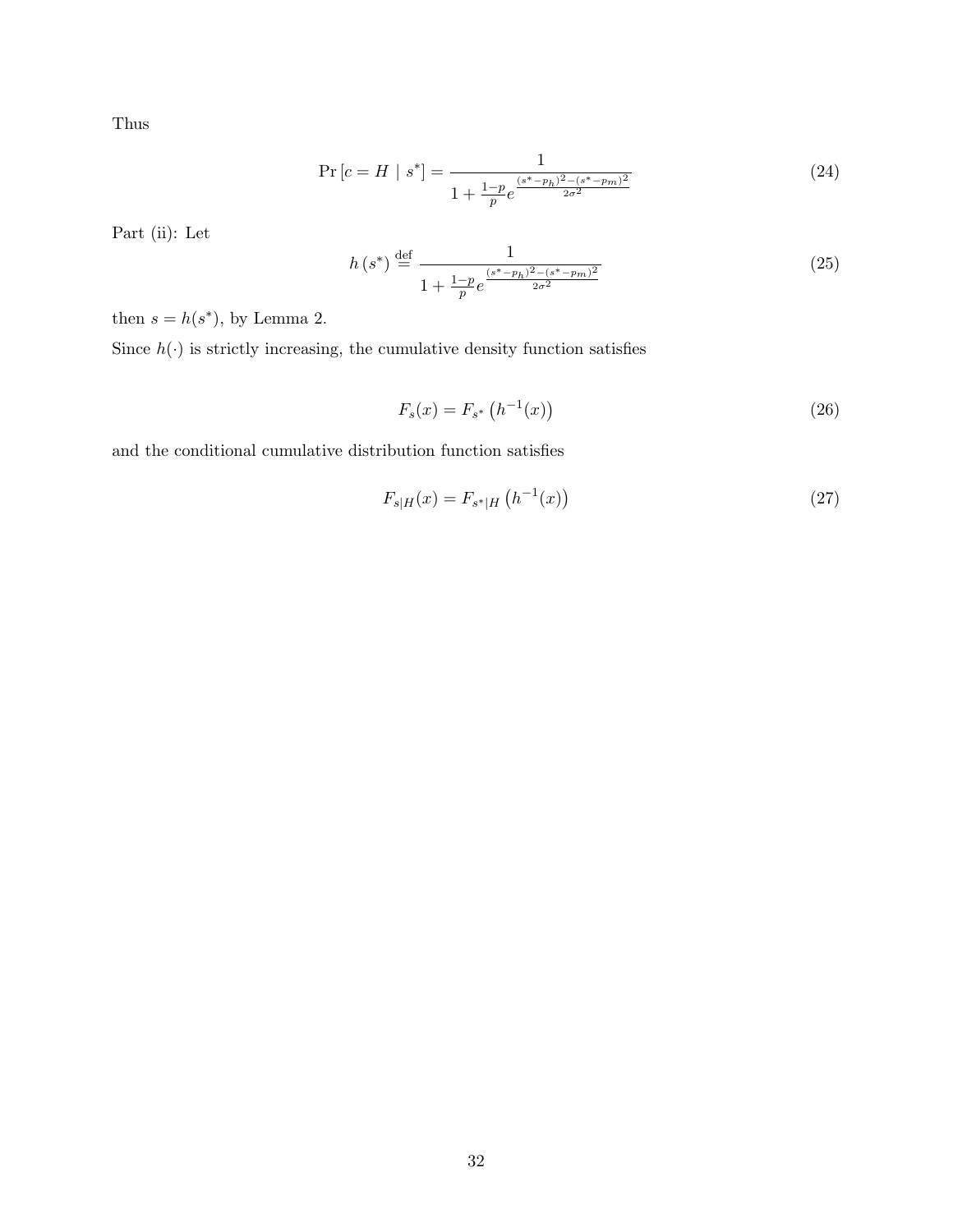Thus

$$\Pr\left[c = H \mid s^*\right] = \frac{1}{1 + \frac{1-p}{p} e^{\frac{(s^*-p_h)^2 - (s^*-p_m)^2}{2\sigma^2}}} \tag{24}$$

Part (ii): Let

$$h\left(s^*\right) \stackrel{\text{def}}{=} \frac{1}{1 + \frac{1-p}{p} e^{\frac{(s^*-p_h)^2 - (s^*-p_m)^2}{2\sigma^2}}} \tag{25}$$

then $s = h(s^*)$, by Lemma 2.

Since $h(\cdot)$ is strictly increasing, the cumulative density function satisfies

$$F_s(x) = F_{s^*}\left(h^{-1}(x)\right) \tag{26}$$

and the conditional cumulative distribution function satisfies

$$F_{s|H}(x) = F_{s^*|H}\left(h^{-1}(x)\right) \tag{27}$$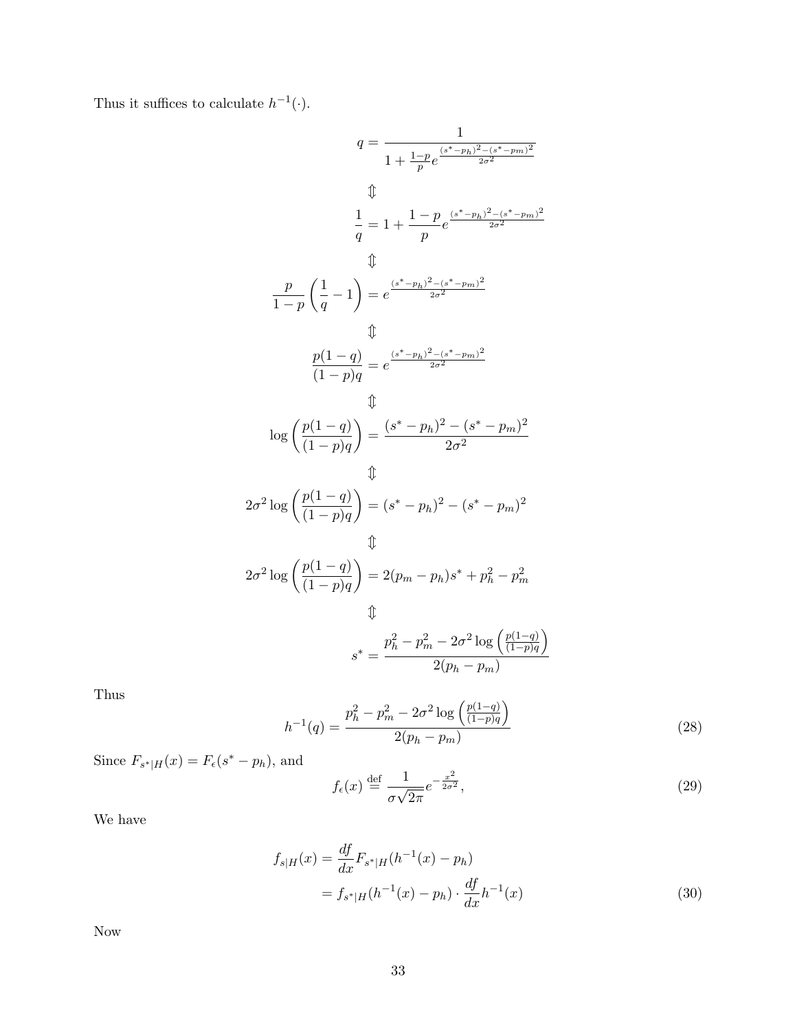Thus it suffices to calculate $h^{-1}(\cdot)$.

$$q = \frac{1}{1 + \frac{1-p}{p} e^{\frac{(s^*-p_h)^2-(s^*-p_m)^2}{2\sigma^2}}}$$

$$\Updownarrow$$

$$\frac{1}{q} = 1 + \frac{1-p}{p} e^{\frac{(s^*-p_h)^2-(s^*-p_m)^2}{2\sigma^2}}$$

$$\Updownarrow$$

$$\frac{p}{1-p}\left(\frac{1}{q} - 1\right) = e^{\frac{(s^*-p_h)^2-(s^*-p_m)^2}{2\sigma^2}}$$

$$\Updownarrow$$

$$\frac{p(1-q)}{(1-p)q} = e^{\frac{(s^*-p_h)^2-(s^*-p_m)^2}{2\sigma^2}}$$

$$\Updownarrow$$

$$\log\left(\frac{p(1-q)}{(1-p)q}\right) = \frac{(s^*-p_h)^2-(s^*-p_m)^2}{2\sigma^2}$$

$$\Updownarrow$$

$$2\sigma^2 \log\left(\frac{p(1-q)}{(1-p)q}\right) = (s^*-p_h)^2-(s^*-p_m)^2$$

$$\Updownarrow$$

$$2\sigma^2 \log\left(\frac{p(1-q)}{(1-p)q}\right) = 2(p_m - p_h)s^* + p_h^2 - p_m^2$$

$$\Updownarrow$$

$$s^* = \frac{p_h^2 - p_m^2 - 2\sigma^2 \log\left(\frac{p(1-q)}{(1-p)q}\right)}{2(p_h - p_m)}$$

Thus

$$h^{-1}(q) = \frac{p_h^2 - p_m^2 - 2\sigma^2 \log\left(\frac{p(1-q)}{(1-p)q}\right)}{2(p_h - p_m)} \tag{28}$$

Since $F_{s^*|H}(x) = F_\epsilon(s^* - p_h)$, and

$$f_\epsilon(x) \stackrel{\text{def}}{=} \frac{1}{\sigma\sqrt{2\pi}} e^{-\frac{x^2}{2\sigma^2}}, \tag{29}$$

We have

$$\begin{aligned} f_{s|H}(x) &= \frac{df}{dx} F_{s^*|H}(h^{-1}(x) - p_h) \\ &= f_{s^*|H}(h^{-1}(x) - p_h) \cdot \frac{df}{dx} h^{-1}(x) \end{aligned} \tag{30}$$

Now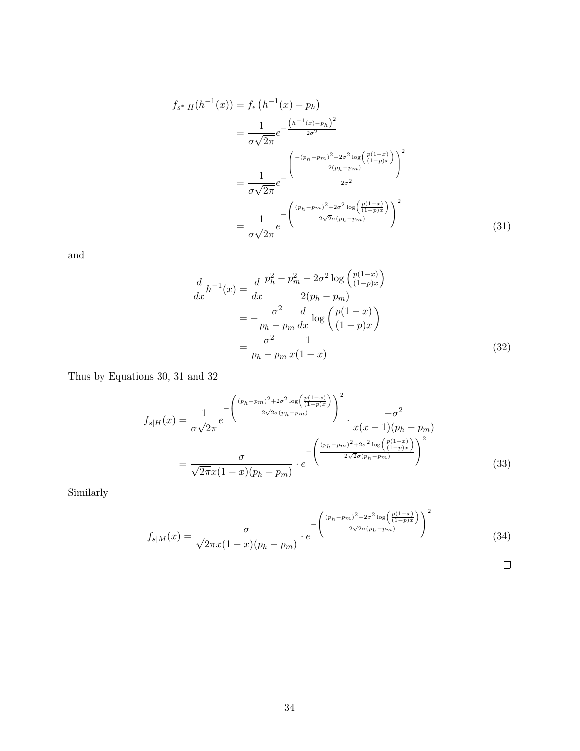$$
\begin{aligned}
f_{s^*|H}(h^{-1}(x)) &= f_\epsilon\left(h^{-1}(x) - p_h\right) \\
&= \frac{1}{\sigma\sqrt{2\pi}} e^{-\frac{\left(h^{-1}(x)-p_h\right)^2}{2\sigma^2}} \\
&= \frac{1}{\sigma\sqrt{2\pi}} e^{-\frac{\left(\frac{-(p_h-p_m)^2-2\sigma^2\log\left(\frac{p(1-x)}{(1-p)x}\right)}{2(p_h-p_m)}\right)^2}{2\sigma^2}} \\
&= \frac{1}{\sigma\sqrt{2\pi}} e^{-\left(\frac{(p_h-p_m)^2+2\sigma^2\log\left(\frac{p(1-x)}{(1-p)x}\right)}{2\sqrt{2}\sigma(p_h-p_m)}\right)^2}
\end{aligned} \tag{31}
$$

and

$$
\begin{aligned}
\frac{d}{dx}h^{-1}(x) &= \frac{d}{dx}\frac{p_h^2 - p_m^2 - 2\sigma^2\log\left(\frac{p(1-x)}{(1-p)x}\right)}{2(p_h-p_m)} \\
&= -\frac{\sigma^2}{p_h-p_m}\frac{d}{dx}\log\left(\frac{p(1-x)}{(1-p)x}\right) \\
&= \frac{\sigma^2}{p_h-p_m}\frac{1}{x(1-x)}
\end{aligned} \tag{32}
$$

Thus by Equations 30, 31 and 32

$$
\begin{aligned}
f_{s|H}(x) &= \frac{1}{\sigma\sqrt{2\pi}} e^{-\left(\frac{(p_h-p_m)^2+2\sigma^2\log\left(\frac{p(1-x)}{(1-p)x}\right)}{2\sqrt{2}\sigma(p_h-p_m)}\right)^2} \cdot \frac{-\sigma^2}{x(x-1)(p_h-p_m)} \\
&= \frac{\sigma}{\sqrt{2\pi}x(1-x)(p_h-p_m)} \cdot e^{-\left(\frac{(p_h-p_m)^2+2\sigma^2\log\left(\frac{p(1-x)}{(1-p)x}\right)}{2\sqrt{2}\sigma(p_h-p_m)}\right)^2}
\end{aligned} \tag{33}
$$

Similarly

$$
f_{s|M}(x) = \frac{\sigma}{\sqrt{2\pi}x(1-x)(p_h-p_m)} \cdot e^{-\left(\frac{(p_h-p_m)^2-2\sigma^2\log\left(\frac{p(1-x)}{(1-p)x}\right)}{2\sqrt{2}\sigma(p_h-p_m)}\right)^2} \tag{34}
$$

□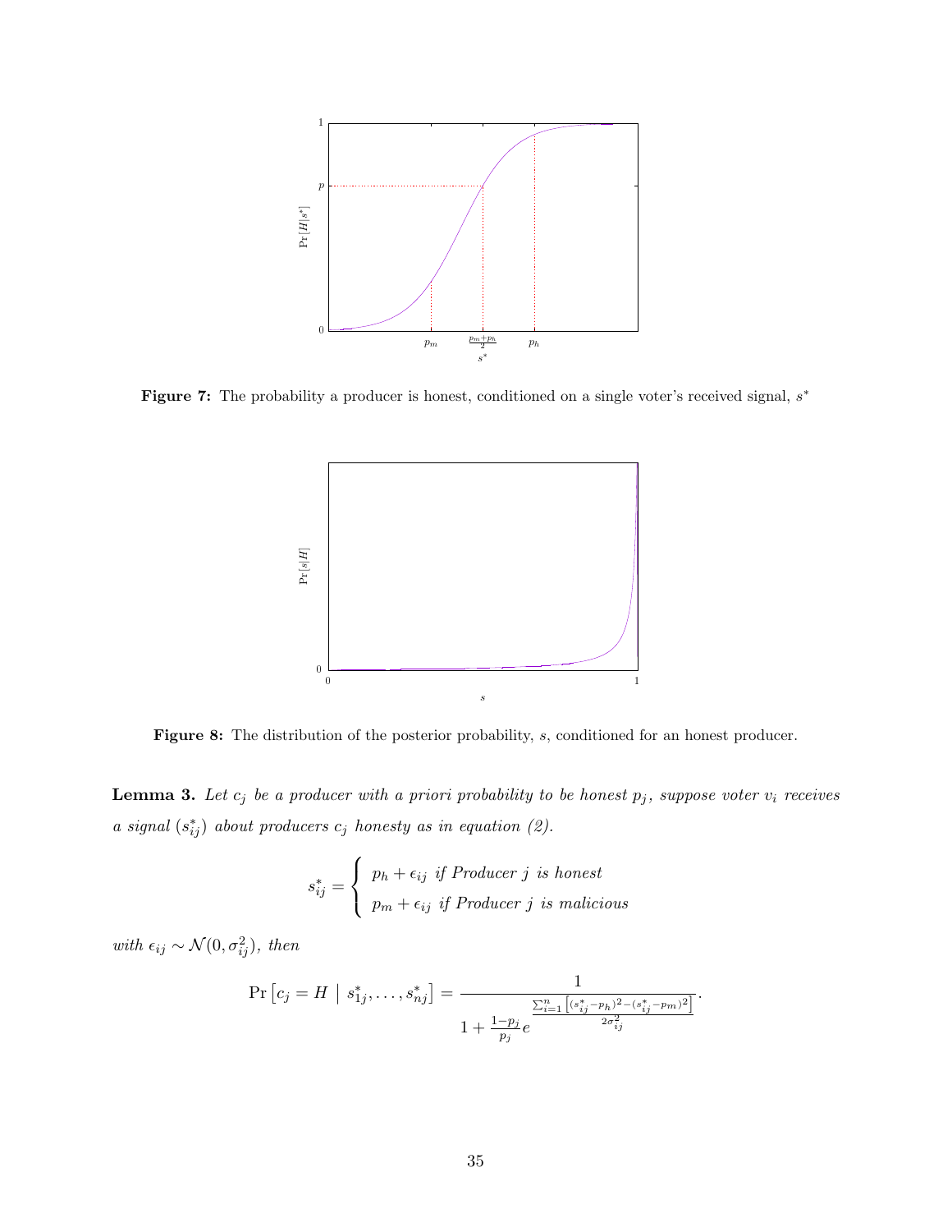**Figure 7:** The probability a producer is honest, conditioned on a single voter's received signal, $s^*$

**Figure 8:** The distribution of the posterior probability, $s$, conditioned for an honest producer.

**Lemma 3.** *Let $c_j$ be a producer with a priori probability to be honest $p_j$, suppose voter $v_i$ receives a signal $(s^*_{ij})$ about producers $c_j$ honesty as in equation (2).*

$$s^*_{ij} = \begin{cases} p_h + \epsilon_{ij} \text{ if Producer } j \text{ is honest} \\ p_m + \epsilon_{ij} \text{ if Producer } j \text{ is malicious} \end{cases}$$

*with $\epsilon_{ij} \sim \mathcal{N}(0, \sigma^2_{ij})$, then*

$$\Pr\left[c_j = H \mid s^*_{1j}, \ldots, s^*_{nj}\right] = \frac{1}{1 + \frac{1-p_j}{p_j} e^{\frac{\sum_{i=1}^{n}\left[(s^*_{ij}-p_h)^2 - (s^*_{ij}-p_m)^2\right]}{2\sigma^2_{ij}}}}.$$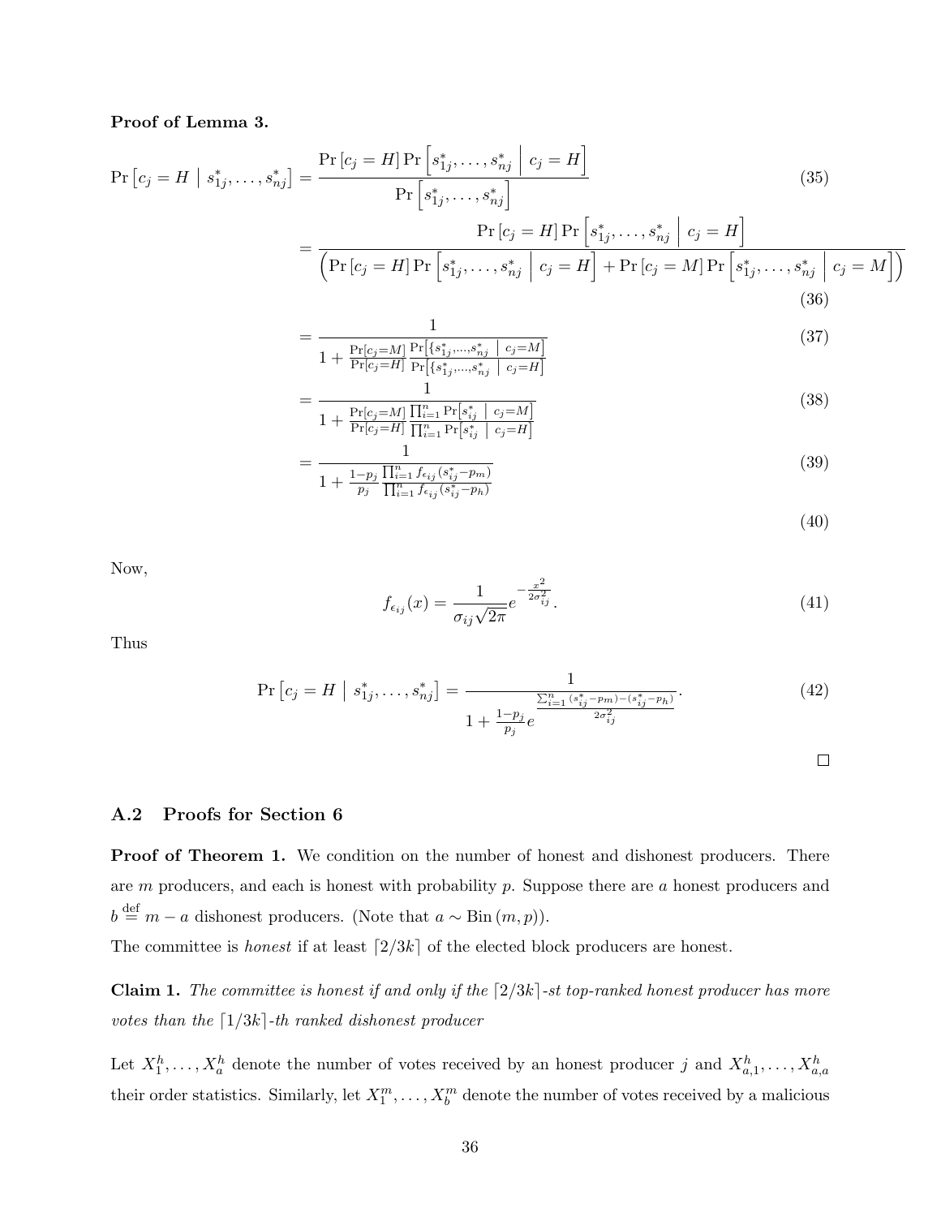**Proof of Lemma 3.**

$$
\begin{aligned}
\Pr\left[c_j = H \mid s^*_{1j}, \ldots, s^*_{nj}\right] &= \frac{\Pr\left[c_j = H\right] \Pr\left[s^*_{1j}, \ldots, s^*_{nj} \;\middle|\; c_j = H\right]}{\Pr\left[s^*_{1j}, \ldots, s^*_{nj}\right]} && (35) \\
&= \frac{\Pr\left[c_j = H\right] \Pr\left[s^*_{1j}, \ldots, s^*_{nj} \;\middle|\; c_j = H\right]}{\left(\Pr\left[c_j = H\right] \Pr\left[s^*_{1j}, \ldots, s^*_{nj} \;\middle|\; c_j = H\right] + \Pr\left[c_j = M\right] \Pr\left[s^*_{1j}, \ldots, s^*_{nj} \;\middle|\; c_j = M\right]\right)} && (36) \\
&= \frac{1}{1 + \frac{\Pr[c_j = M]}{\Pr[c_j = H]} \frac{\Pr\left[\{s^*_{1j}, \ldots, s^*_{nj} \;\middle|\; c_j = M\right]}{\Pr\left[\{s^*_{1j}, \ldots, s^*_{nj} \;\middle|\; c_j = H\right]}} && (37) \\
&= \frac{1}{1 + \frac{\Pr[c_j = M]}{\Pr[c_j = H]} \frac{\prod_{i=1}^n \Pr\left[s^*_{ij} \;\middle|\; c_j = M\right]}{\prod_{i=1}^n \Pr\left[s^*_{ij} \;\middle|\; c_j = H\right]}} && (38) \\
&= \frac{1}{1 + \frac{1 - p_j}{p_j} \frac{\prod_{i=1}^n f_{\epsilon_{ij}}(s^*_{ij} - p_m)}{\prod_{i=1}^n f_{\epsilon_{ij}}(s^*_{ij} - p_h)}} && (39) \\
& && (40)
\end{aligned}
$$

Now,

$$
f_{\epsilon_{ij}}(x) = \frac{1}{\sigma_{ij}\sqrt{2\pi}} e^{-\frac{x^2}{2\sigma^2_{ij}}}. \tag{41}
$$

Thus

$$
\Pr\left[c_j = H \mid s^*_{1j}, \ldots, s^*_{nj}\right] = \frac{1}{1 + \frac{1 - p_j}{p_j} e^{\frac{\sum_{i=1}^n (s^*_{ij} - p_m) - (s^*_{ij} - p_h)}{2\sigma^2_{ij}}}}. \tag{42}
$$

$\square$

## A.2 Proofs for Section 6

**Proof of Theorem 1.** We condition on the number of honest and dishonest producers. There are $m$ producers, and each is honest with probability $p$. Suppose there are $a$ honest producers and $b \stackrel{\text{def}}{=} m - a$ dishonest producers. (Note that $a \sim \text{Bin}(m, p)$).

The committee is *honest* if at least $\lceil 2/3k \rceil$ of the elected block producers are honest.

**Claim 1.** *The committee is honest if and only if the $\lceil 2/3k \rceil$-st top-ranked honest producer has more votes than the $\lceil 1/3k \rceil$-th ranked dishonest producer*

Let $X^h_1, \ldots, X^h_a$ denote the number of votes received by an honest producer $j$ and $X^h_{a,1}, \ldots, X^h_{a,a}$ their order statistics. Similarly, let $X^m_1, \ldots, X^m_b$ denote the number of votes received by a malicious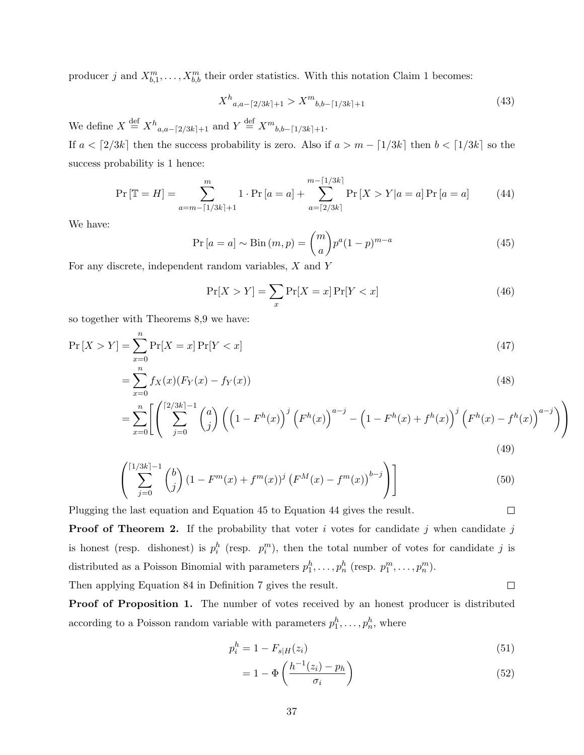producer $j$ and $X^m_{b,1}, \ldots, X^m_{b,b}$ their order statistics. With this notation Claim 1 becomes:

$$X^h{}_{a,a-\lceil 2/3k \rceil+1} > X^m{}_{b,b-\lceil 1/3k \rceil+1} \tag{43}$$

We define $X \stackrel{\text{def}}{=} X^h{}_{a,a-\lceil 2/3k \rceil+1}$ and $Y \stackrel{\text{def}}{=} X^m{}_{b,b-\lceil 1/3k \rceil+1}$.

If $a < \lceil 2/3k \rceil$ then the success probability is zero. Also if $a > m - \lceil 1/3k \rceil$ then $b < \lceil 1/3k \rceil$ so the success probability is 1 hence:

$$\Pr[\mathbb{T} = H] = \sum_{a=m-\lceil 1/3k \rceil+1}^{m} 1 \cdot \Pr[a = a] + \sum_{a=\lceil 2/3k \rceil}^{m-\lceil 1/3k \rceil} \Pr[X > Y | a = a] \Pr[a = a] \tag{44}$$

We have:

$$\Pr[a = a] \sim \text{Bin}(m, p) = \binom{m}{a} p^a (1-p)^{m-a} \tag{45}$$

For any discrete, independent random variables, $X$ and $Y$

$$\Pr[X > Y] = \sum_x \Pr[X = x] \Pr[Y < x] \tag{46}$$

so together with Theorems 8,9 we have:

$$\Pr[X > Y] = \sum_{x=0}^{n} \Pr[X = x] \Pr[Y < x] \tag{47}$$

$$= \sum_{x=0}^{n} f_X(x)(F_Y(x) - f_Y(x)) \tag{48}$$

$$= \sum_{x=0}^{n} \Bigg[ \left( \sum_{j=0}^{\lceil 2/3k \rceil - 1} \binom{a}{j} \left( \left(1 - F^h(x)\right)^j \left(F^h(x)\right)^{a-j} - \left(1 - F^h(x) + f^h(x)\right)^j \left(F^h(x) - f^h(x)\right)^{a-j} \right) \right) \tag{49}$$

$$\left( \sum_{j=0}^{\lceil 1/3k \rceil - 1} \binom{b}{j} \left(1 - F^m(x) + f^m(x)\right)^j \left(F^M(x) - f^m(x)\right)^{b-j} \right) \Bigg] \tag{50}$$

Plugging the last equation and Equation 45 to Equation 44 gives the result. $\square$

**Proof of Theorem 2.** If the probability that voter $i$ votes for candidate $j$ when candidate $j$ is honest (resp. dishonest) is $p_i^h$ (resp. $p_i^m$), then the total number of votes for candidate $j$ is distributed as a Poisson Binomial with parameters $p_1^h, \ldots, p_n^h$ (resp. $p_1^m, \ldots, p_n^m$).

Then applying Equation 84 in Definition 7 gives the result. $\square$

**Proof of Proposition 1.** The number of votes received by an honest producer is distributed according to a Poisson random variable with parameters $p_1^h, \ldots, p_n^h$, where

$$p_i^h = 1 - F_{s|H}(z_i) \tag{51}$$

$$= 1 - \Phi\left(\frac{h^{-1}(z_i) - p_h}{\sigma_i}\right) \tag{52}$$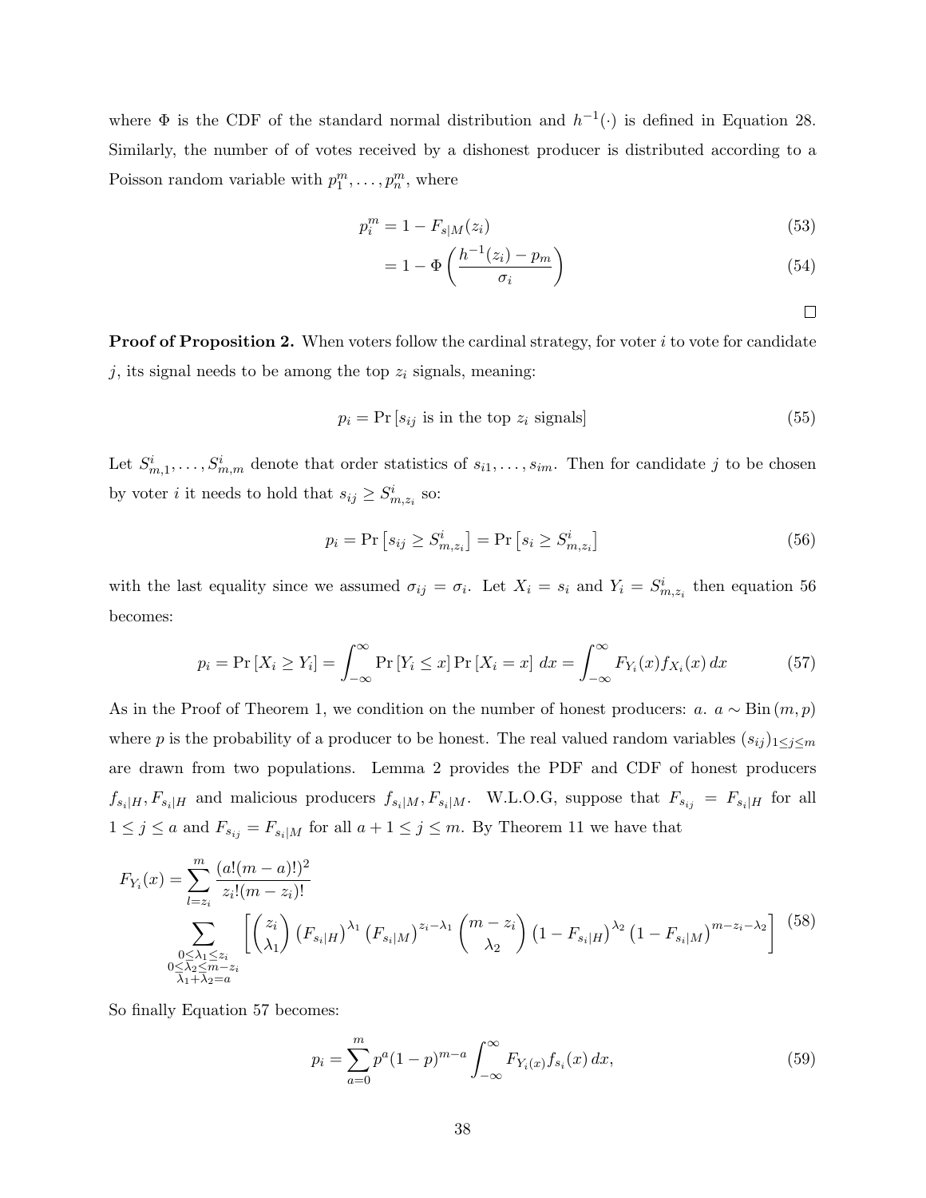where $\Phi$ is the CDF of the standard normal distribution and $h^{-1}(\cdot)$ is defined in Equation 28. Similarly, the number of of votes received by a dishonest producer is distributed according to a Poisson random variable with $p_1^m, \ldots, p_n^m$, where

$$
\begin{align}
p_i^m &= 1 - F_{s|M}(z_i) \tag{53} \\
&= 1 - \Phi\left(\frac{h^{-1}(z_i) - p_m}{\sigma_i}\right) \tag{54}
\end{align}
$$

□

**Proof of Proposition 2.** When voters follow the cardinal strategy, for voter $i$ to vote for candidate $j$, its signal needs to be among the top $z_i$ signals, meaning:

$$
p_i = \Pr\left[s_{ij} \text{ is in the top } z_i \text{ signals}\right] \tag{55}
$$

Let $S_{m,1}^i, \ldots, S_{m,m}^i$ denote that order statistics of $s_{i1}, \ldots, s_{im}$. Then for candidate $j$ to be chosen by voter $i$ it needs to hold that $s_{ij} \geq S_{m,z_i}^i$ so:

$$
p_i = \Pr\left[s_{ij} \geq S_{m,z_i}^i\right] = \Pr\left[s_i \geq S_{m,z_i}^i\right] \tag{56}
$$

with the last equality since we assumed $\sigma_{ij} = \sigma_i$. Let $X_i = s_i$ and $Y_i = S_{m,z_i}^i$ then equation 56 becomes:

$$
p_i = \Pr\left[X_i \geq Y_i\right] = \int_{-\infty}^{\infty} \Pr\left[Y_i \leq x\right] \Pr\left[X_i = x\right] \, dx = \int_{-\infty}^{\infty} F_{Y_i}(x) f_{X_i}(x) \, dx \tag{57}
$$

As in the Proof of Theorem 1, we condition on the number of honest producers: $a$. $a \sim \text{Bin}(m, p)$ where $p$ is the probability of a producer to be honest. The real valued random variables $(s_{ij})_{1 \leq j \leq m}$ are drawn from two populations. Lemma 2 provides the PDF and CDF of honest producers $f_{s_i|H}, F_{s_i|H}$ and malicious producers $f_{s_i|M}, F_{s_i|M}$. W.L.O.G, suppose that $F_{s_{ij}} = F_{s_i|H}$ for all $1 \leq j \leq a$ and $F_{s_{ij}} = F_{s_i|M}$ for all $a + 1 \leq j \leq m$. By Theorem 11 we have that

$$
\begin{aligned}
F_{Y_i}(x) = \sum_{l=z_i}^{m} &\frac{(a!(m-a)!)^2}{z_i!(m-z_i)!} \\
&\sum_{\substack{0 \leq \lambda_1 \leq z_i \\ 0 \leq \lambda_2 \leq m - z_i \\ \lambda_1 + \lambda_2 = a}} \left[\binom{z_i}{\lambda_1} \left(F_{s_i|H}\right)^{\lambda_1} \left(F_{s_i|M}\right)^{z_i - \lambda_1} \binom{m - z_i}{\lambda_2} \left(1 - F_{s_i|H}\right)^{\lambda_2} \left(1 - F_{s_i|M}\right)^{m - z_i - \lambda_2}\right]
\end{aligned} \tag{58}
$$

So finally Equation 57 becomes:

$$
p_i = \sum_{a=0}^{m} p^a (1-p)^{m-a} \int_{-\infty}^{\infty} F_{Y_i(x)} f_{s_i}(x) \, dx, \tag{59}
$$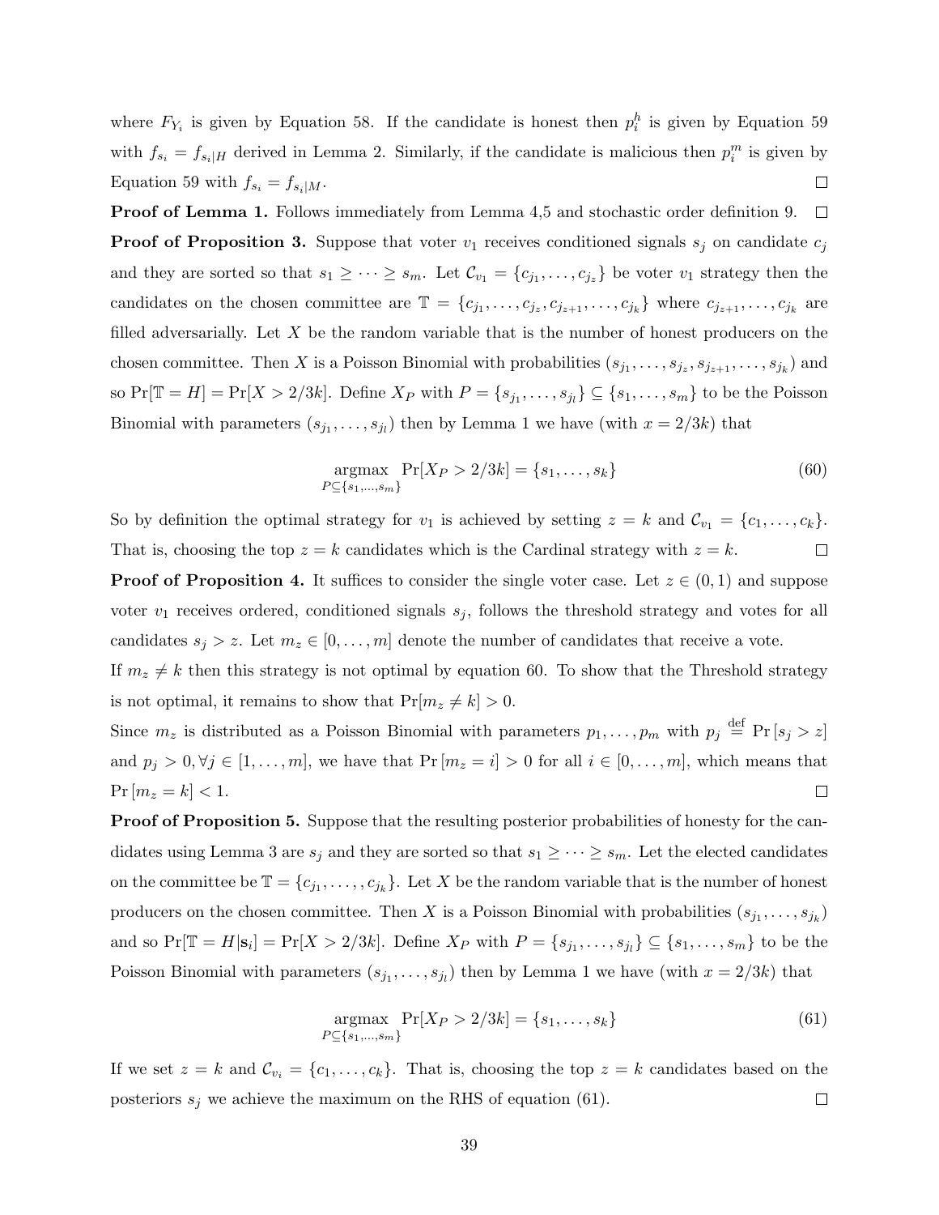where $F_{Y_i}$ is given by Equation 58. If the candidate is honest then $p_i^h$ is given by Equation 59 with $f_{s_i} = f_{s_i|H}$ derived in Lemma 2. Similarly, if the candidate is malicious then $p_i^m$ is given by Equation 59 with $f_{s_i} = f_{s_i|M}$. □

**Proof of Lemma 1.** Follows immediately from Lemma 4,5 and stochastic order definition 9. □

**Proof of Proposition 3.** Suppose that voter $v_1$ receives conditioned signals $s_j$ on candidate $c_j$ and they are sorted so that $s_1 \geq \cdots \geq s_m$. Let $\mathcal{C}_{v_1} = \{c_{j_1}, \ldots, c_{j_z}\}$ be voter $v_1$ strategy then the candidates on the chosen committee are $\mathbb{T} = \{c_{j_1}, \ldots, c_{j_z}, c_{j_{z+1}}, \ldots, c_{j_k}\}$ where $c_{j_{z+1}}, \ldots, c_{j_k}$ are filled adversarially. Let $X$ be the random variable that is the number of honest producers on the chosen committee. Then $X$ is a Poisson Binomial with probabilities $(s_{j_1}, \ldots, s_{j_z}, s_{j_{z+1}}, \ldots, s_{j_k})$ and so $\Pr[\mathbb{T} = H] = \Pr[X > 2/3k]$. Define $X_P$ with $P = \{s_{j_1}, \ldots, s_{j_l}\} \subseteq \{s_1, \ldots, s_m\}$ to be the Poisson Binomial with parameters $(s_{j_1}, \ldots, s_{j_l})$ then by Lemma 1 we have (with $x = 2/3k$) that

$$\underset{P \subseteq \{s_1, \ldots, s_m\}}{\operatorname{argmax}} \Pr[X_P > 2/3k] = \{s_1, \ldots, s_k\} \tag{60}$$

So by definition the optimal strategy for $v_1$ is achieved by setting $z = k$ and $\mathcal{C}_{v_1} = \{c_1, \ldots, c_k\}$. That is, choosing the top $z = k$ candidates which is the Cardinal strategy with $z = k$. □

**Proof of Proposition 4.** It suffices to consider the single voter case. Let $z \in (0, 1)$ and suppose voter $v_1$ receives ordered, conditioned signals $s_j$, follows the threshold strategy and votes for all candidates $s_j > z$. Let $m_z \in [0, \ldots, m]$ denote the number of candidates that receive a vote.

If $m_z \neq k$ then this strategy is not optimal by equation 60. To show that the Threshold strategy is not optimal, it remains to show that $\Pr[m_z \neq k] > 0$.

Since $m_z$ is distributed as a Poisson Binomial with parameters $p_1, \ldots, p_m$ with $p_j \stackrel{\text{def}}{=} \Pr[s_j > z]$ and $p_j > 0, \forall j \in [1, \ldots, m]$, we have that $\Pr[m_z = i] > 0$ for all $i \in [0, \ldots, m]$, which means that $\Pr[m_z = k] < 1$. □

**Proof of Proposition 5.** Suppose that the resulting posterior probabilities of honesty for the candidates using Lemma 3 are $s_j$ and they are sorted so that $s_1 \geq \cdots \geq s_m$. Let the elected candidates on the committee be $\mathbb{T} = \{c_{j_1}, \ldots, c_{j_k}\}$. Let $X$ be the random variable that is the number of honest producers on the chosen committee. Then $X$ is a Poisson Binomial with probabilities $(s_{j_1}, \ldots, s_{j_k})$ and so $\Pr[\mathbb{T} = H|\mathbf{s}_i] = \Pr[X > 2/3k]$. Define $X_P$ with $P = \{s_{j_1}, \ldots, s_{j_l}\} \subseteq \{s_1, \ldots, s_m\}$ to be the Poisson Binomial with parameters $(s_{j_1}, \ldots, s_{j_l})$ then by Lemma 1 we have (with $x = 2/3k$) that

$$\underset{P \subseteq \{s_1, \ldots, s_m\}}{\operatorname{argmax}} \Pr[X_P > 2/3k] = \{s_1, \ldots, s_k\} \tag{61}$$

If we set $z = k$ and $\mathcal{C}_{v_i} = \{c_1, \ldots, c_k\}$. That is, choosing the top $z = k$ candidates based on the posteriors $s_j$ we achieve the maximum on the RHS of equation (61). □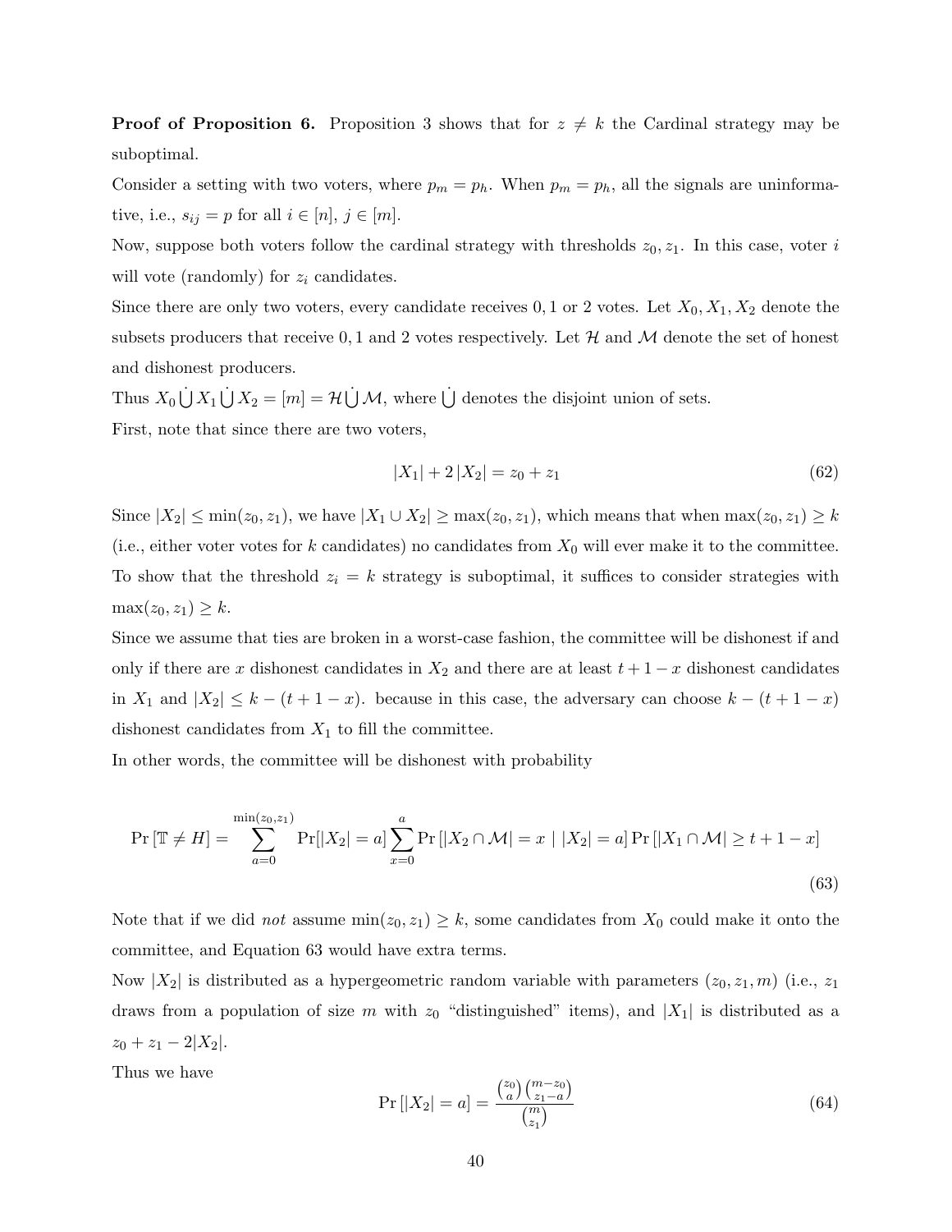**Proof of Proposition 6.** Proposition 3 shows that for $z \neq k$ the Cardinal strategy may be suboptimal.

Consider a setting with two voters, where $p_m = p_h$. When $p_m = p_h$, all the signals are uninformative, i.e., $s_{ij} = p$ for all $i \in [n]$, $j \in [m]$.

Now, suppose both voters follow the cardinal strategy with thresholds $z_0, z_1$. In this case, voter $i$ will vote (randomly) for $z_i$ candidates.

Since there are only two voters, every candidate receives 0, 1 or 2 votes. Let $X_0, X_1, X_2$ denote the subsets producers that receive 0, 1 and 2 votes respectively. Let $\mathcal{H}$ and $\mathcal{M}$ denote the set of honest and dishonest producers.

Thus $X_0 \dot{\bigcup} X_1 \dot{\bigcup} X_2 = [m] = \mathcal{H} \dot{\bigcup} \mathcal{M}$, where $\dot{\bigcup}$ denotes the disjoint union of sets.

First, note that since there are two voters,

$$|X_1| + 2\,|X_2| = z_0 + z_1 \tag{62}$$

Since $|X_2| \leq \min(z_0, z_1)$, we have $|X_1 \cup X_2| \geq \max(z_0, z_1)$, which means that when $\max(z_0, z_1) \geq k$ (i.e., either voter votes for $k$ candidates) no candidates from $X_0$ will ever make it to the committee. To show that the threshold $z_i = k$ strategy is suboptimal, it suffices to consider strategies with $\max(z_0, z_1) \geq k$.

Since we assume that ties are broken in a worst-case fashion, the committee will be dishonest if and only if there are $x$ dishonest candidates in $X_2$ and there are at least $t + 1 - x$ dishonest candidates in $X_1$ and $|X_2| \leq k - (t + 1 - x)$. because in this case, the adversary can choose $k - (t + 1 - x)$ dishonest candidates from $X_1$ to fill the committee.

In other words, the committee will be dishonest with probability

$$\Pr\left[\mathbb{T} \neq H\right] = \sum_{a=0}^{\min(z_0,z_1)} \Pr[|X_2| = a] \sum_{x=0}^{a} \Pr\left[|X_2 \cap \mathcal{M}| = x \mid |X_2| = a\right] \Pr\left[|X_1 \cap \mathcal{M}| \geq t + 1 - x\right] \tag{63}$$

Note that if we did *not* assume $\min(z_0, z_1) \geq k$, some candidates from $X_0$ could make it onto the committee, and Equation 63 would have extra terms.

Now $|X_2|$ is distributed as a hypergeometric random variable with parameters $(z_0, z_1, m)$ (i.e., $z_1$ draws from a population of size $m$ with $z_0$ "distinguished" items), and $|X_1|$ is distributed as a $z_0 + z_1 - 2|X_2|$.

Thus we have

$$\Pr\left[|X_2| = a\right] = \frac{\binom{z_0}{a}\binom{m-z_0}{z_1-a}}{\binom{m}{z_1}} \tag{64}$$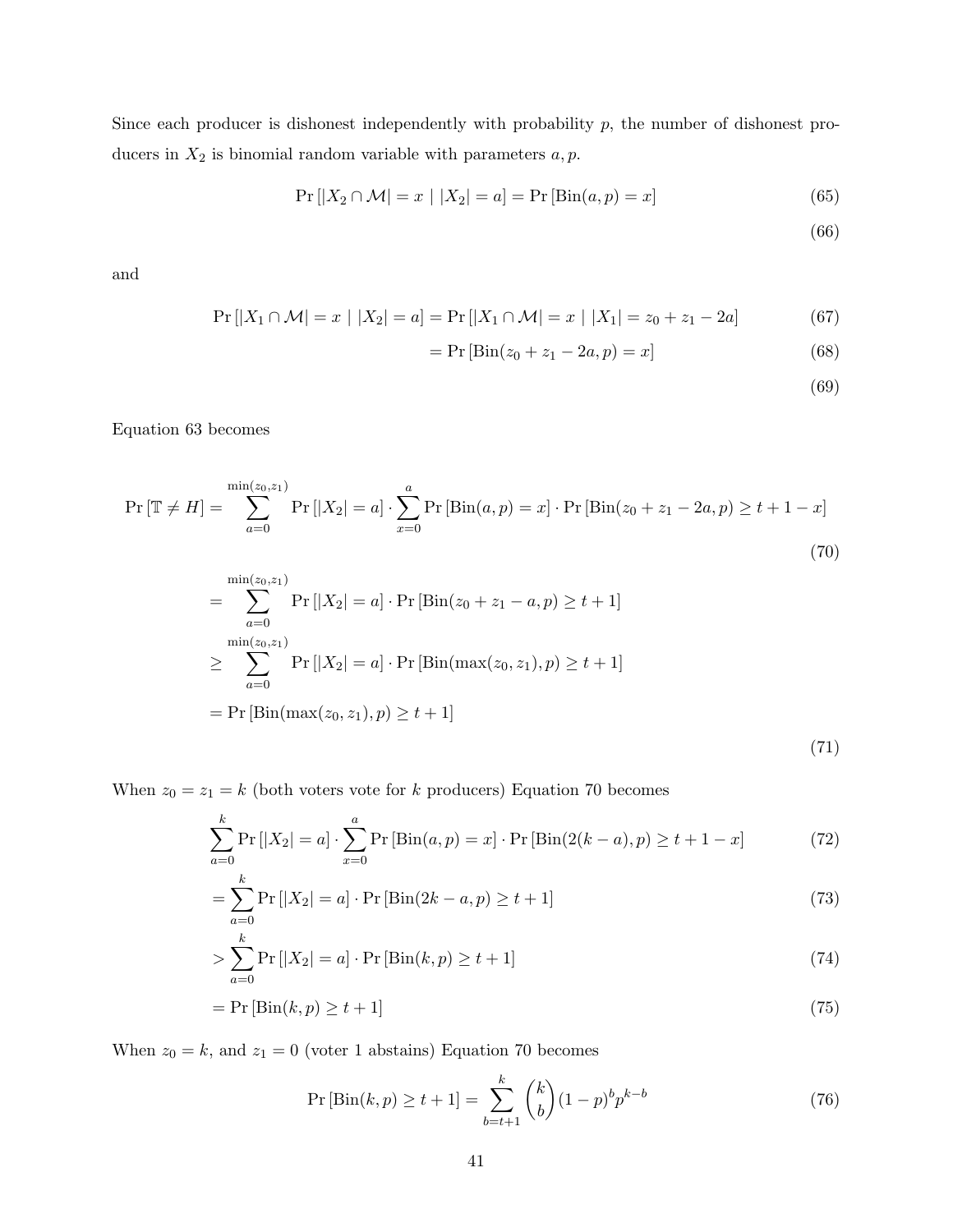Since each producer is dishonest independently with probability $p$, the number of dishonest producers in $X_2$ is binomial random variable with parameters $a, p$.

$$\Pr[|X_2 \cap \mathcal{M}| = x \mid |X_2| = a] = \Pr[\text{Bin}(a, p) = x] \tag{65}$$

$$\tag{66}$$

and

$$\Pr[|X_1 \cap \mathcal{M}| = x \mid |X_2| = a] = \Pr[|X_1 \cap \mathcal{M}| = x \mid |X_1| = z_0 + z_1 - 2a] \tag{67}$$

$$= \Pr[\text{Bin}(z_0 + z_1 - 2a, p) = x] \tag{68}$$

$$\tag{69}$$

Equation 63 becomes

$$\Pr[\mathbb{T} \neq H] = \sum_{a=0}^{\min(z_0,z_1)} \Pr[|X_2| = a] \cdot \sum_{x=0}^{a} \Pr[\text{Bin}(a,p) = x] \cdot \Pr[\text{Bin}(z_0 + z_1 - 2a, p) \geq t + 1 - x] \tag{70}$$

$$\begin{aligned}
&= \sum_{a=0}^{\min(z_0,z_1)} \Pr[|X_2| = a] \cdot \Pr[\text{Bin}(z_0 + z_1 - a, p) \geq t + 1] \\
&\geq \sum_{a=0}^{\min(z_0,z_1)} \Pr[|X_2| = a] \cdot \Pr[\text{Bin}(\max(z_0, z_1), p) \geq t + 1] \\
&= \Pr[\text{Bin}(\max(z_0, z_1), p) \geq t + 1]
\end{aligned} \tag{71}$$

When $z_0 = z_1 = k$ (both voters vote for $k$ producers) Equation 70 becomes

$$\sum_{a=0}^{k} \Pr[|X_2| = a] \cdot \sum_{x=0}^{a} \Pr[\text{Bin}(a,p) = x] \cdot \Pr[\text{Bin}(2(k-a), p) \geq t + 1 - x] \tag{72}$$

$$= \sum_{a=0}^{k} \Pr[|X_2| = a] \cdot \Pr[\text{Bin}(2k - a, p) \geq t + 1] \tag{73}$$

$$> \sum_{a=0}^{k} \Pr[|X_2| = a] \cdot \Pr[\text{Bin}(k, p) \geq t + 1] \tag{74}$$

$$= \Pr[\text{Bin}(k, p) \geq t + 1] \tag{75}$$

When $z_0 = k$, and $z_1 = 0$ (voter 1 abstains) Equation 70 becomes

$$\Pr[\text{Bin}(k, p) \geq t + 1] = \sum_{b=t+1}^{k} \binom{k}{b} (1-p)^b p^{k-b} \tag{76}$$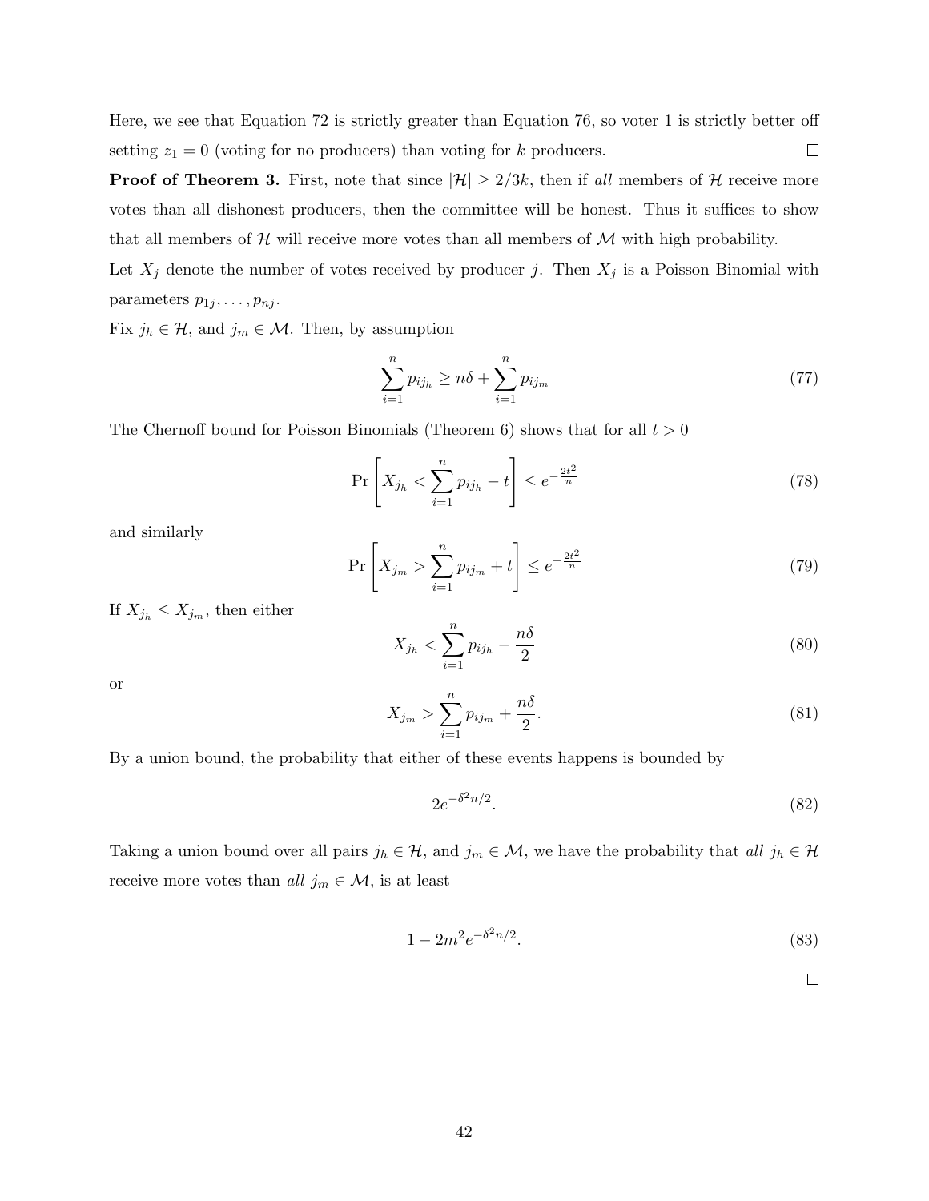Here, we see that Equation 72 is strictly greater than Equation 76, so voter 1 is strictly better off setting $z_1 = 0$ (voting for no producers) than voting for $k$ producers. ☐

**Proof of Theorem 3.** First, note that since $|\mathcal{H}| \geq 2/3k$, then if *all* members of $\mathcal{H}$ receive more votes than all dishonest producers, then the committee will be honest. Thus it suffices to show that all members of $\mathcal{H}$ will receive more votes than all members of $\mathcal{M}$ with high probability.

Let $X_j$ denote the number of votes received by producer $j$. Then $X_j$ is a Poisson Binomial with parameters $p_{1j}, \ldots, p_{nj}$.

Fix $j_h \in \mathcal{H}$, and $j_m \in \mathcal{M}$. Then, by assumption

$$\sum_{i=1}^{n} p_{ij_h} \geq n\delta + \sum_{i=1}^{n} p_{ij_m} \tag{77}$$

The Chernoff bound for Poisson Binomials (Theorem 6) shows that for all $t > 0$

$$\Pr\left[X_{j_h} < \sum_{i=1}^{n} p_{ij_h} - t\right] \leq e^{-\frac{2t^2}{n}} \tag{78}$$

and similarly

$$\Pr\left[X_{j_m} > \sum_{i=1}^{n} p_{ij_m} + t\right] \leq e^{-\frac{2t^2}{n}} \tag{79}$$

If $X_{j_h} \leq X_{j_m}$, then either

$$X_{j_h} < \sum_{i=1}^{n} p_{ij_h} - \frac{n\delta}{2} \tag{80}$$

or

$$X_{j_m} > \sum_{i=1}^{n} p_{ij_m} + \frac{n\delta}{2}. \tag{81}$$

By a union bound, the probability that either of these events happens is bounded by

$$2e^{-\delta^2 n/2}. \tag{82}$$

Taking a union bound over all pairs $j_h \in \mathcal{H}$, and $j_m \in \mathcal{M}$, we have the probability that *all* $j_h \in \mathcal{H}$ receive more votes than *all* $j_m \in \mathcal{M}$, is at least

$$1 - 2m^2 e^{-\delta^2 n/2}. \tag{83}$$

☐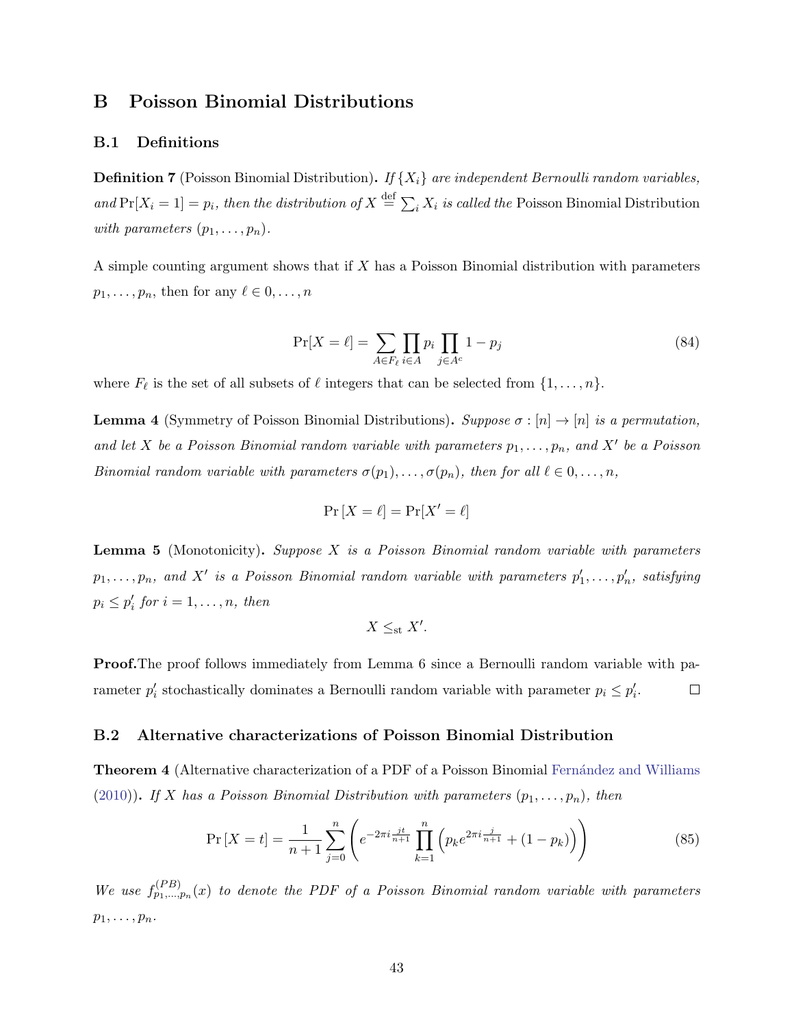# B Poisson Binomial Distributions

## B.1 Definitions

**Definition 7** (Poisson Binomial Distribution). *If $\{X_i\}$ are independent Bernoulli random variables, and $\Pr[X_i = 1] = p_i$, then the distribution of $X \stackrel{\text{def}}{=} \sum_i X_i$ is called the* Poisson Binomial Distribution *with parameters $(p_1, \ldots, p_n)$.*

A simple counting argument shows that if $X$ has a Poisson Binomial distribution with parameters $p_1, \ldots, p_n$, then for any $\ell \in 0, \ldots, n$

$$\Pr[X = \ell] = \sum_{A \in F_\ell} \prod_{i \in A} p_i \prod_{j \in A^c} 1 - p_j \tag{84}$$

where $F_\ell$ is the set of all subsets of $\ell$ integers that can be selected from $\{1, \ldots, n\}$.

**Lemma 4** (Symmetry of Poisson Binomial Distributions). *Suppose $\sigma : [n] \to [n]$ is a permutation, and let $X$ be a Poisson Binomial random variable with parameters $p_1, \ldots, p_n$, and $X'$ be a Poisson Binomial random variable with parameters $\sigma(p_1), \ldots, \sigma(p_n)$, then for all $\ell \in 0, \ldots, n$,*

$$\Pr[X = \ell] = \Pr[X' = \ell]$$

**Lemma 5** (Monotonicity). *Suppose $X$ is a Poisson Binomial random variable with parameters $p_1, \ldots, p_n$, and $X'$ is a Poisson Binomial random variable with parameters $p'_1, \ldots, p'_n$, satisfying $p_i \le p'_i$ for $i = 1, \ldots, n$, then*

$$X \le_{\text{st}} X'.$$

**Proof.** The proof follows immediately from Lemma 6 since a Bernoulli random variable with parameter $p'_i$ stochastically dominates a Bernoulli random variable with parameter $p_i \le p'_i$. $\square$

## B.2 Alternative characterizations of Poisson Binomial Distribution

**Theorem 4** (Alternative characterization of a PDF of a Poisson Binomial Fernández and Williams (2010)). *If $X$ has a Poisson Binomial Distribution with parameters $(p_1, \ldots, p_n)$, then*

$$\Pr[X = t] = \frac{1}{n+1} \sum_{j=0}^{n} \left( e^{-2\pi i \frac{jt}{n+1}} \prod_{k=1}^{n} \left( p_k e^{2\pi i \frac{j}{n+1}} + (1 - p_k) \right) \right) \tag{85}$$

*We use $f^{(PB)}_{p_1,\ldots,p_n}(x)$ to denote the PDF of a Poisson Binomial random variable with parameters $p_1, \ldots, p_n$.*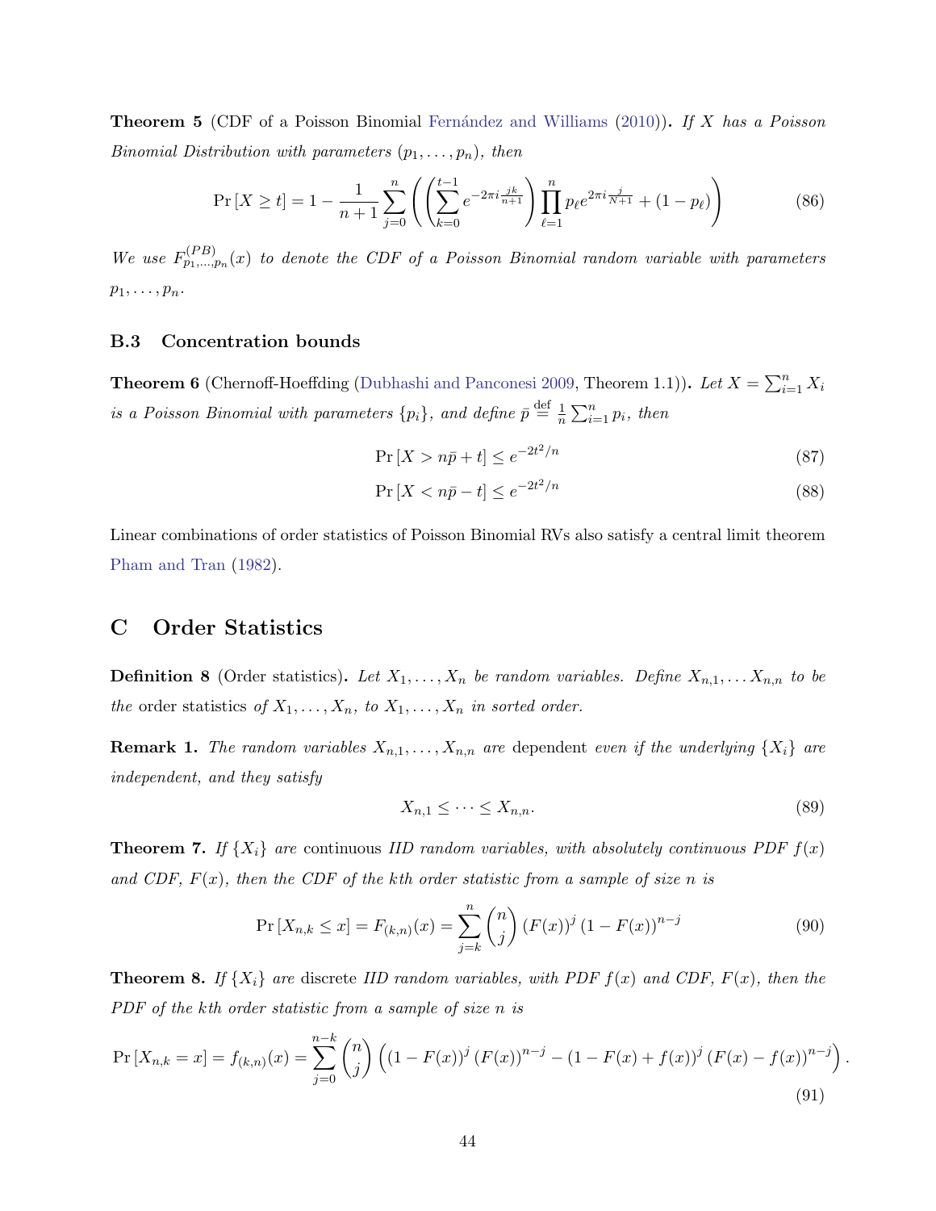**Theorem 5** (CDF of a Poisson Binomial Fernández and Williams (2010)). *If $X$ has a Poisson Binomial Distribution with parameters $(p_1, \ldots, p_n)$, then*

$$\Pr[X \geq t] = 1 - \frac{1}{n+1} \sum_{j=0}^{n} \left( \left( \sum_{k=0}^{t-1} e^{-2\pi i \frac{jk}{n+1}} \right) \prod_{\ell=1}^{n} p_\ell e^{2\pi i \frac{j}{N+1}} + (1 - p_\ell) \right) \tag{86}$$

*We use $F^{(PB)}_{p_1,\ldots,p_n}(x)$ to denote the CDF of a Poisson Binomial random variable with parameters $p_1, \ldots, p_n$.*

### B.3 Concentration bounds

**Theorem 6** (Chernoff-Hoeffding (Dubhashi and Panconesi 2009, Theorem 1.1)). *Let $X = \sum_{i=1}^{n} X_i$ is a Poisson Binomial with parameters $\{p_i\}$, and define $\bar{p} \stackrel{\text{def}}{=} \frac{1}{n}\sum_{i=1}^{n} p_i$, then*

$$\Pr[X > n\bar{p} + t] \leq e^{-2t^2/n} \tag{87}$$

$$\Pr[X < n\bar{p} - t] \leq e^{-2t^2/n} \tag{88}$$

Linear combinations of order statistics of Poisson Binomial RVs also satisfy a central limit theorem Pham and Tran (1982).

## C Order Statistics

**Definition 8** (Order statistics)**.** *Let $X_1, \ldots, X_n$ be random variables. Define $X_{n,1}, \ldots X_{n,n}$ to be the* order statistics *of $X_1, \ldots, X_n$, to $X_1, \ldots, X_n$ in sorted order.*

**Remark 1.** *The random variables $X_{n,1}, \ldots, X_{n,n}$ are* dependent *even if the underlying $\{X_i\}$ are independent, and they satisfy*

$$X_{n,1} \leq \cdots \leq X_{n,n}. \tag{89}$$

**Theorem 7.** *If $\{X_i\}$ are* continuous *IID random variables, with absolutely continuous PDF $f(x)$ and CDF, $F(x)$, then the CDF of the $k$th order statistic from a sample of size $n$ is*

$$\Pr[X_{n,k} \leq x] = F_{(k,n)}(x) = \sum_{j=k}^{n} \binom{n}{j} (F(x))^j (1 - F(x))^{n-j} \tag{90}$$

**Theorem 8.** *If $\{X_i\}$ are* discrete *IID random variables, with PDF $f(x)$ and CDF, $F(x)$, then the PDF of the $k$th order statistic from a sample of size $n$ is*

$$\Pr[X_{n,k} = x] = f_{(k,n)}(x) = \sum_{j=0}^{n-k} \binom{n}{j} \left( (1 - F(x))^j (F(x))^{n-j} - (1 - F(x) + f(x))^j (F(x) - f(x))^{n-j} \right). \tag{91}$$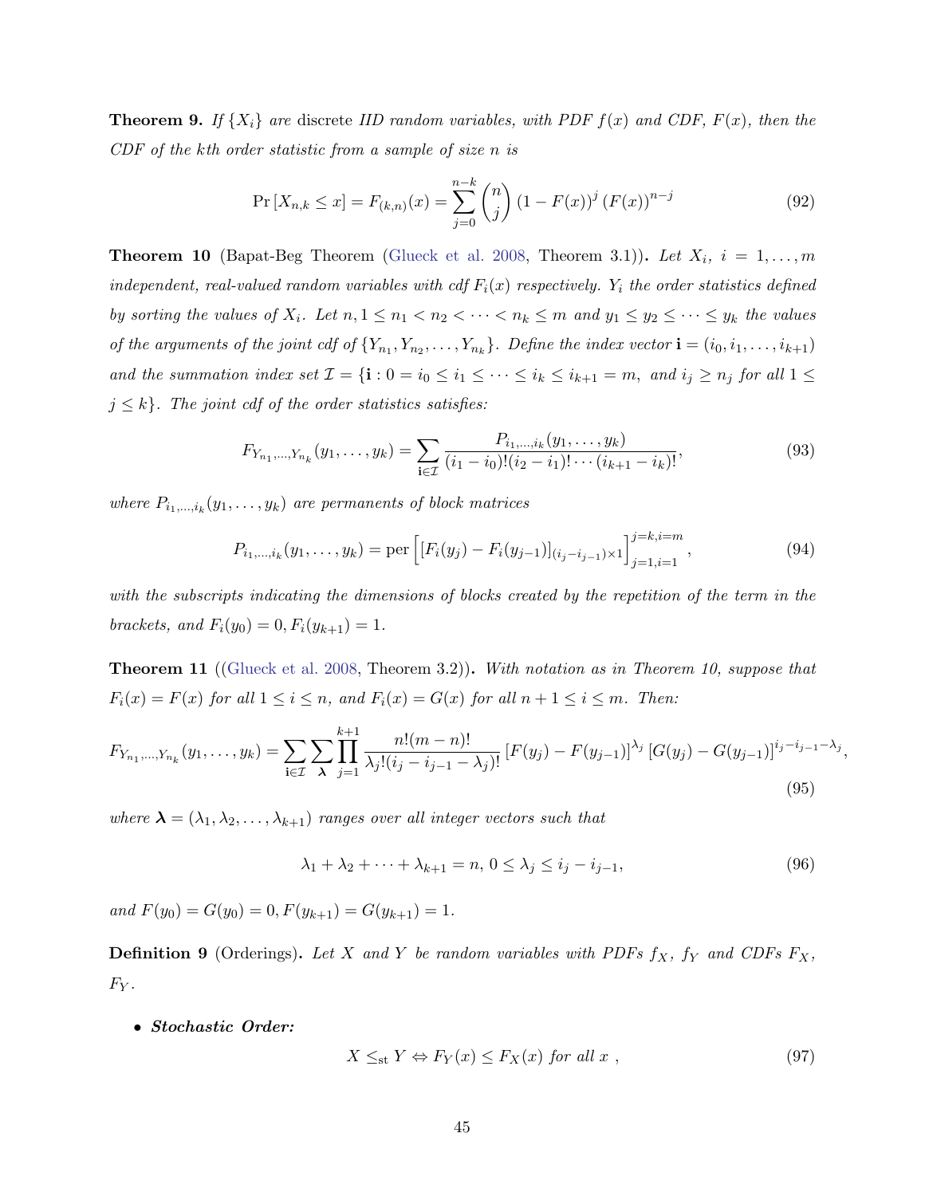**Theorem 9.** *If $\{X_i\}$ are* discrete *IID random variables, with PDF $f(x)$ and CDF, $F(x)$, then the CDF of the kth order statistic from a sample of size n is*

$$\Pr\left[X_{n,k} \leq x\right] = F_{(k,n)}(x) = \sum_{j=0}^{n-k} \binom{n}{j} \left(1 - F(x)\right)^{j} \left(F(x)\right)^{n-j} \tag{92}$$

**Theorem 10** (Bapat-Beg Theorem (Glueck et al. 2008, Theorem 3.1))**.** *Let $X_i$, $i = 1, \ldots, m$ independent, real-valued random variables with cdf $F_i(x)$ respectively. $Y_i$ the order statistics defined by sorting the values of $X_i$. Let $n, 1 \leq n_1 < n_2 < \cdots < n_k \leq m$ and $y_1 \leq y_2 \leq \cdots \leq y_k$ the values of the arguments of the joint cdf of $\{Y_{n_1}, Y_{n_2}, \ldots, Y_{n_k}\}$. Define the index vector $\mathbf{i} = (i_0, i_1, \ldots, i_{k+1})$ and the summation index set $\mathcal{I} = \{\mathbf{i} : 0 = i_0 \leq i_1 \leq \cdots \leq i_k \leq i_{k+1} = m,$ and $i_j \geq n_j$ for all $1 \leq j \leq k\}$. The joint cdf of the order statistics satisfies:*

$$F_{Y_{n_1},\ldots,Y_{n_k}}(y_1, \ldots, y_k) = \sum_{\mathbf{i} \in \mathcal{I}} \frac{P_{i_1,\ldots,i_k}(y_1, \ldots, y_k)}{(i_1 - i_0)!(i_2 - i_1)! \cdots (i_{k+1} - i_k)!}, \tag{93}$$

*where $P_{i_1,\ldots,i_k}(y_1, \ldots, y_k)$ are permanents of block matrices*

$$P_{i_1,\ldots,i_k}(y_1, \ldots, y_k) = \operatorname{per}\left[\left[F_i(y_j) - F_i(y_{j-1})\right]_{(i_j - i_{j-1})\times 1}\right]_{j=1,i=1}^{j=k,i=m}, \tag{94}$$

*with the subscripts indicating the dimensions of blocks created by the repetition of the term in the brackets, and $F_i(y_0) = 0, F_i(y_{k+1}) = 1$.*

**Theorem 11** ((Glueck et al. 2008, Theorem 3.2))**.** *With notation as in Theorem 10, suppose that $F_i(x) = F(x)$ for all $1 \leq i \leq n$, and $F_i(x) = G(x)$ for all $n+1 \leq i \leq m$. Then:*

$$F_{Y_{n_1},\ldots,Y_{n_k}}(y_1, \ldots, y_k) = \sum_{\mathbf{i} \in \mathcal{I}} \sum_{\boldsymbol{\lambda}} \prod_{j=1}^{k+1} \frac{n!(m-n)!}{\lambda_j!(i_j - i_{j-1} - \lambda_j)!} \left[F(y_j) - F(y_{j-1})\right]^{\lambda_j} \left[G(y_j) - G(y_{j-1})\right]^{i_j - i_{j-1} - \lambda_j}, \tag{95}$$

*where $\boldsymbol{\lambda} = (\lambda_1, \lambda_2, \ldots, \lambda_{k+1})$ ranges over all integer vectors such that*

$$\lambda_1 + \lambda_2 + \cdots + \lambda_{k+1} = n,\ 0 \leq \lambda_j \leq i_j - i_{j-1}, \tag{96}$$

*and $F(y_0) = G(y_0) = 0, F(y_{k+1}) = G(y_{k+1}) = 1$.*

**Definition 9** (Orderings)**.** *Let $X$ and $Y$ be random variables with PDFs $f_X$, $f_Y$ and CDFs $F_X$, $F_Y$.*

- ***Stochastic Order:***

$$X \leq_{\text{st}} Y \Leftrightarrow F_Y(x) \leq F_X(x) \text{ for all } x\ , \tag{97}$$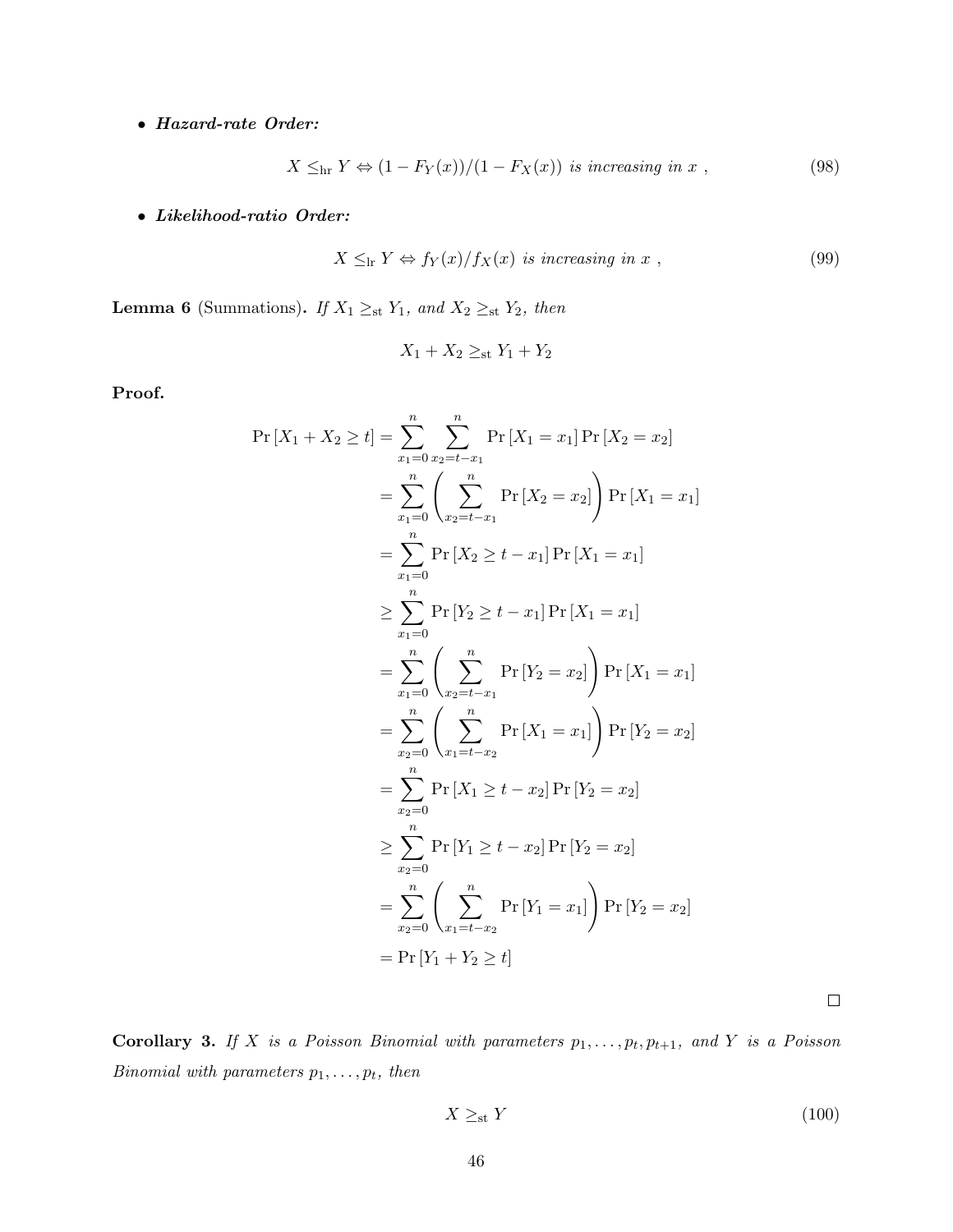- ***Hazard-rate Order:***

$$X \leq_{\text{hr}} Y \Leftrightarrow (1 - F_Y(x))/(1 - F_X(x)) \textit{ is increasing in } x \ , \tag{98}$$

- ***Likelihood-ratio Order:***

$$X \leq_{\text{lr}} Y \Leftrightarrow f_Y(x)/f_X(x) \textit{ is increasing in } x \ , \tag{99}$$

**Lemma 6** (Summations)**.** *If $X_1 \geq_{\text{st}} Y_1$, and $X_2 \geq_{\text{st}} Y_2$, then*

$$X_1 + X_2 \geq_{\text{st}} Y_1 + Y_2$$

**Proof.**

$$\begin{aligned}
\Pr\left[X_1 + X_2 \geq t\right] &= \sum_{x_1=0}^{n} \sum_{x_2=t-x_1}^{n} \Pr\left[X_1 = x_1\right] \Pr\left[X_2 = x_2\right] \\
&= \sum_{x_1=0}^{n} \left( \sum_{x_2=t-x_1}^{n} \Pr\left[X_2 = x_2\right] \right) \Pr\left[X_1 = x_1\right] \\
&= \sum_{x_1=0}^{n} \Pr\left[X_2 \geq t - x_1\right] \Pr\left[X_1 = x_1\right] \\
&\geq \sum_{x_1=0}^{n} \Pr\left[Y_2 \geq t - x_1\right] \Pr\left[X_1 = x_1\right] \\
&= \sum_{x_1=0}^{n} \left( \sum_{x_2=t-x_1}^{n} \Pr\left[Y_2 = x_2\right] \right) \Pr\left[X_1 = x_1\right] \\
&= \sum_{x_2=0}^{n} \left( \sum_{x_1=t-x_2}^{n} \Pr\left[X_1 = x_1\right] \right) \Pr\left[Y_2 = x_2\right] \\
&= \sum_{x_2=0}^{n} \Pr\left[X_1 \geq t - x_2\right] \Pr\left[Y_2 = x_2\right] \\
&\geq \sum_{x_2=0}^{n} \Pr\left[Y_1 \geq t - x_2\right] \Pr\left[Y_2 = x_2\right] \\
&= \sum_{x_2=0}^{n} \left( \sum_{x_1=t-x_2}^{n} \Pr\left[Y_1 = x_1\right] \right) \Pr\left[Y_2 = x_2\right] \\
&= \Pr\left[Y_1 + Y_2 \geq t\right]
\end{aligned}$$

□

**Corollary 3.** *If $X$ is a Poisson Binomial with parameters $p_1, \ldots, p_t, p_{t+1}$, and $Y$ is a Poisson Binomial with parameters $p_1, \ldots, p_t$, then*

$$X \geq_{\text{st}} Y \tag{100}$$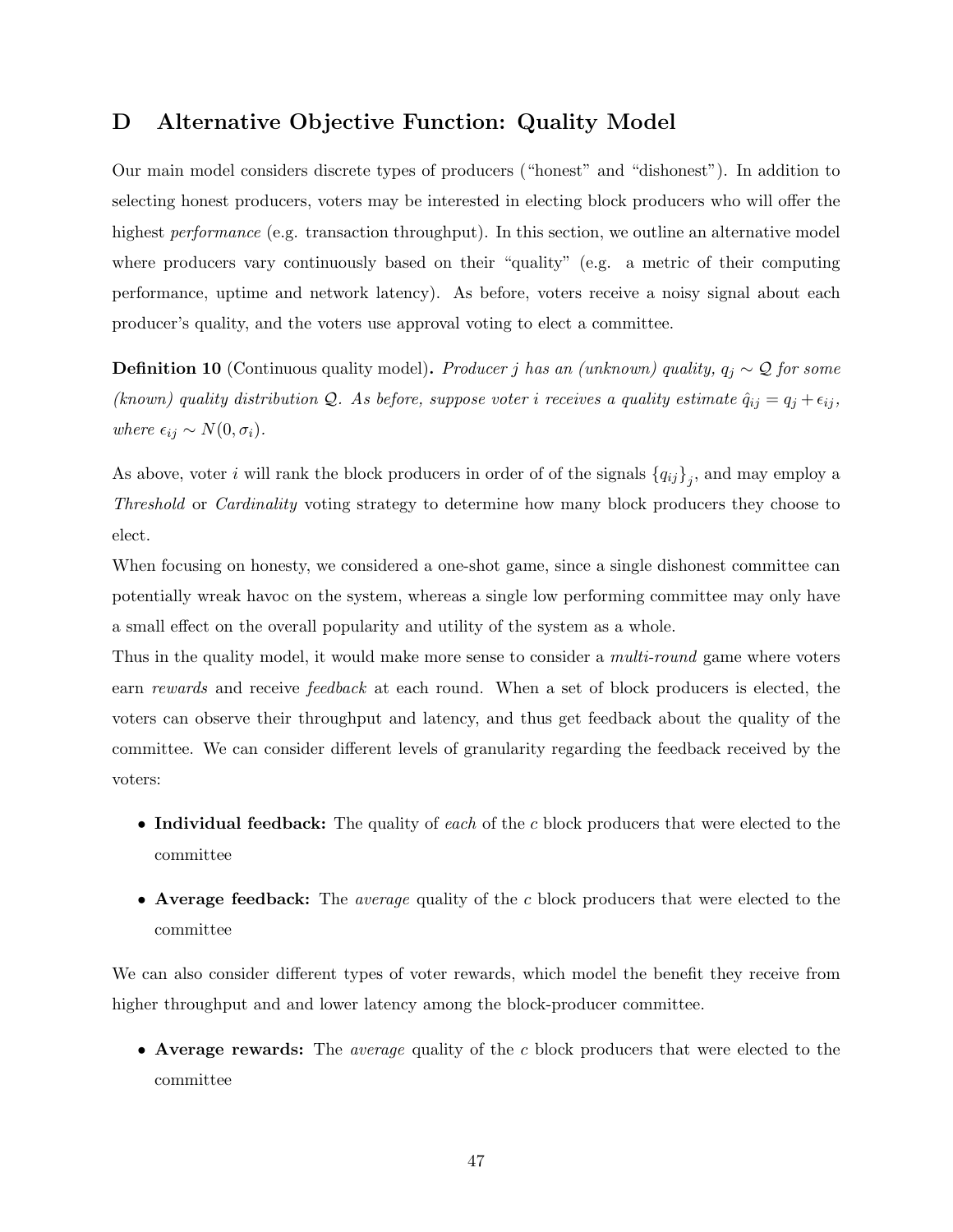# D Alternative Objective Function: Quality Model

Our main model considers discrete types of producers ("honest" and "dishonest"). In addition to selecting honest producers, voters may be interested in electing block producers who will offer the highest *performance* (e.g. transaction throughput). In this section, we outline an alternative model where producers vary continuously based on their "quality" (e.g. a metric of their computing performance, uptime and network latency). As before, voters receive a noisy signal about each producer's quality, and the voters use approval voting to elect a committee.

**Definition 10** (Continuous quality model)**.** *Producer $j$ has an (unknown) quality, $q_j \sim \mathcal{Q}$ for some (known) quality distribution $\mathcal{Q}$. As before, suppose voter $i$ receives a quality estimate $\hat{q}_{ij} = q_j + \epsilon_{ij}$, where $\epsilon_{ij} \sim N(0, \sigma_i)$.*

As above, voter $i$ will rank the block producers in order of of the signals $\{q_{ij}\}_j$, and may employ a *Threshold* or *Cardinality* voting strategy to determine how many block producers they choose to elect.

When focusing on honesty, we considered a one-shot game, since a single dishonest committee can potentially wreak havoc on the system, whereas a single low performing committee may only have a small effect on the overall popularity and utility of the system as a whole.

Thus in the quality model, it would make more sense to consider a *multi-round* game where voters earn *rewards* and receive *feedback* at each round. When a set of block producers is elected, the voters can observe their throughput and latency, and thus get feedback about the quality of the committee. We can consider different levels of granularity regarding the feedback received by the voters:

- **Individual feedback:** The quality of *each* of the $c$ block producers that were elected to the committee
- **Average feedback:** The *average* quality of the $c$ block producers that were elected to the committee

We can also consider different types of voter rewards, which model the benefit they receive from higher throughput and and lower latency among the block-producer committee.

- **Average rewards:** The *average* quality of the $c$ block producers that were elected to the committee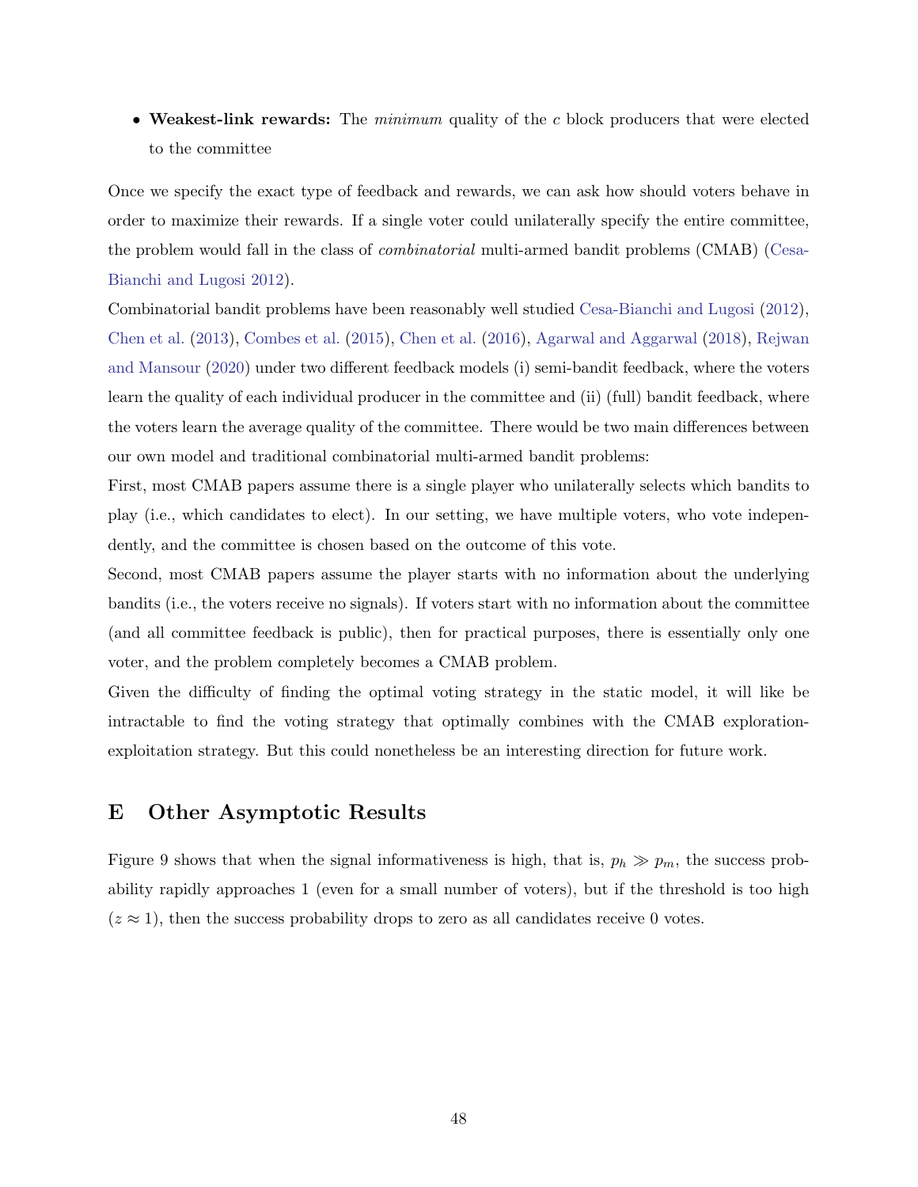- **Weakest-link rewards:** The *minimum* quality of the $c$ block producers that were elected to the committee

Once we specify the exact type of feedback and rewards, we can ask how should voters behave in order to maximize their rewards. If a single voter could unilaterally specify the entire committee, the problem would fall in the class of *combinatorial* multi-armed bandit problems (CMAB) (Cesa-Bianchi and Lugosi 2012).

Combinatorial bandit problems have been reasonably well studied Cesa-Bianchi and Lugosi (2012), Chen et al. (2013), Combes et al. (2015), Chen et al. (2016), Agarwal and Aggarwal (2018), Rejwan and Mansour (2020) under two different feedback models (i) semi-bandit feedback, where the voters learn the quality of each individual producer in the committee and (ii) (full) bandit feedback, where the voters learn the average quality of the committee. There would be two main differences between our own model and traditional combinatorial multi-armed bandit problems:

First, most CMAB papers assume there is a single player who unilaterally selects which bandits to play (i.e., which candidates to elect). In our setting, we have multiple voters, who vote independently, and the committee is chosen based on the outcome of this vote.

Second, most CMAB papers assume the player starts with no information about the underlying bandits (i.e., the voters receive no signals). If voters start with no information about the committee (and all committee feedback is public), then for practical purposes, there is essentially only one voter, and the problem completely becomes a CMAB problem.

Given the difficulty of finding the optimal voting strategy in the static model, it will like be intractable to find the voting strategy that optimally combines with the CMAB exploration-exploitation strategy. But this could nonetheless be an interesting direction for future work.

# E Other Asymptotic Results

Figure 9 shows that when the signal informativeness is high, that is, $p_h \gg p_m$, the success probability rapidly approaches 1 (even for a small number of voters), but if the threshold is too high ($z \approx 1$), then the success probability drops to zero as all candidates receive 0 votes.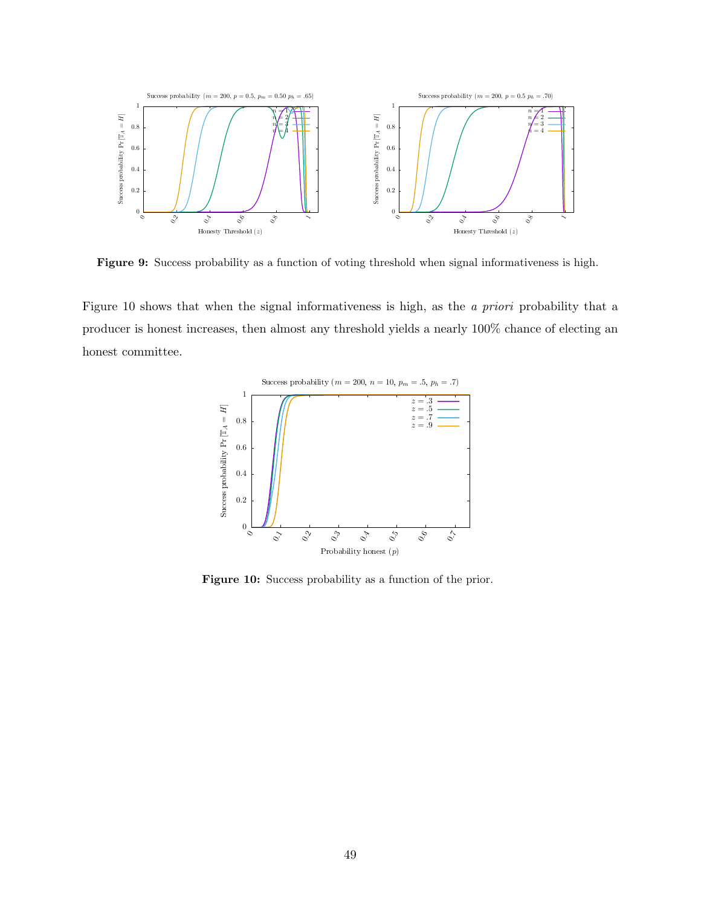Success probability ($m = 200$, $p = 0.5$, $p_m = 0.50$ $p_h = .65$)

Success probability $\Pr[\mathbb{T}_A = H]$

Honesty Threshold ($z$)

$n = 1$
$n = 2$
$n = 3$
$n = 4$

0 0.2 0.4 0.6 0.8 1

Success probability ($m = 200$, $p = 0.5$ $p_h = .70$)

Success probability $\Pr[\mathbb{T}_A = H]$

Honesty Threshold ($z$)

$n = 1$
$n = 2$
$n = 3$
$n = 4$

0 0.2 0.4 0.6 0.8 1

**Figure 9:** Success probability as a function of voting threshold when signal informativeness is high.

Figure 10 shows that when the signal informativeness is high, as the *a priori* probability that a producer is honest increases, then almost any threshold yields a nearly 100% chance of electing an honest committee.

Success probability ($m = 200$, $n = 10$, $p_m = .5$, $p_h = .7$)

Success probability $\Pr[\mathbb{T}_A = H]$

Probability honest ($p$)

$z = .3$
$z = .5$
$z = .7$
$z = .9$

0 0.1 0.2 0.3 0.4 0.5 0.6 0.7

**Figure 10:** Success probability as a function of the prior.